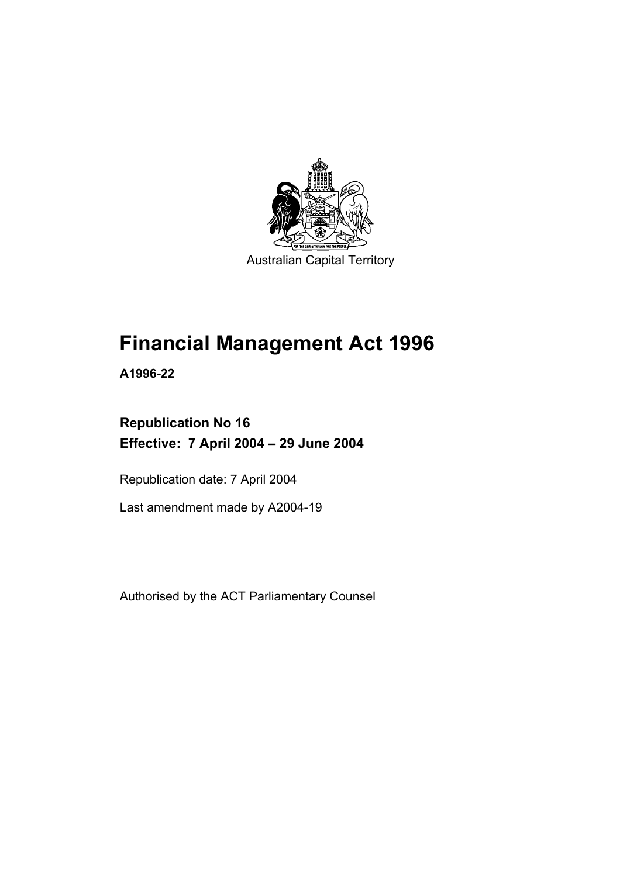Australian Capital Territory

# Financial Management Act 1996

**A1996-22**

## Republication No 16
## Effective: 7 April 2004 – 29 June 2004

Republication date: 7 April 2004

Last amendment made by A2004-19

Authorised by the ACT Parliamentary Counsel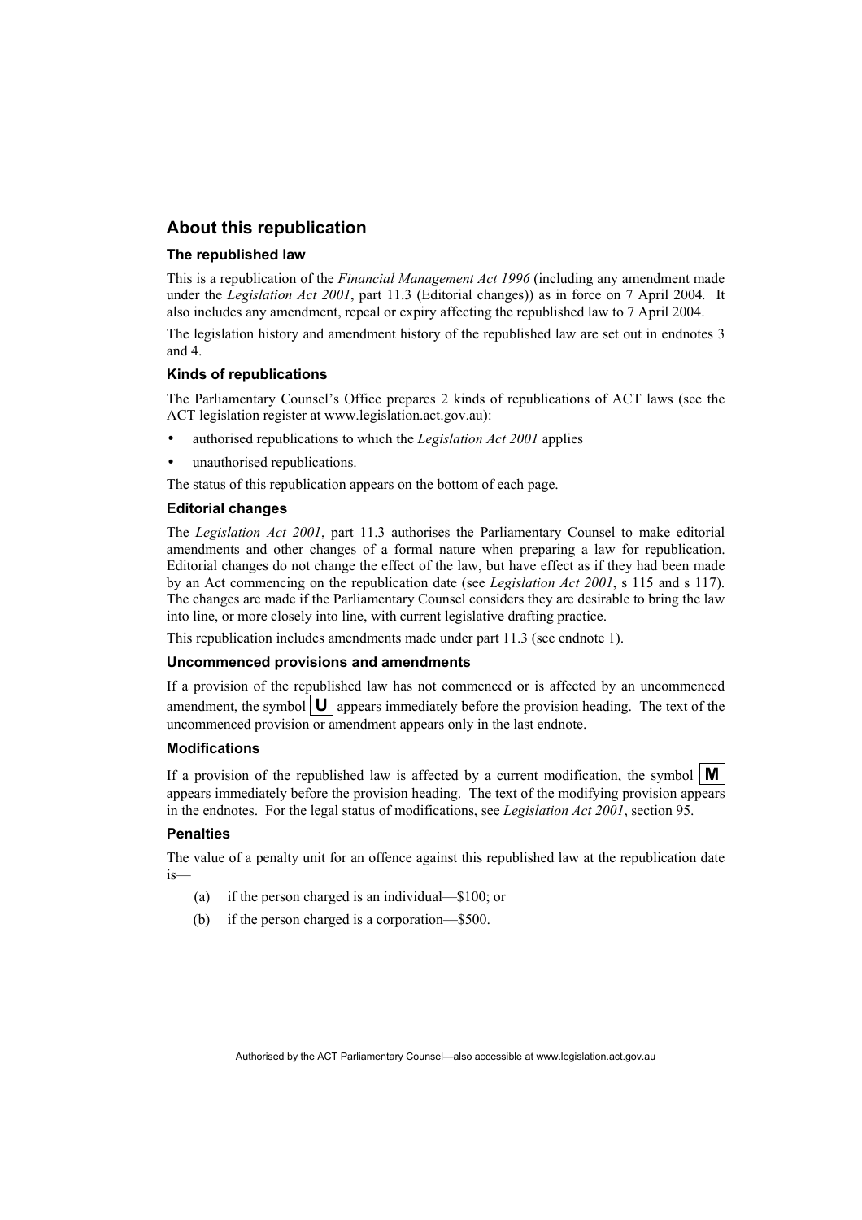## About this republication

### The republished law

This is a republication of the *Financial Management Act 1996* (including any amendment made under the *Legislation Act 2001*, part 11.3 (Editorial changes)) as in force on 7 April 2004*.* It also includes any amendment, repeal or expiry affecting the republished law to 7 April 2004.

The legislation history and amendment history of the republished law are set out in endnotes 3 and 4.

### Kinds of republications

The Parliamentary Counsel's Office prepares 2 kinds of republications of ACT laws (see the ACT legislation register at www.legislation.act.gov.au):

- authorised republications to which the *Legislation Act 2001* applies
- unauthorised republications.

The status of this republication appears on the bottom of each page.

### Editorial changes

The *Legislation Act 2001*, part 11.3 authorises the Parliamentary Counsel to make editorial amendments and other changes of a formal nature when preparing a law for republication. Editorial changes do not change the effect of the law, but have effect as if they had been made by an Act commencing on the republication date (see *Legislation Act 2001*, s 115 and s 117). The changes are made if the Parliamentary Counsel considers they are desirable to bring the law into line, or more closely into line, with current legislative drafting practice.

This republication includes amendments made under part 11.3 (see endnote 1).

### Uncommenced provisions and amendments

If a provision of the republished law has not commenced or is affected by an uncommenced amendment, the symbol **U** appears immediately before the provision heading. The text of the uncommenced provision or amendment appears only in the last endnote.

### Modifications

If a provision of the republished law is affected by a current modification, the symbol **M** appears immediately before the provision heading. The text of the modifying provision appears in the endnotes. For the legal status of modifications, see *Legislation Act 2001*, section 95.

### Penalties

The value of a penalty unit for an offence against this republished law at the republication date is—

(a) if the person charged is an individual—$100; or

(b) if the person charged is a corporation—$500.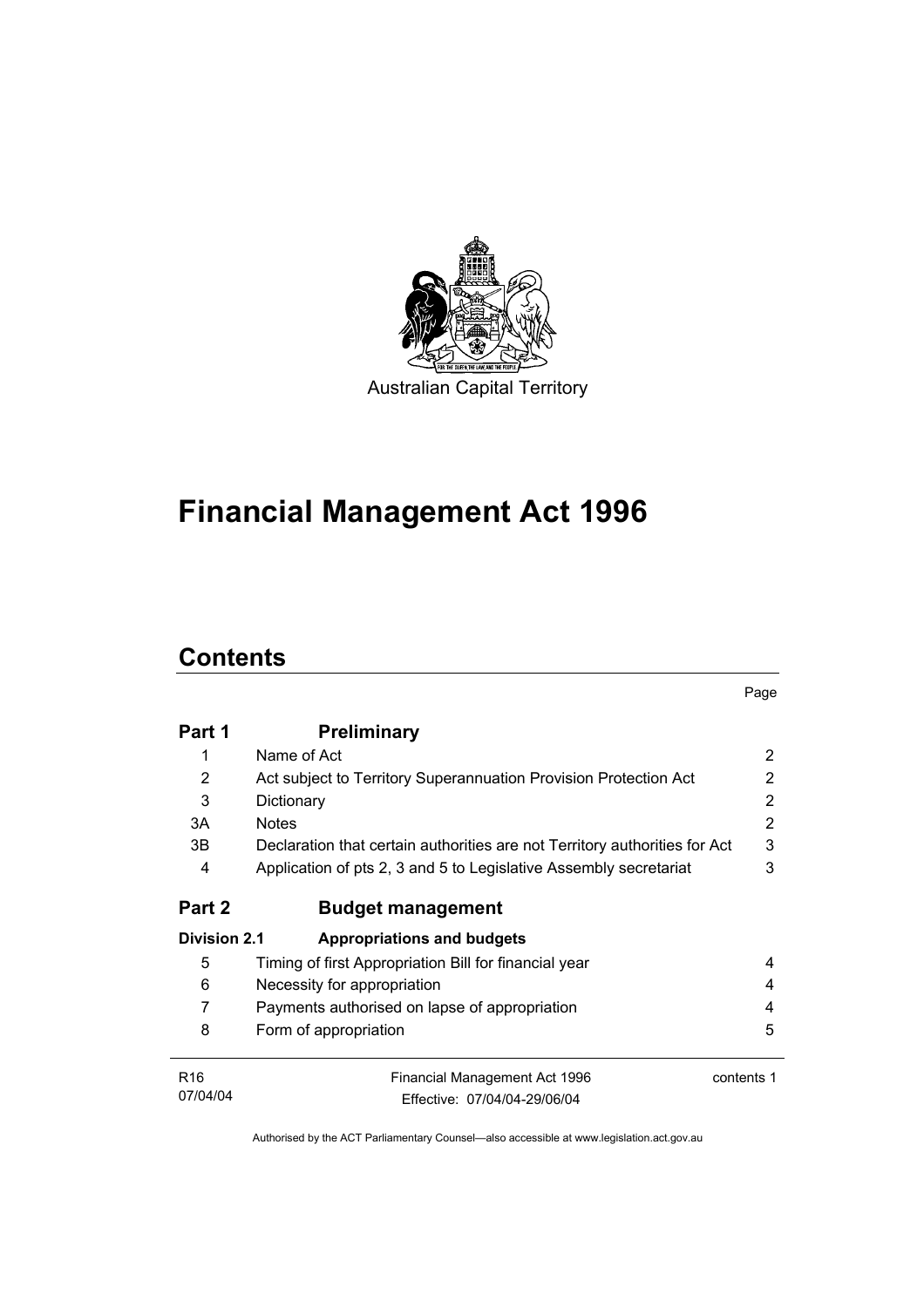Australian Capital Territory

# Financial Management Act 1996

## Contents

| | | Page |
|---|---|---|
| **Part 1** | **Preliminary** | |
| 1 | Name of Act | 2 |
| 2 | Act subject to Territory Superannuation Provision Protection Act | 2 |
| 3 | Dictionary | 2 |
| 3A | Notes | 2 |
| 3B | Declaration that certain authorities are not Territory authorities for Act | 3 |
| 4 | Application of pts 2, 3 and 5 to Legislative Assembly secretariat | 3 |
| **Part 2** | **Budget management** | |
| **Division 2.1** | **Appropriations and budgets** | |
| 5 | Timing of first Appropriation Bill for financial year | 4 |
| 6 | Necessity for appropriation | 4 |
| 7 | Payments authorised on lapse of appropriation | 4 |
| 8 | Form of appropriation | 5 |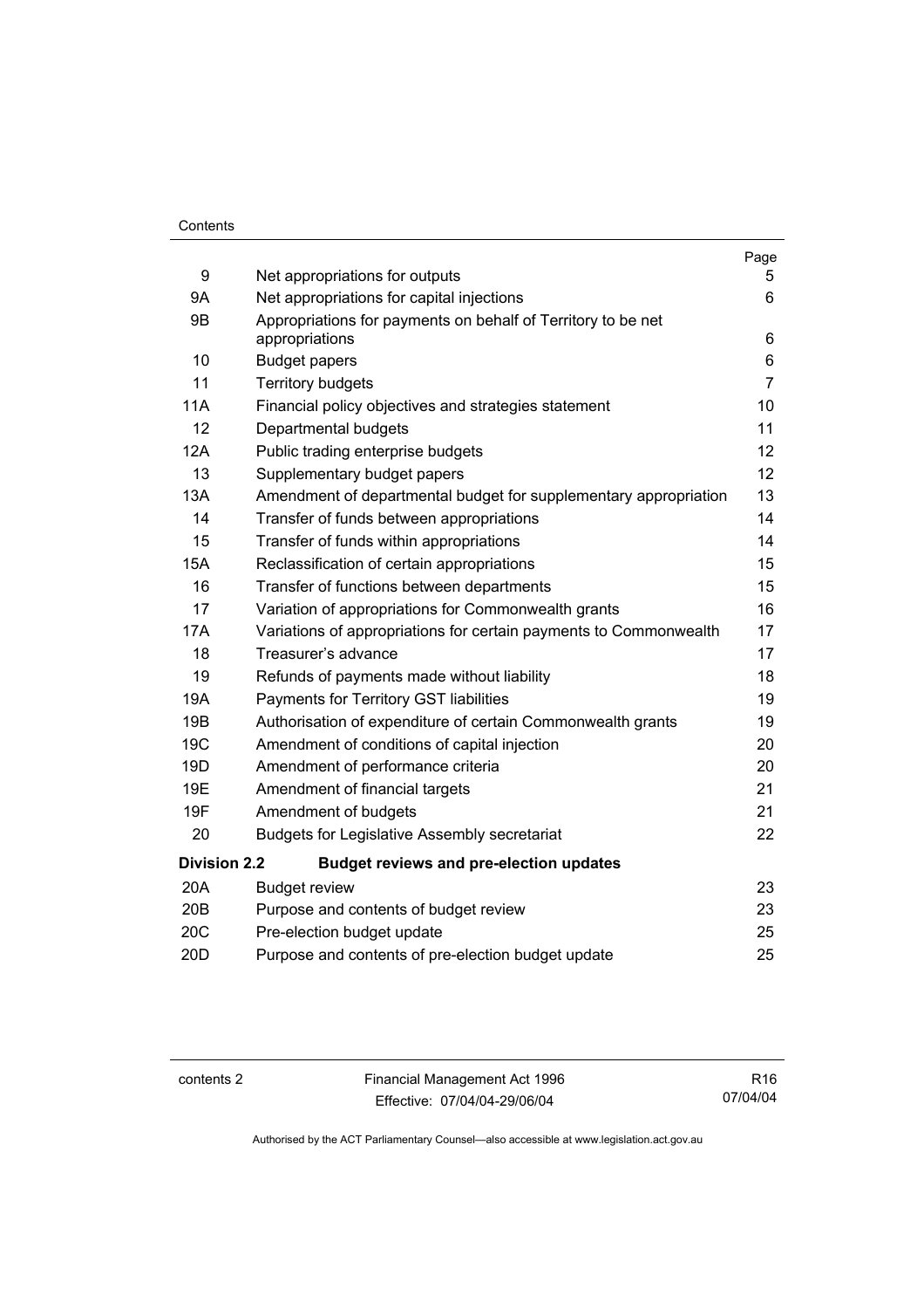| | | Page |
|---|---|---|
| 9 | Net appropriations for outputs | 5 |
| 9A | Net appropriations for capital injections | 6 |
| 9B | Appropriations for payments on behalf of Territory to be net appropriations | 6 |
| 10 | Budget papers | 6 |
| 11 | Territory budgets | 7 |
| 11A | Financial policy objectives and strategies statement | 10 |
| 12 | Departmental budgets | 11 |
| 12A | Public trading enterprise budgets | 12 |
| 13 | Supplementary budget papers | 12 |
| 13A | Amendment of departmental budget for supplementary appropriation | 13 |
| 14 | Transfer of funds between appropriations | 14 |
| 15 | Transfer of funds within appropriations | 14 |
| 15A | Reclassification of certain appropriations | 15 |
| 16 | Transfer of functions between departments | 15 |
| 17 | Variation of appropriations for Commonwealth grants | 16 |
| 17A | Variations of appropriations for certain payments to Commonwealth | 17 |
| 18 | Treasurer's advance | 17 |
| 19 | Refunds of payments made without liability | 18 |
| 19A | Payments for Territory GST liabilities | 19 |
| 19B | Authorisation of expenditure of certain Commonwealth grants | 19 |
| 19C | Amendment of conditions of capital injection | 20 |
| 19D | Amendment of performance criteria | 20 |
| 19E | Amendment of financial targets | 21 |
| 19F | Amendment of budgets | 21 |
| 20 | Budgets for Legislative Assembly secretariat | 22 |
| **Division 2.2** | **Budget reviews and pre-election updates** | |
| 20A | Budget review | 23 |
| 20B | Purpose and contents of budget review | 23 |
| 20C | Pre-election budget update | 25 |
| 20D | Purpose and contents of pre-election budget update | 25 |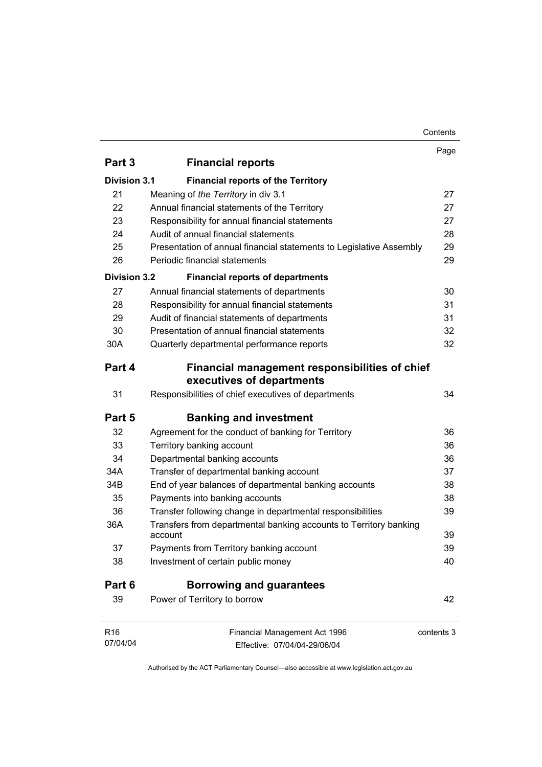| | | Page |
|---|---|---|
| **Part 3** | **Financial reports** | |
| **Division 3.1** | **Financial reports of the Territory** | |
| 21 | Meaning of *the Territory* in div 3.1 | 27 |
| 22 | Annual financial statements of the Territory | 27 |
| 23 | Responsibility for annual financial statements | 27 |
| 24 | Audit of annual financial statements | 28 |
| 25 | Presentation of annual financial statements to Legislative Assembly | 29 |
| 26 | Periodic financial statements | 29 |
| **Division 3.2** | **Financial reports of departments** | |
| 27 | Annual financial statements of departments | 30 |
| 28 | Responsibility for annual financial statements | 31 |
| 29 | Audit of financial statements of departments | 31 |
| 30 | Presentation of annual financial statements | 32 |
| 30A | Quarterly departmental performance reports | 32 |
| **Part 4** | **Financial management responsibilities of chief executives of departments** | |
| 31 | Responsibilities of chief executives of departments | 34 |
| **Part 5** | **Banking and investment** | |
| 32 | Agreement for the conduct of banking for Territory | 36 |
| 33 | Territory banking account | 36 |
| 34 | Departmental banking accounts | 36 |
| 34A | Transfer of departmental banking account | 37 |
| 34B | End of year balances of departmental banking accounts | 38 |
| 35 | Payments into banking accounts | 38 |
| 36 | Transfer following change in departmental responsibilities | 39 |
| 36A | Transfers from departmental banking accounts to Territory banking account | 39 |
| 37 | Payments from Territory banking account | 39 |
| 38 | Investment of certain public money | 40 |
| **Part 6** | **Borrowing and guarantees** | |
| 39 | Power of Territory to borrow | 42 |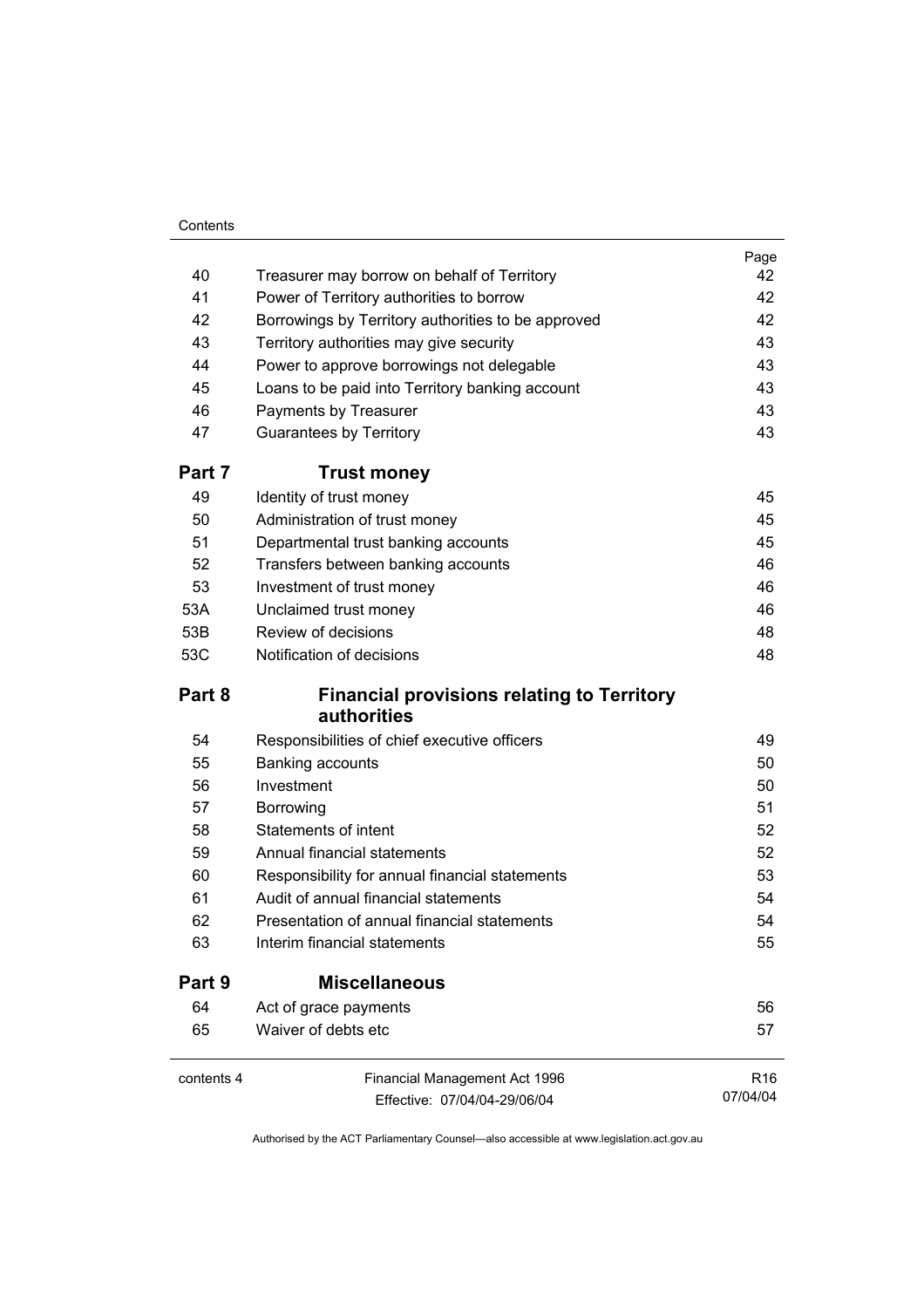| | | Page |
|---|---|---|
| 40 | Treasurer may borrow on behalf of Territory | 42 |
| 41 | Power of Territory authorities to borrow | 42 |
| 42 | Borrowings by Territory authorities to be approved | 42 |
| 43 | Territory authorities may give security | 43 |
| 44 | Power to approve borrowings not delegable | 43 |
| 45 | Loans to be paid into Territory banking account | 43 |
| 46 | Payments by Treasurer | 43 |
| 47 | Guarantees by Territory | 43 |

## Part 7 Trust money

| | | |
|---|---|---|
| 49 | Identity of trust money | 45 |
| 50 | Administration of trust money | 45 |
| 51 | Departmental trust banking accounts | 45 |
| 52 | Transfers between banking accounts | 46 |
| 53 | Investment of trust money | 46 |
| 53A | Unclaimed trust money | 46 |
| 53B | Review of decisions | 48 |
| 53C | Notification of decisions | 48 |

## Part 8 Financial provisions relating to Territory authorities

| | | |
|---|---|---|
| 54 | Responsibilities of chief executive officers | 49 |
| 55 | Banking accounts | 50 |
| 56 | Investment | 50 |
| 57 | Borrowing | 51 |
| 58 | Statements of intent | 52 |
| 59 | Annual financial statements | 52 |
| 60 | Responsibility for annual financial statements | 53 |
| 61 | Audit of annual financial statements | 54 |
| 62 | Presentation of annual financial statements | 54 |
| 63 | Interim financial statements | 55 |

## Part 9 Miscellaneous

| | | |
|---|---|---|
| 64 | Act of grace payments | 56 |
| 65 | Waiver of debts etc | 57 |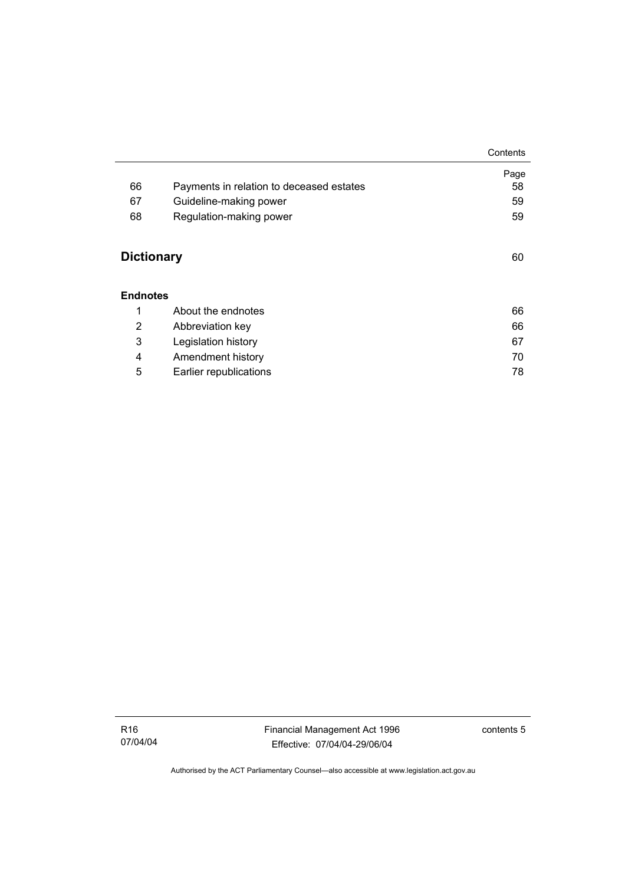| | | Page |
|---|---|---|
| 66 | Payments in relation to deceased estates | 58 |
| 67 | Guideline-making power | 59 |
| 68 | Regulation-making power | 59 |

## Dictionary 60

### Endnotes

| | | |
|---|---|---|
| 1 | About the endnotes | 66 |
| 2 | Abbreviation key | 66 |
| 3 | Legislation history | 67 |
| 4 | Amendment history | 70 |
| 5 | Earlier republications | 78 |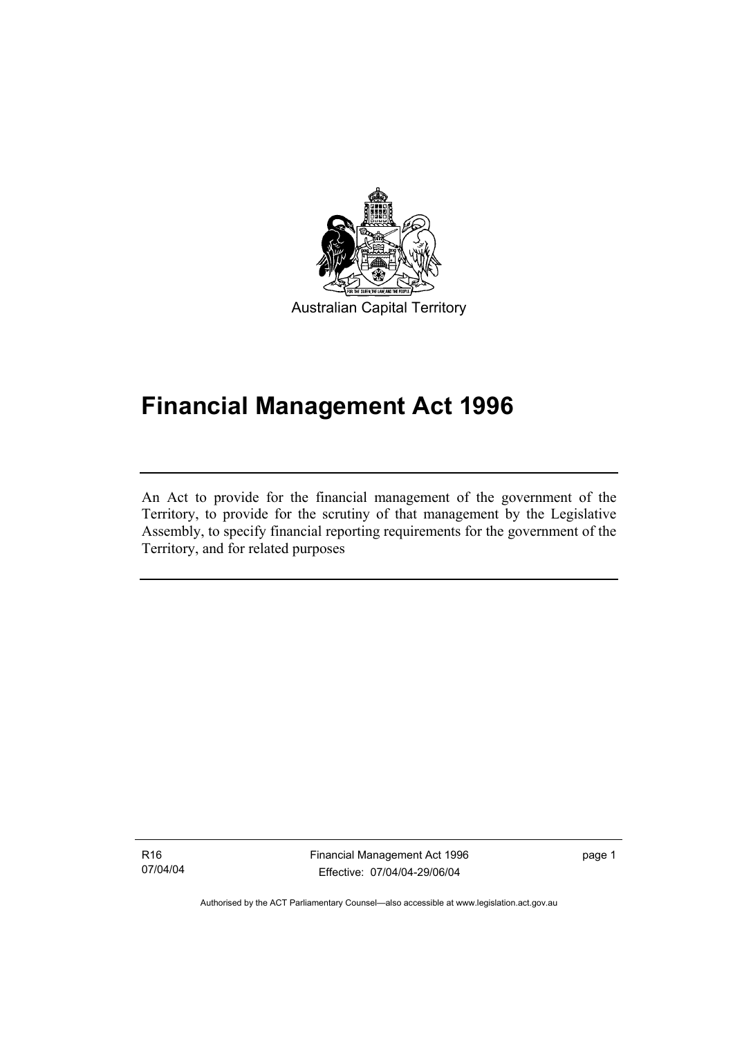Australian Capital Territory

# Financial Management Act 1996

An Act to provide for the financial management of the government of the Territory, to provide for the scrutiny of that management by the Legislative Assembly, to specify financial reporting requirements for the government of the Territory, and for related purposes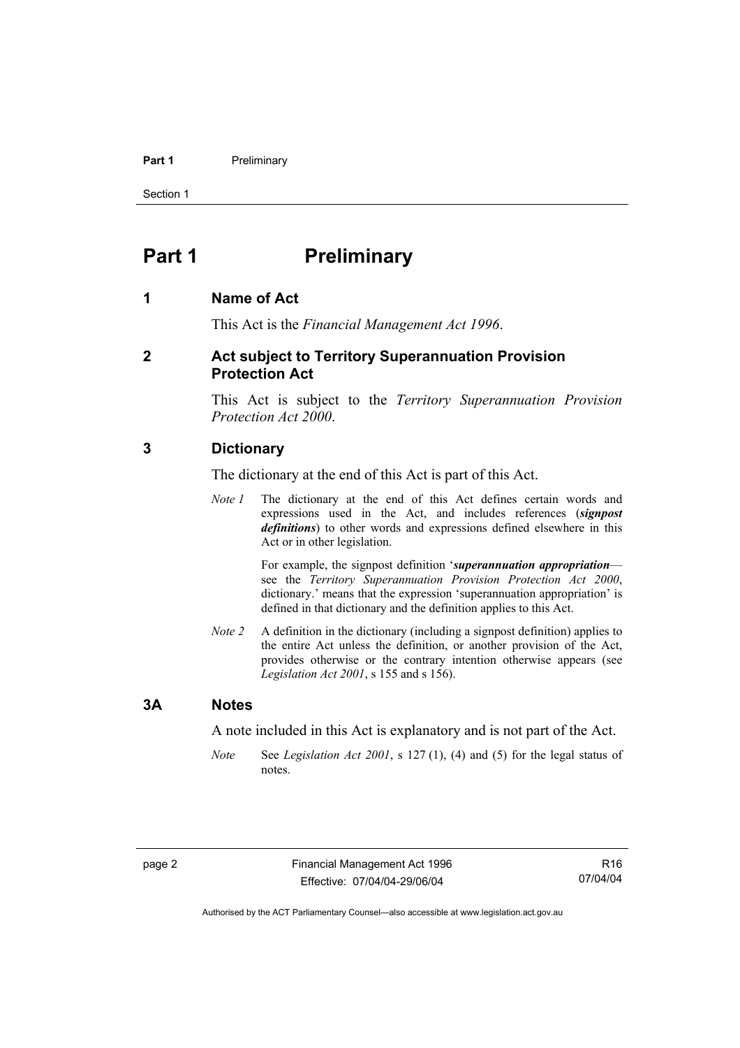# Part 1 Preliminary

## 1 Name of Act

This Act is the *Financial Management Act 1996*.

## 2 Act subject to Territory Superannuation Provision Protection Act

This Act is subject to the *Territory Superannuation Provision Protection Act 2000*.

## 3 Dictionary

The dictionary at the end of this Act is part of this Act.

*Note 1* The dictionary at the end of this Act defines certain words and expressions used in the Act, and includes references (***signpost definitions***) to other words and expressions defined elsewhere in this Act or in other legislation.

For example, the signpost definition '***superannuation appropriation***—see the *Territory Superannuation Provision Protection Act 2000*, dictionary.' means that the expression 'superannuation appropriation' is defined in that dictionary and the definition applies to this Act.

*Note 2* A definition in the dictionary (including a signpost definition) applies to the entire Act unless the definition, or another provision of the Act, provides otherwise or the contrary intention otherwise appears (see *Legislation Act 2001*, s 155 and s 156).

## 3A Notes

A note included in this Act is explanatory and is not part of the Act.

*Note* See *Legislation Act 2001*, s 127 (1), (4) and (5) for the legal status of notes.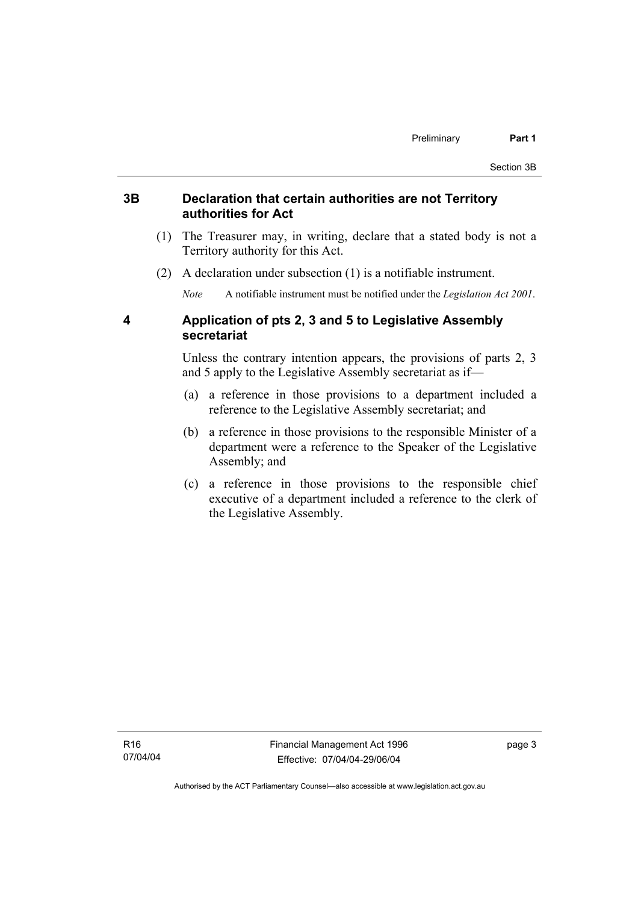## 3B Declaration that certain authorities are not Territory authorities for Act

(1) The Treasurer may, in writing, declare that a stated body is not a Territory authority for this Act.

(2) A declaration under subsection (1) is a notifiable instrument.

*Note* A notifiable instrument must be notified under the *Legislation Act 2001*.

## 4 Application of pts 2, 3 and 5 to Legislative Assembly secretariat

Unless the contrary intention appears, the provisions of parts 2, 3 and 5 apply to the Legislative Assembly secretariat as if—

(a) a reference in those provisions to a department included a reference to the Legislative Assembly secretariat; and

(b) a reference in those provisions to the responsible Minister of a department were a reference to the Speaker of the Legislative Assembly; and

(c) a reference in those provisions to the responsible chief executive of a department included a reference to the clerk of the Legislative Assembly.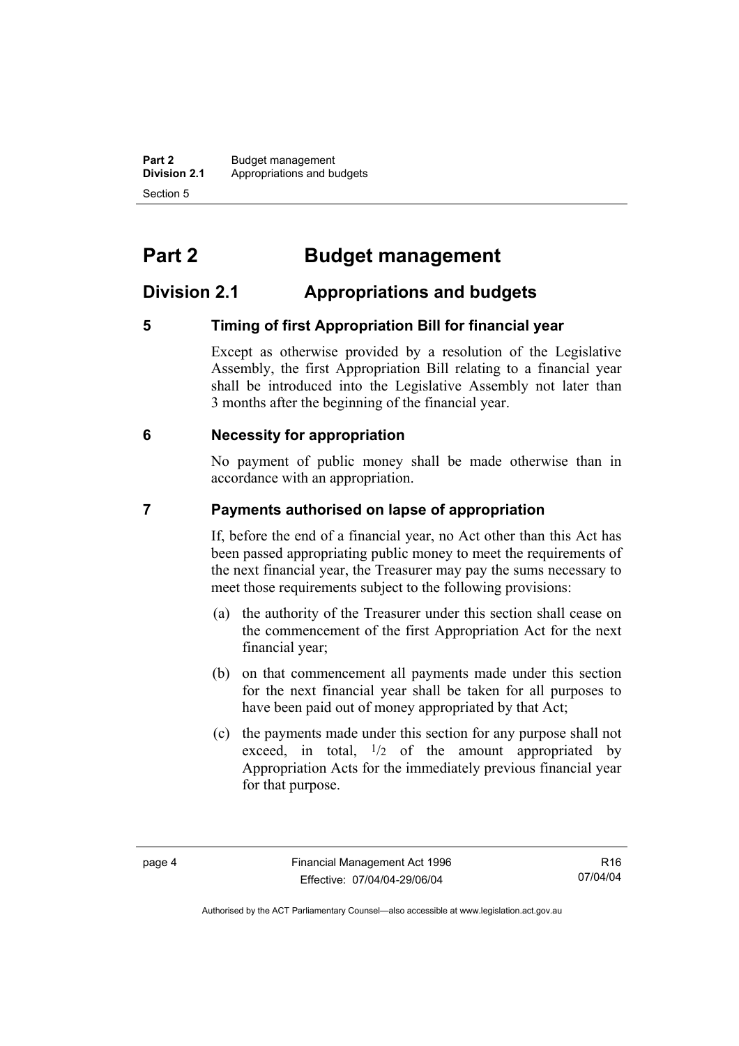# Part 2 Budget management

## Division 2.1 Appropriations and budgets

### 5 Timing of first Appropriation Bill for financial year

Except as otherwise provided by a resolution of the Legislative Assembly, the first Appropriation Bill relating to a financial year shall be introduced into the Legislative Assembly not later than 3 months after the beginning of the financial year.

### 6 Necessity for appropriation

No payment of public money shall be made otherwise than in accordance with an appropriation.

### 7 Payments authorised on lapse of appropriation

If, before the end of a financial year, no Act other than this Act has been passed appropriating public money to meet the requirements of the next financial year, the Treasurer may pay the sums necessary to meet those requirements subject to the following provisions:

(a) the authority of the Treasurer under this section shall cease on the commencement of the first Appropriation Act for the next financial year;

(b) on that commencement all payments made under this section for the next financial year shall be taken for all purposes to have been paid out of money appropriated by that Act;

(c) the payments made under this section for any purpose shall not exceed, in total, $^{1}/_{2}$ of the amount appropriated by Appropriation Acts for the immediately previous financial year for that purpose.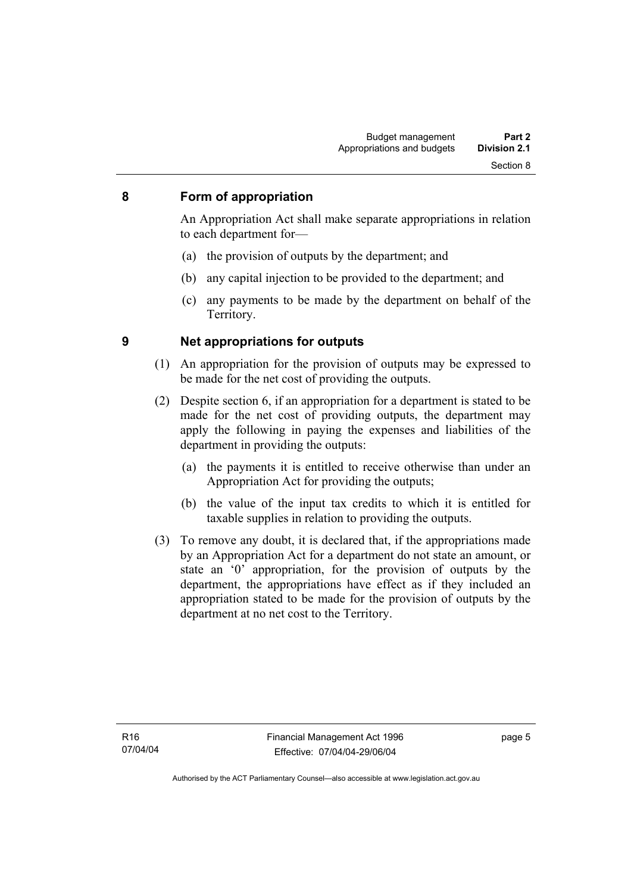## 8 Form of appropriation

An Appropriation Act shall make separate appropriations in relation to each department for—

(a) the provision of outputs by the department; and

(b) any capital injection to be provided to the department; and

(c) any payments to be made by the department on behalf of the Territory.

## 9 Net appropriations for outputs

(1) An appropriation for the provision of outputs may be expressed to be made for the net cost of providing the outputs.

(2) Despite section 6, if an appropriation for a department is stated to be made for the net cost of providing outputs, the department may apply the following in paying the expenses and liabilities of the department in providing the outputs:

(a) the payments it is entitled to receive otherwise than under an Appropriation Act for providing the outputs;

(b) the value of the input tax credits to which it is entitled for taxable supplies in relation to providing the outputs.

(3) To remove any doubt, it is declared that, if the appropriations made by an Appropriation Act for a department do not state an amount, or state an '0' appropriation, for the provision of outputs by the department, the appropriations have effect as if they included an appropriation stated to be made for the provision of outputs by the department at no net cost to the Territory.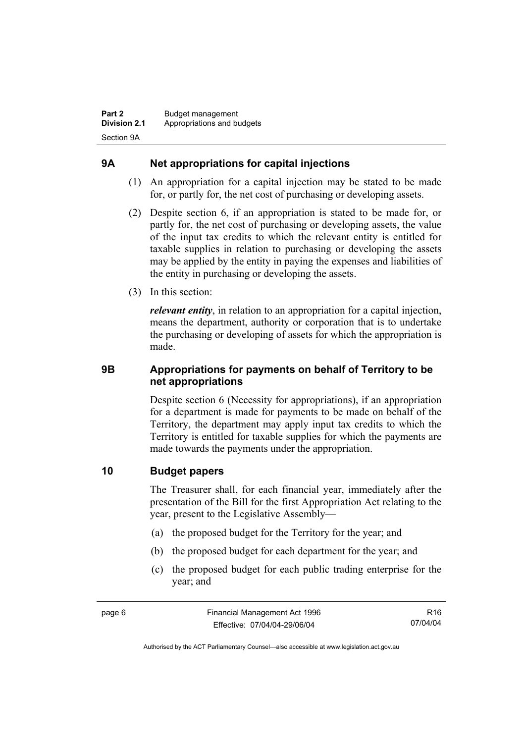## 9A Net appropriations for capital injections

(1) An appropriation for a capital injection may be stated to be made for, or partly for, the net cost of purchasing or developing assets.

(2) Despite section 6, if an appropriation is stated to be made for, or partly for, the net cost of purchasing or developing assets, the value of the input tax credits to which the relevant entity is entitled for taxable supplies in relation to purchasing or developing the assets may be applied by the entity in paying the expenses and liabilities of the entity in purchasing or developing the assets.

(3) In this section:

***relevant entity***, in relation to an appropriation for a capital injection, means the department, authority or corporation that is to undertake the purchasing or developing of assets for which the appropriation is made.

## 9B Appropriations for payments on behalf of Territory to be net appropriations

Despite section 6 (Necessity for appropriations), if an appropriation for a department is made for payments to be made on behalf of the Territory, the department may apply input tax credits to which the Territory is entitled for taxable supplies for which the payments are made towards the payments under the appropriation.

## 10 Budget papers

The Treasurer shall, for each financial year, immediately after the presentation of the Bill for the first Appropriation Act relating to the year, present to the Legislative Assembly—

(a) the proposed budget for the Territory for the year; and

(b) the proposed budget for each department for the year; and

(c) the proposed budget for each public trading enterprise for the year; and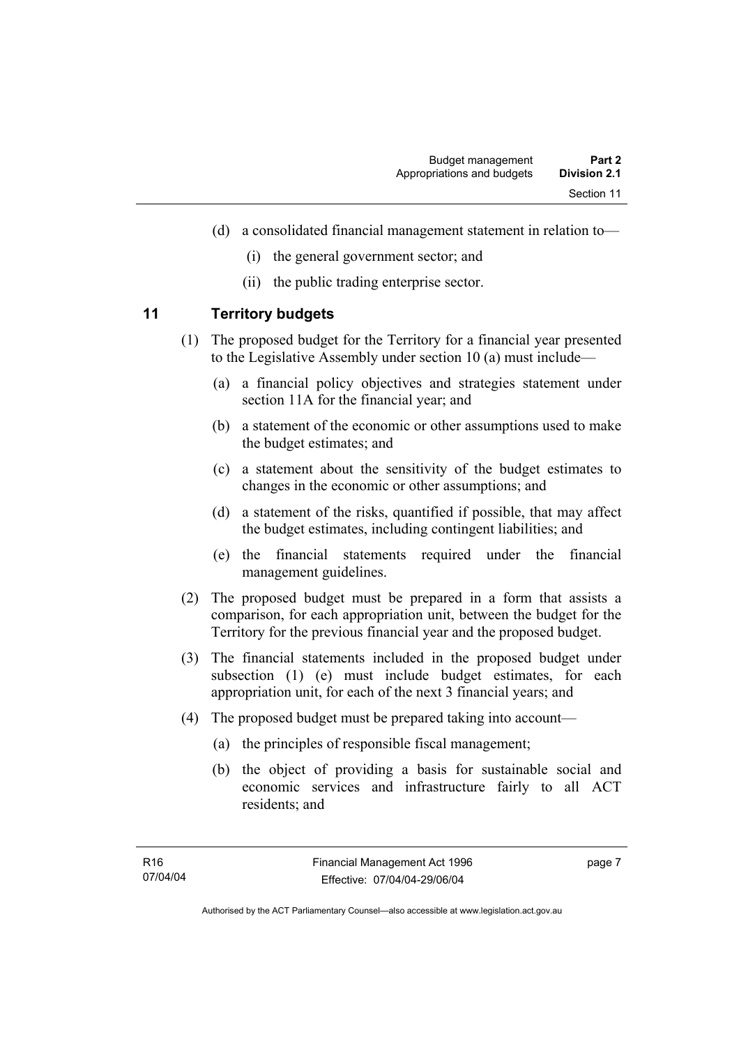(d) a consolidated financial management statement in relation to—

  (i) the general government sector; and

  (ii) the public trading enterprise sector.

## 11 Territory budgets

(1) The proposed budget for the Territory for a financial year presented to the Legislative Assembly under section 10 (a) must include—

  (a) a financial policy objectives and strategies statement under section 11A for the financial year; and

  (b) a statement of the economic or other assumptions used to make the budget estimates; and

  (c) a statement about the sensitivity of the budget estimates to changes in the economic or other assumptions; and

  (d) a statement of the risks, quantified if possible, that may affect the budget estimates, including contingent liabilities; and

  (e) the financial statements required under the financial management guidelines.

(2) The proposed budget must be prepared in a form that assists a comparison, for each appropriation unit, between the budget for the Territory for the previous financial year and the proposed budget.

(3) The financial statements included in the proposed budget under subsection (1) (e) must include budget estimates, for each appropriation unit, for each of the next 3 financial years; and

(4) The proposed budget must be prepared taking into account—

  (a) the principles of responsible fiscal management;

  (b) the object of providing a basis for sustainable social and economic services and infrastructure fairly to all ACT residents; and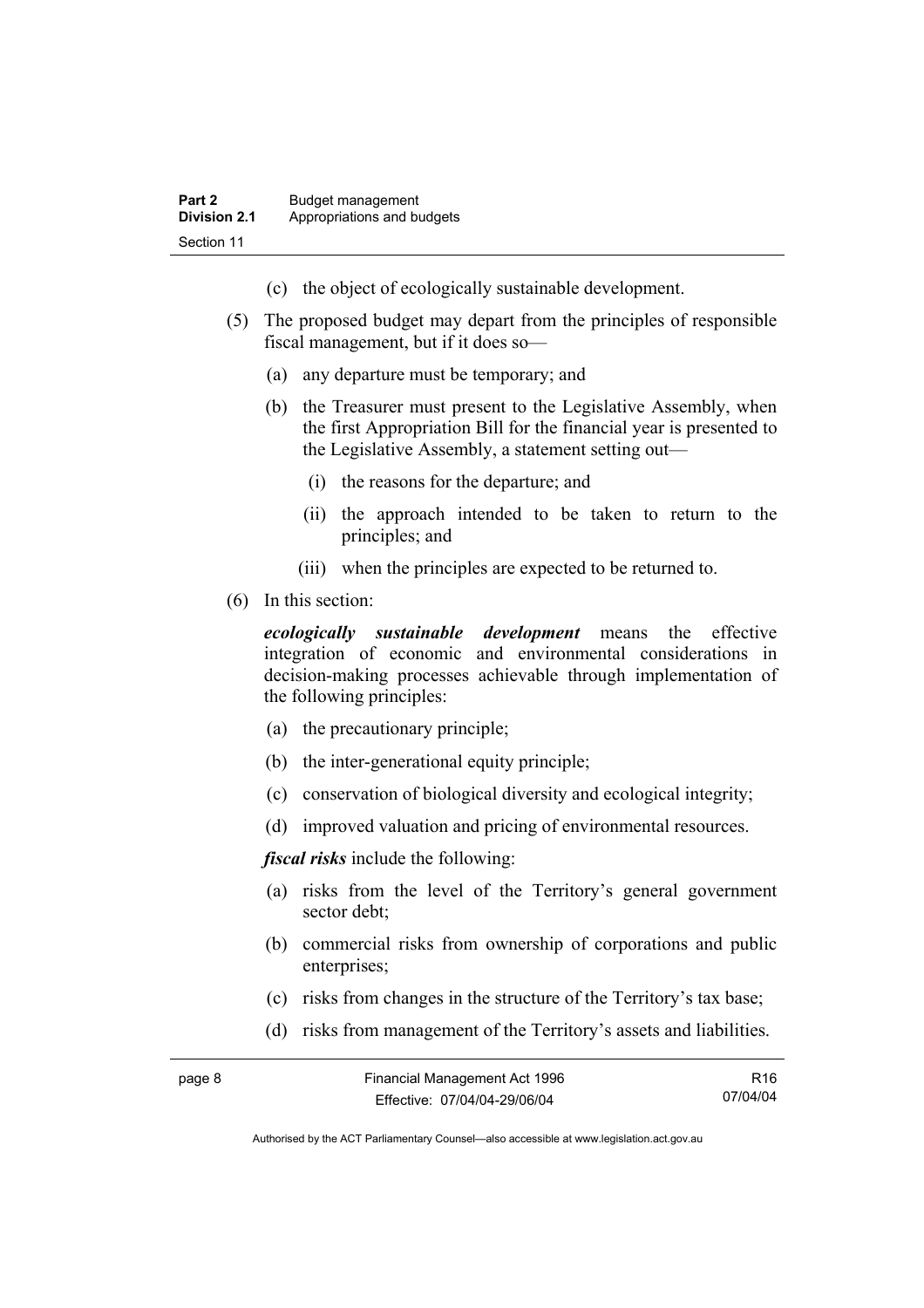(c) the object of ecologically sustainable development.

(5) The proposed budget may depart from the principles of responsible fiscal management, but if it does so—

(a) any departure must be temporary; and

(b) the Treasurer must present to the Legislative Assembly, when the first Appropriation Bill for the financial year is presented to the Legislative Assembly, a statement setting out—

(i) the reasons for the departure; and

(ii) the approach intended to be taken to return to the principles; and

(iii) when the principles are expected to be returned to.

(6) In this section:

***ecologically sustainable development*** means the effective integration of economic and environmental considerations in decision-making processes achievable through implementation of the following principles:

(a) the precautionary principle;

(b) the inter-generational equity principle;

(c) conservation of biological diversity and ecological integrity;

(d) improved valuation and pricing of environmental resources.

***fiscal risks*** include the following:

(a) risks from the level of the Territory's general government sector debt;

(b) commercial risks from ownership of corporations and public enterprises;

(c) risks from changes in the structure of the Territory's tax base;

(d) risks from management of the Territory's assets and liabilities.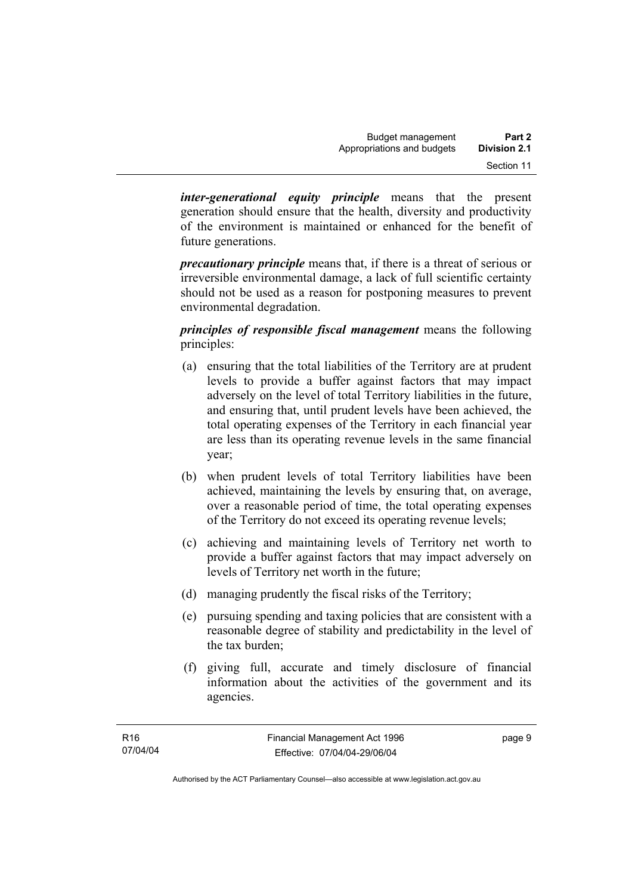***inter-generational equity principle*** means that the present generation should ensure that the health, diversity and productivity of the environment is maintained or enhanced for the benefit of future generations.

***precautionary principle*** means that, if there is a threat of serious or irreversible environmental damage, a lack of full scientific certainty should not be used as a reason for postponing measures to prevent environmental degradation.

***principles of responsible fiscal management*** means the following principles:

(a) ensuring that the total liabilities of the Territory are at prudent levels to provide a buffer against factors that may impact adversely on the level of total Territory liabilities in the future, and ensuring that, until prudent levels have been achieved, the total operating expenses of the Territory in each financial year are less than its operating revenue levels in the same financial year;

(b) when prudent levels of total Territory liabilities have been achieved, maintaining the levels by ensuring that, on average, over a reasonable period of time, the total operating expenses of the Territory do not exceed its operating revenue levels;

(c) achieving and maintaining levels of Territory net worth to provide a buffer against factors that may impact adversely on levels of Territory net worth in the future;

(d) managing prudently the fiscal risks of the Territory;

(e) pursuing spending and taxing policies that are consistent with a reasonable degree of stability and predictability in the level of the tax burden;

(f) giving full, accurate and timely disclosure of financial information about the activities of the government and its agencies.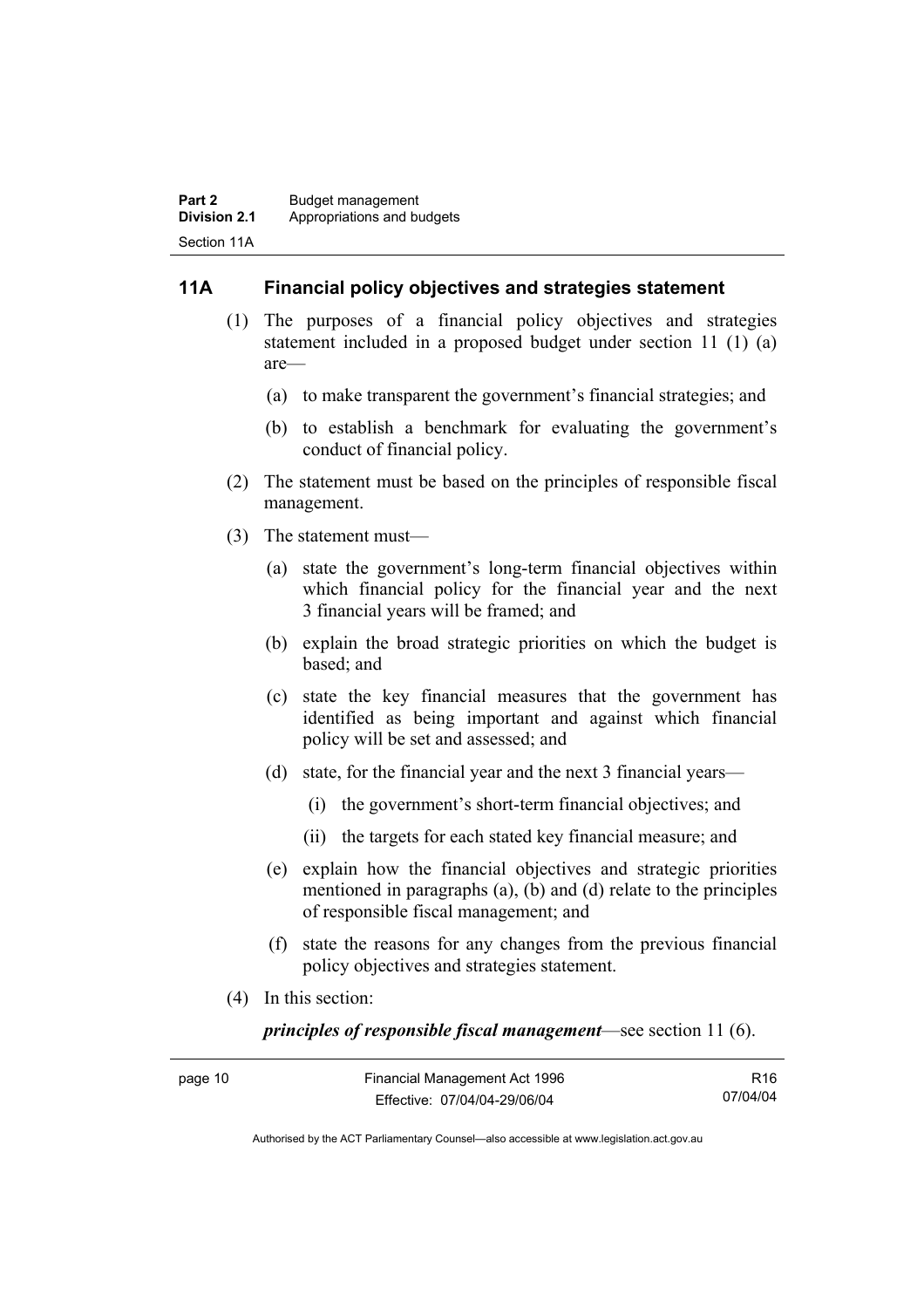## 11A Financial policy objectives and strategies statement

(1) The purposes of a financial policy objectives and strategies statement included in a proposed budget under section 11 (1) (a) are—

(a) to make transparent the government's financial strategies; and

(b) to establish a benchmark for evaluating the government's conduct of financial policy.

(2) The statement must be based on the principles of responsible fiscal management.

(3) The statement must—

(a) state the government's long-term financial objectives within which financial policy for the financial year and the next 3 financial years will be framed; and

(b) explain the broad strategic priorities on which the budget is based; and

(c) state the key financial measures that the government has identified as being important and against which financial policy will be set and assessed; and

(d) state, for the financial year and the next 3 financial years—

(i) the government's short-term financial objectives; and

(ii) the targets for each stated key financial measure; and

(e) explain how the financial objectives and strategic priorities mentioned in paragraphs (a), (b) and (d) relate to the principles of responsible fiscal management; and

(f) state the reasons for any changes from the previous financial policy objectives and strategies statement.

(4) In this section:

***principles of responsible fiscal management***—see section 11 (6).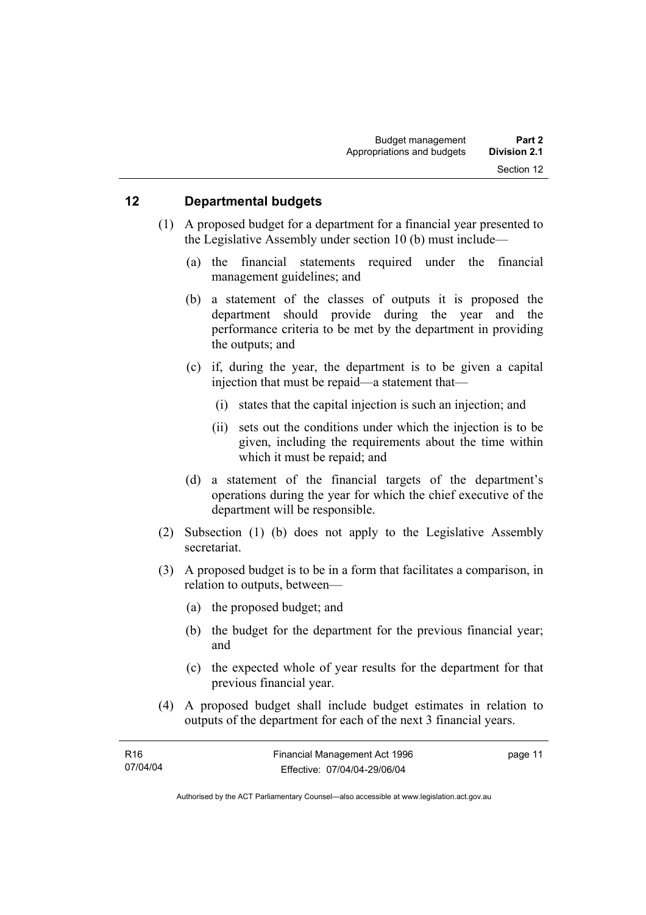## 12 Departmental budgets

(1) A proposed budget for a department for a financial year presented to the Legislative Assembly under section 10 (b) must include—

(a) the financial statements required under the financial management guidelines; and

(b) a statement of the classes of outputs it is proposed the department should provide during the year and the performance criteria to be met by the department in providing the outputs; and

(c) if, during the year, the department is to be given a capital injection that must be repaid—a statement that—

(i) states that the capital injection is such an injection; and

(ii) sets out the conditions under which the injection is to be given, including the requirements about the time within which it must be repaid; and

(d) a statement of the financial targets of the department's operations during the year for which the chief executive of the department will be responsible.

(2) Subsection (1) (b) does not apply to the Legislative Assembly secretariat.

(3) A proposed budget is to be in a form that facilitates a comparison, in relation to outputs, between—

(a) the proposed budget; and

(b) the budget for the department for the previous financial year; and

(c) the expected whole of year results for the department for that previous financial year.

(4) A proposed budget shall include budget estimates in relation to outputs of the department for each of the next 3 financial years.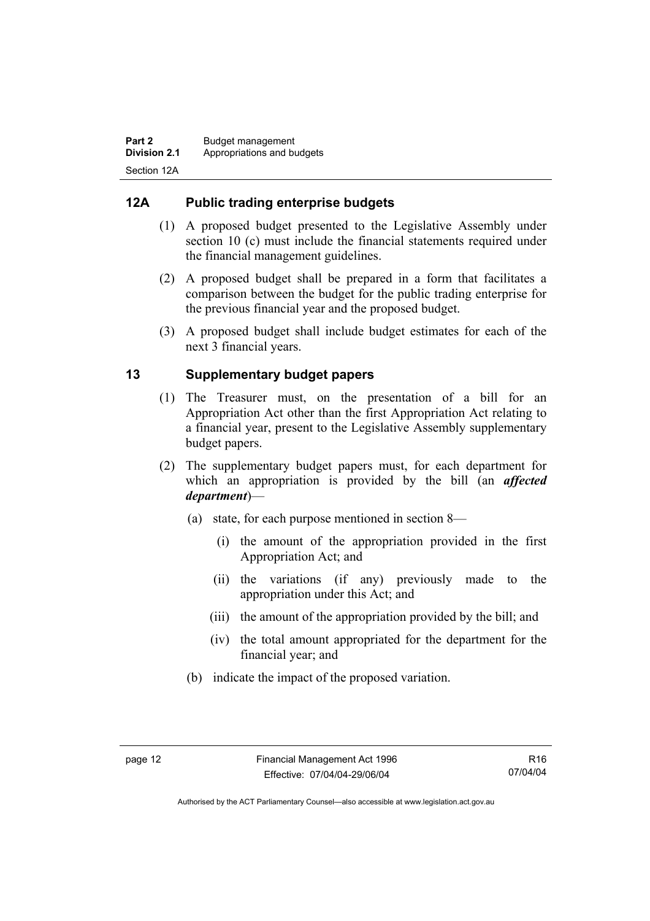## 12A Public trading enterprise budgets

(1) A proposed budget presented to the Legislative Assembly under section 10 (c) must include the financial statements required under the financial management guidelines.

(2) A proposed budget shall be prepared in a form that facilitates a comparison between the budget for the public trading enterprise for the previous financial year and the proposed budget.

(3) A proposed budget shall include budget estimates for each of the next 3 financial years.

## 13 Supplementary budget papers

(1) The Treasurer must, on the presentation of a bill for an Appropriation Act other than the first Appropriation Act relating to a financial year, present to the Legislative Assembly supplementary budget papers.

(2) The supplementary budget papers must, for each department for which an appropriation is provided by the bill (an ***affected department***)—

(a) state, for each purpose mentioned in section 8—

(i) the amount of the appropriation provided in the first Appropriation Act; and

(ii) the variations (if any) previously made to the appropriation under this Act; and

(iii) the amount of the appropriation provided by the bill; and

(iv) the total amount appropriated for the department for the financial year; and

(b) indicate the impact of the proposed variation.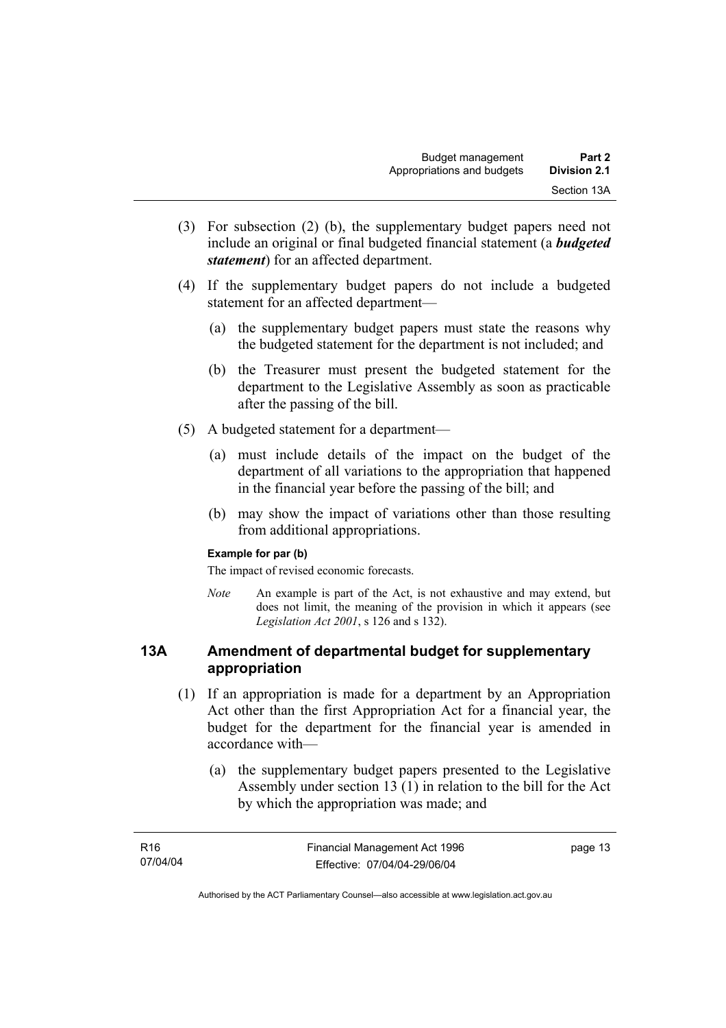(3) For subsection (2) (b), the supplementary budget papers need not include an original or final budgeted financial statement (a ***budgeted statement***) for an affected department.

(4) If the supplementary budget papers do not include a budgeted statement for an affected department—

(a) the supplementary budget papers must state the reasons why the budgeted statement for the department is not included; and

(b) the Treasurer must present the budgeted statement for the department to the Legislative Assembly as soon as practicable after the passing of the bill.

(5) A budgeted statement for a department—

(a) must include details of the impact on the budget of the department of all variations to the appropriation that happened in the financial year before the passing of the bill; and

(b) may show the impact of variations other than those resulting from additional appropriations.

**Example for par (b)**

The impact of revised economic forecasts.

*Note* An example is part of the Act, is not exhaustive and may extend, but does not limit, the meaning of the provision in which it appears (see *Legislation Act 2001*, s 126 and s 132).

## 13A Amendment of departmental budget for supplementary appropriation

(1) If an appropriation is made for a department by an Appropriation Act other than the first Appropriation Act for a financial year, the budget for the department for the financial year is amended in accordance with—

(a) the supplementary budget papers presented to the Legislative Assembly under section 13 (1) in relation to the bill for the Act by which the appropriation was made; and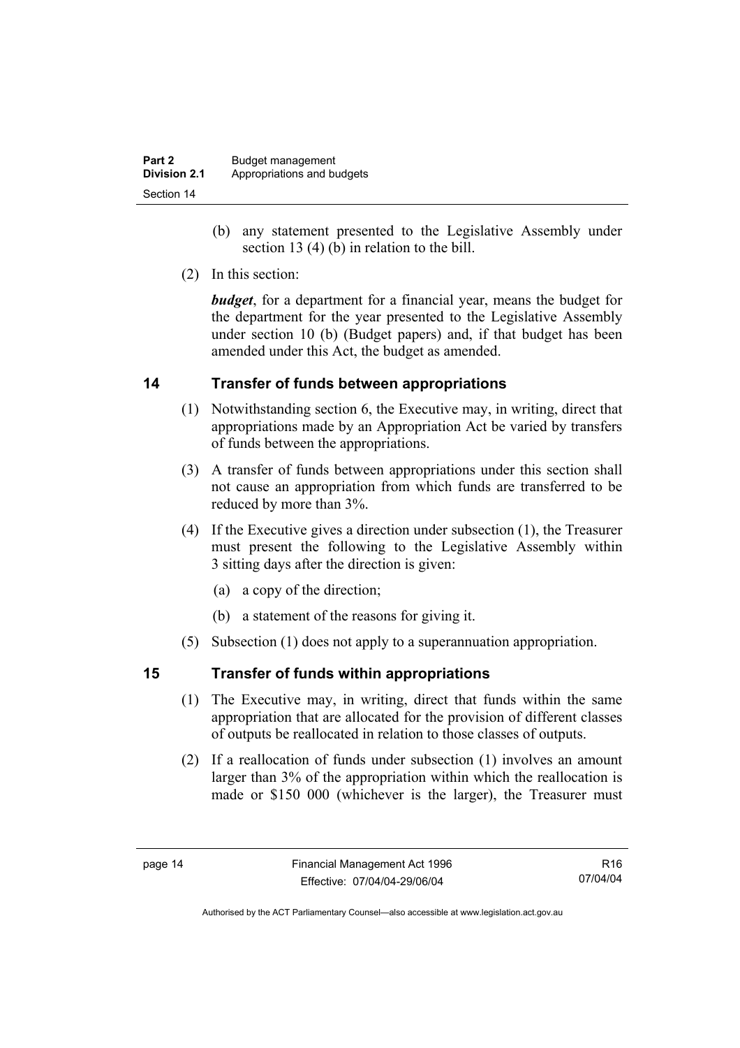(b) any statement presented to the Legislative Assembly under section 13 (4) (b) in relation to the bill.

(2) In this section:

***budget***, for a department for a financial year, means the budget for the department for the year presented to the Legislative Assembly under section 10 (b) (Budget papers) and, if that budget has been amended under this Act, the budget as amended.

## 14 Transfer of funds between appropriations

(1) Notwithstanding section 6, the Executive may, in writing, direct that appropriations made by an Appropriation Act be varied by transfers of funds between the appropriations.

(3) A transfer of funds between appropriations under this section shall not cause an appropriation from which funds are transferred to be reduced by more than 3%.

(4) If the Executive gives a direction under subsection (1), the Treasurer must present the following to the Legislative Assembly within 3 sitting days after the direction is given:

(a) a copy of the direction;

(b) a statement of the reasons for giving it.

(5) Subsection (1) does not apply to a superannuation appropriation.

## 15 Transfer of funds within appropriations

(1) The Executive may, in writing, direct that funds within the same appropriation that are allocated for the provision of different classes of outputs be reallocated in relation to those classes of outputs.

(2) If a reallocation of funds under subsection (1) involves an amount larger than 3% of the appropriation within which the reallocation is made or \$150 000 (whichever is the larger), the Treasurer must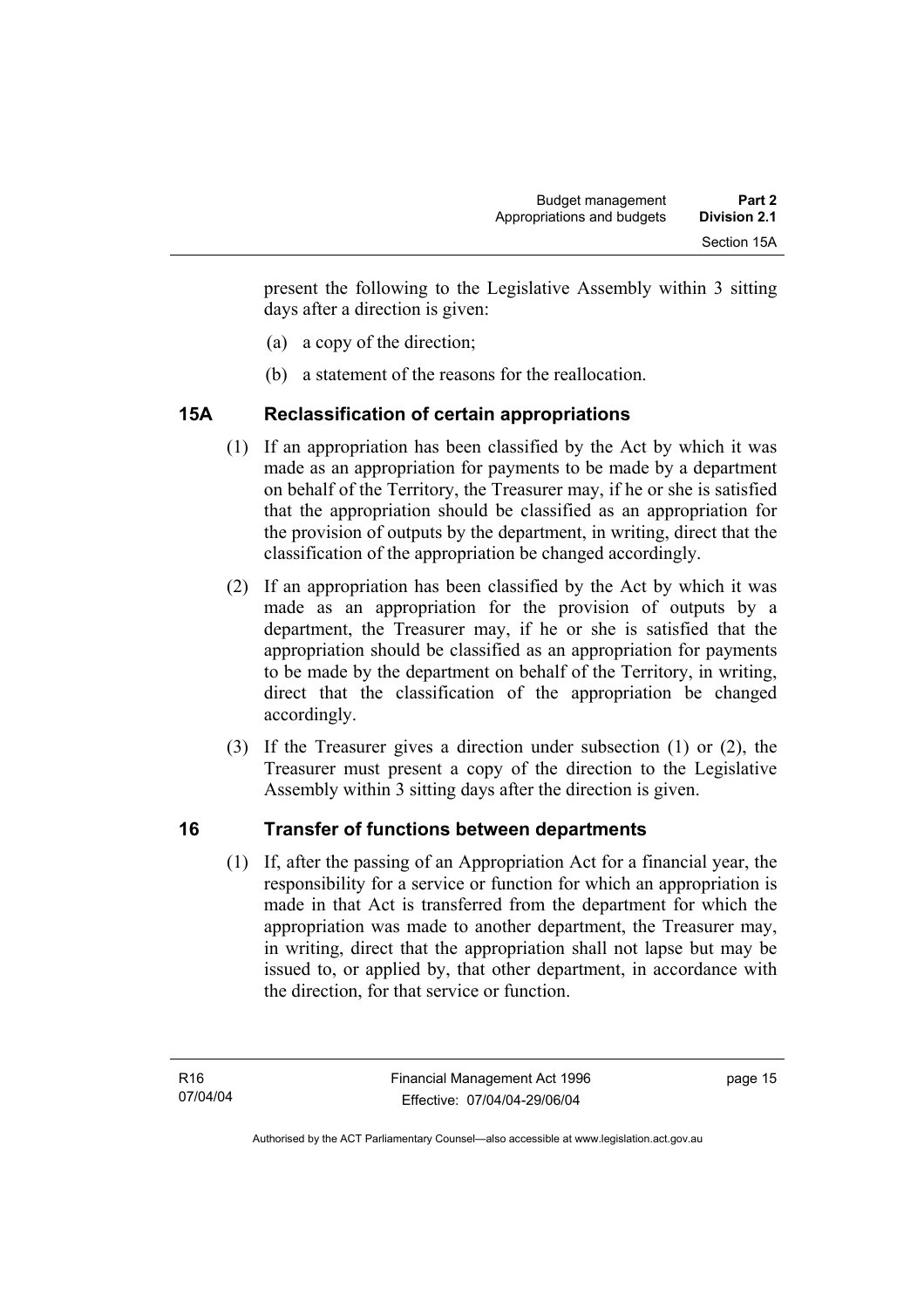present the following to the Legislative Assembly within 3 sitting days after a direction is given:

(a) a copy of the direction;

(b) a statement of the reasons for the reallocation.

## 15A Reclassification of certain appropriations

(1) If an appropriation has been classified by the Act by which it was made as an appropriation for payments to be made by a department on behalf of the Territory, the Treasurer may, if he or she is satisfied that the appropriation should be classified as an appropriation for the provision of outputs by the department, in writing, direct that the classification of the appropriation be changed accordingly.

(2) If an appropriation has been classified by the Act by which it was made as an appropriation for the provision of outputs by a department, the Treasurer may, if he or she is satisfied that the appropriation should be classified as an appropriation for payments to be made by the department on behalf of the Territory, in writing, direct that the classification of the appropriation be changed accordingly.

(3) If the Treasurer gives a direction under subsection (1) or (2), the Treasurer must present a copy of the direction to the Legislative Assembly within 3 sitting days after the direction is given.

## 16 Transfer of functions between departments

(1) If, after the passing of an Appropriation Act for a financial year, the responsibility for a service or function for which an appropriation is made in that Act is transferred from the department for which the appropriation was made to another department, the Treasurer may, in writing, direct that the appropriation shall not lapse but may be issued to, or applied by, that other department, in accordance with the direction, for that service or function.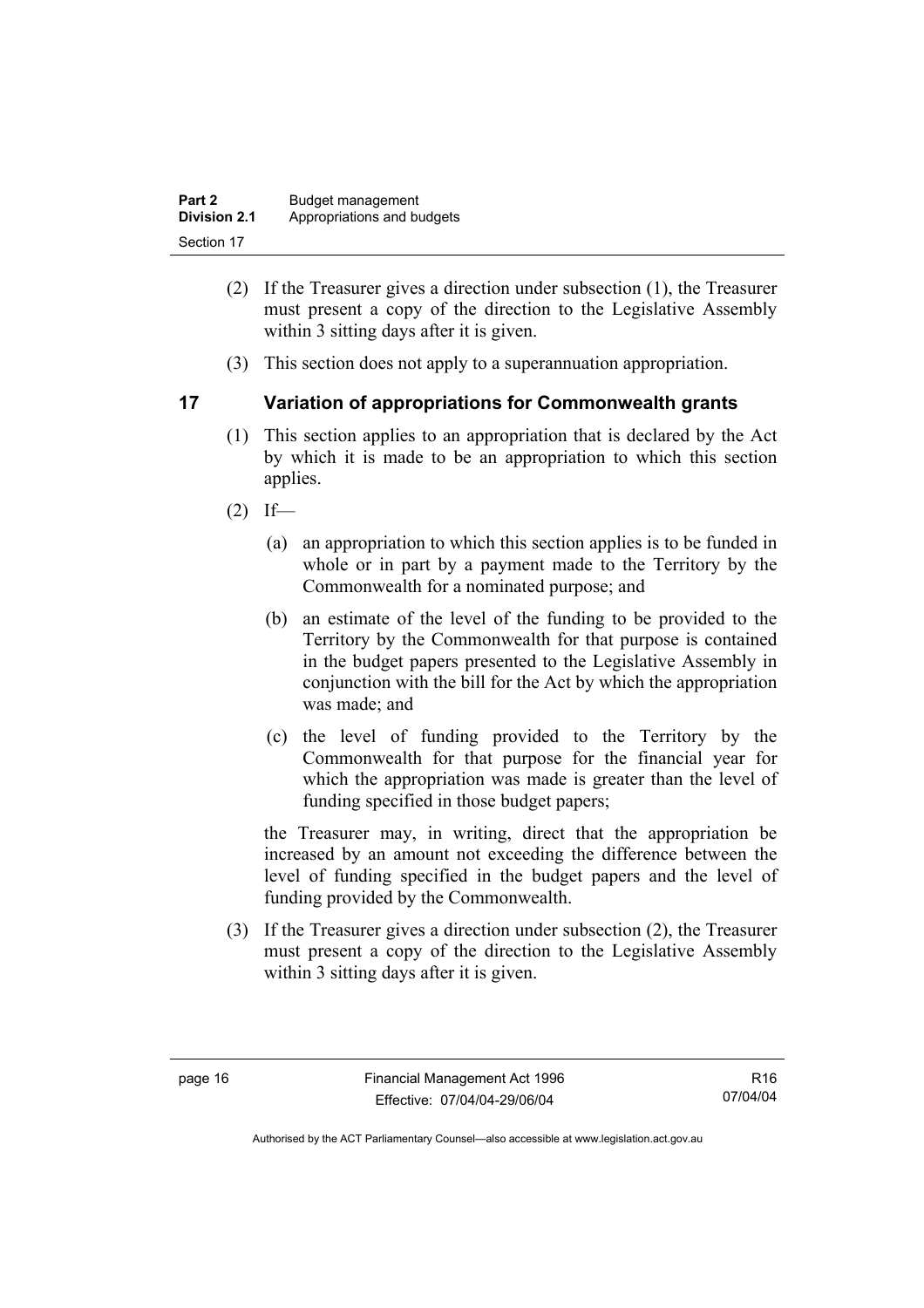(2) If the Treasurer gives a direction under subsection (1), the Treasurer must present a copy of the direction to the Legislative Assembly within 3 sitting days after it is given.

(3) This section does not apply to a superannuation appropriation.

## 17 Variation of appropriations for Commonwealth grants

(1) This section applies to an appropriation that is declared by the Act by which it is made to be an appropriation to which this section applies.

(2) If—

(a) an appropriation to which this section applies is to be funded in whole or in part by a payment made to the Territory by the Commonwealth for a nominated purpose; and

(b) an estimate of the level of the funding to be provided to the Territory by the Commonwealth for that purpose is contained in the budget papers presented to the Legislative Assembly in conjunction with the bill for the Act by which the appropriation was made; and

(c) the level of funding provided to the Territory by the Commonwealth for that purpose for the financial year for which the appropriation was made is greater than the level of funding specified in those budget papers;

the Treasurer may, in writing, direct that the appropriation be increased by an amount not exceeding the difference between the level of funding specified in the budget papers and the level of funding provided by the Commonwealth.

(3) If the Treasurer gives a direction under subsection (2), the Treasurer must present a copy of the direction to the Legislative Assembly within 3 sitting days after it is given.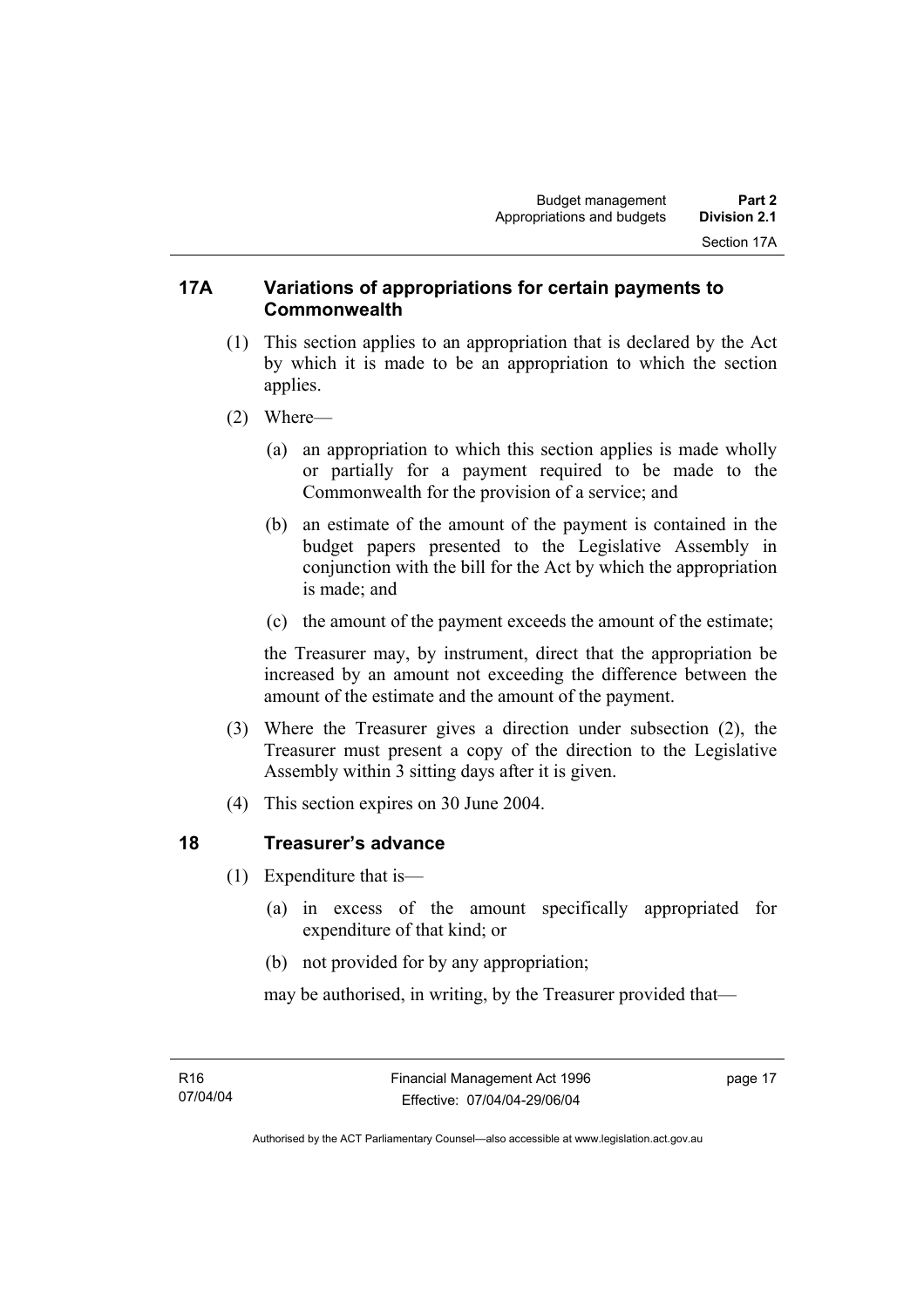## 17A Variations of appropriations for certain payments to Commonwealth

(1) This section applies to an appropriation that is declared by the Act by which it is made to be an appropriation to which the section applies.

(2) Where—

(a) an appropriation to which this section applies is made wholly or partially for a payment required to be made to the Commonwealth for the provision of a service; and

(b) an estimate of the amount of the payment is contained in the budget papers presented to the Legislative Assembly in conjunction with the bill for the Act by which the appropriation is made; and

(c) the amount of the payment exceeds the amount of the estimate;

the Treasurer may, by instrument, direct that the appropriation be increased by an amount not exceeding the difference between the amount of the estimate and the amount of the payment.

(3) Where the Treasurer gives a direction under subsection (2), the Treasurer must present a copy of the direction to the Legislative Assembly within 3 sitting days after it is given.

(4) This section expires on 30 June 2004.

## 18 Treasurer's advance

(1) Expenditure that is—

(a) in excess of the amount specifically appropriated for expenditure of that kind; or

(b) not provided for by any appropriation;

may be authorised, in writing, by the Treasurer provided that—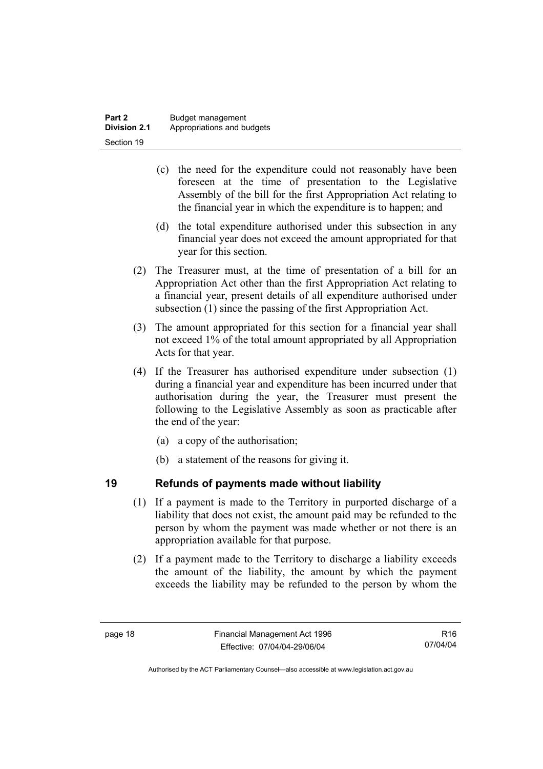(c) the need for the expenditure could not reasonably have been foreseen at the time of presentation to the Legislative Assembly of the bill for the first Appropriation Act relating to the financial year in which the expenditure is to happen; and

(d) the total expenditure authorised under this subsection in any financial year does not exceed the amount appropriated for that year for this section.

(2) The Treasurer must, at the time of presentation of a bill for an Appropriation Act other than the first Appropriation Act relating to a financial year, present details of all expenditure authorised under subsection (1) since the passing of the first Appropriation Act.

(3) The amount appropriated for this section for a financial year shall not exceed 1% of the total amount appropriated by all Appropriation Acts for that year.

(4) If the Treasurer has authorised expenditure under subsection (1) during a financial year and expenditure has been incurred under that authorisation during the year, the Treasurer must present the following to the Legislative Assembly as soon as practicable after the end of the year:

(a) a copy of the authorisation;

(b) a statement of the reasons for giving it.

## 19 Refunds of payments made without liability

(1) If a payment is made to the Territory in purported discharge of a liability that does not exist, the amount paid may be refunded to the person by whom the payment was made whether or not there is an appropriation available for that purpose.

(2) If a payment made to the Territory to discharge a liability exceeds the amount of the liability, the amount by which the payment exceeds the liability may be refunded to the person by whom the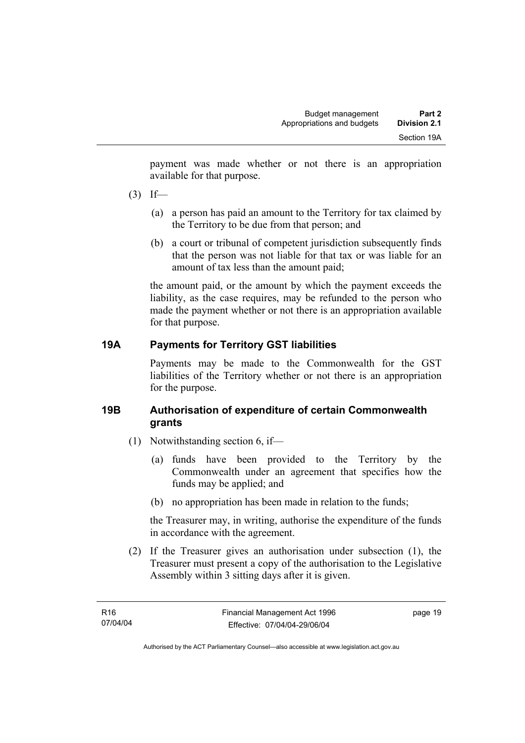payment was made whether or not there is an appropriation available for that purpose.

(3) If—

(a) a person has paid an amount to the Territory for tax claimed by the Territory to be due from that person; and

(b) a court or tribunal of competent jurisdiction subsequently finds that the person was not liable for that tax or was liable for an amount of tax less than the amount paid;

the amount paid, or the amount by which the payment exceeds the liability, as the case requires, may be refunded to the person who made the payment whether or not there is an appropriation available for that purpose.

### 19A Payments for Territory GST liabilities

Payments may be made to the Commonwealth for the GST liabilities of the Territory whether or not there is an appropriation for the purpose.

### 19B Authorisation of expenditure of certain Commonwealth grants

(1) Notwithstanding section 6, if—

(a) funds have been provided to the Territory by the Commonwealth under an agreement that specifies how the funds may be applied; and

(b) no appropriation has been made in relation to the funds;

the Treasurer may, in writing, authorise the expenditure of the funds in accordance with the agreement.

(2) If the Treasurer gives an authorisation under subsection (1), the Treasurer must present a copy of the authorisation to the Legislative Assembly within 3 sitting days after it is given.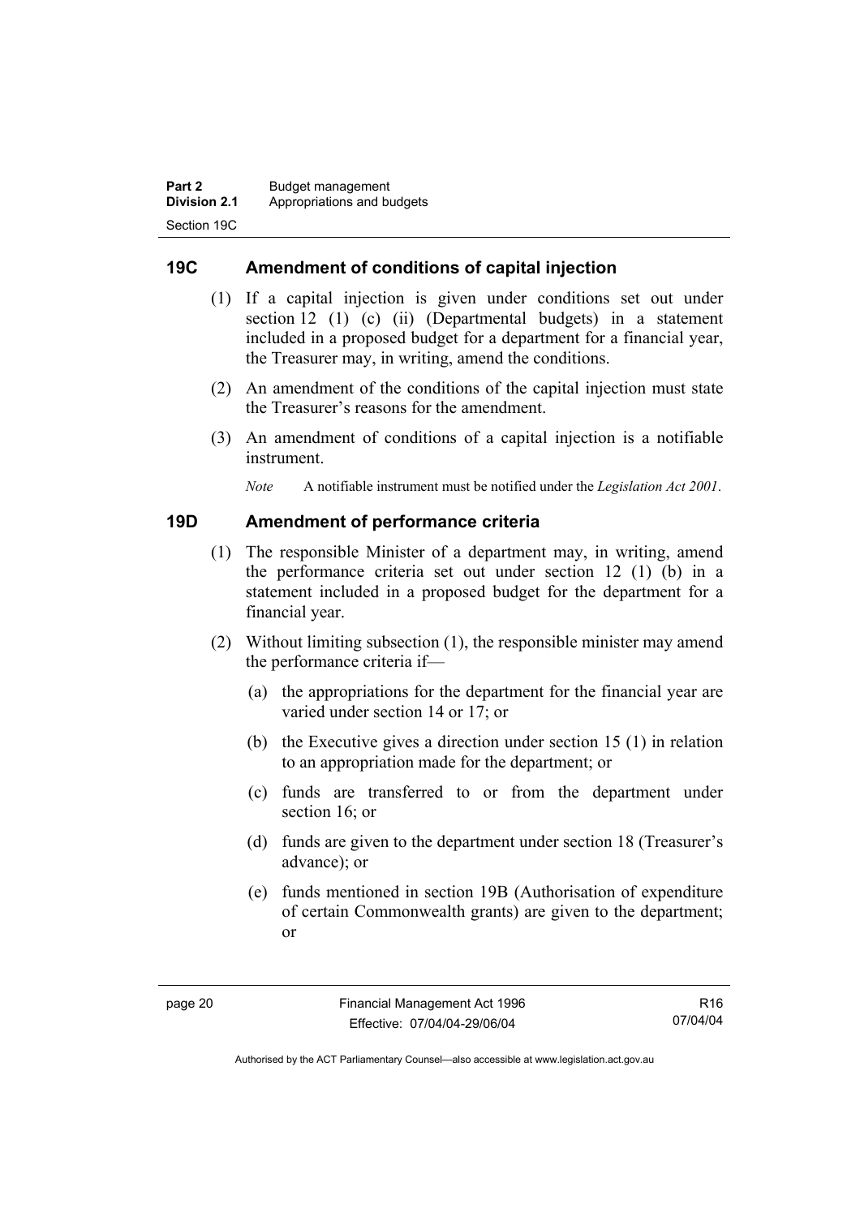## 19C Amendment of conditions of capital injection

(1) If a capital injection is given under conditions set out under section 12 (1) (c) (ii) (Departmental budgets) in a statement included in a proposed budget for a department for a financial year, the Treasurer may, in writing, amend the conditions.

(2) An amendment of the conditions of the capital injection must state the Treasurer's reasons for the amendment.

(3) An amendment of conditions of a capital injection is a notifiable instrument.

*Note* A notifiable instrument must be notified under the *Legislation Act 2001*.

## 19D Amendment of performance criteria

(1) The responsible Minister of a department may, in writing, amend the performance criteria set out under section 12 (1) (b) in a statement included in a proposed budget for the department for a financial year.

(2) Without limiting subsection (1), the responsible minister may amend the performance criteria if—

(a) the appropriations for the department for the financial year are varied under section 14 or 17; or

(b) the Executive gives a direction under section 15 (1) in relation to an appropriation made for the department; or

(c) funds are transferred to or from the department under section 16; or

(d) funds are given to the department under section 18 (Treasurer's advance); or

(e) funds mentioned in section 19B (Authorisation of expenditure of certain Commonwealth grants) are given to the department; or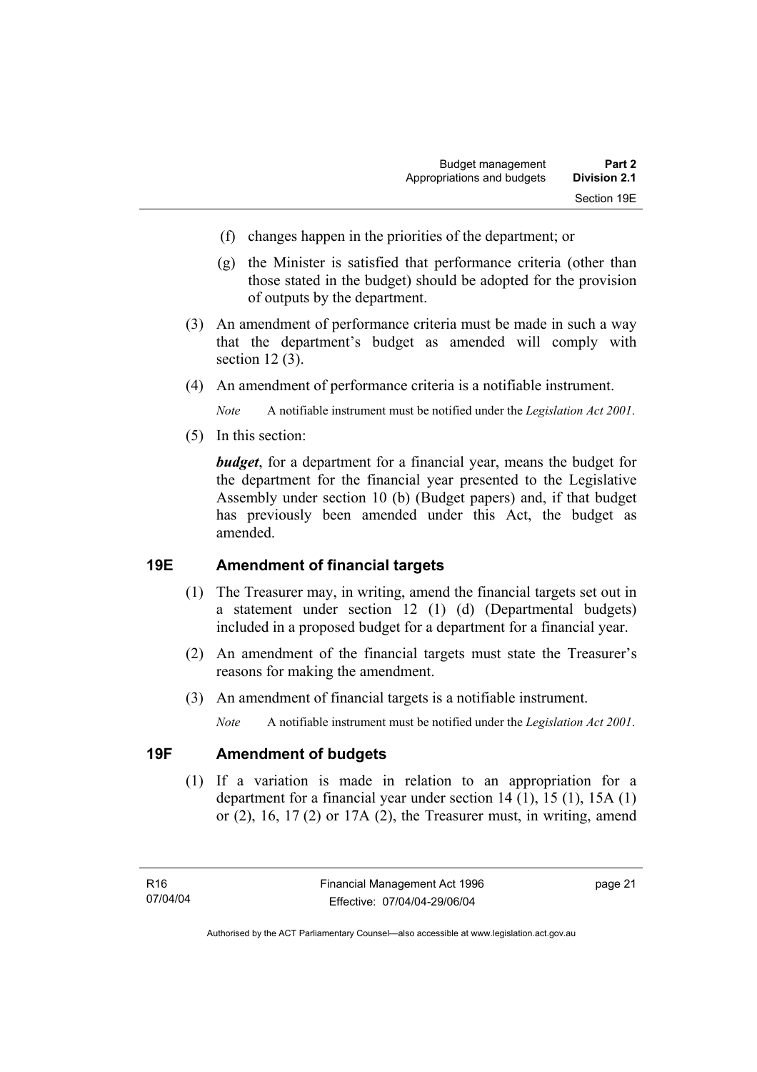(f) changes happen in the priorities of the department; or

(g) the Minister is satisfied that performance criteria (other than those stated in the budget) should be adopted for the provision of outputs by the department.

(3) An amendment of performance criteria must be made in such a way that the department's budget as amended will comply with section 12 (3).

(4) An amendment of performance criteria is a notifiable instrument.

*Note* A notifiable instrument must be notified under the *Legislation Act 2001*.

(5) In this section:

***budget***, for a department for a financial year, means the budget for the department for the financial year presented to the Legislative Assembly under section 10 (b) (Budget papers) and, if that budget has previously been amended under this Act, the budget as amended.

### 19E Amendment of financial targets

(1) The Treasurer may, in writing, amend the financial targets set out in a statement under section 12 (1) (d) (Departmental budgets) included in a proposed budget for a department for a financial year.

(2) An amendment of the financial targets must state the Treasurer's reasons for making the amendment.

(3) An amendment of financial targets is a notifiable instrument.

*Note* A notifiable instrument must be notified under the *Legislation Act 2001*.

### 19F Amendment of budgets

(1) If a variation is made in relation to an appropriation for a department for a financial year under section 14 (1), 15 (1), 15A (1) or (2), 16, 17 (2) or 17A (2), the Treasurer must, in writing, amend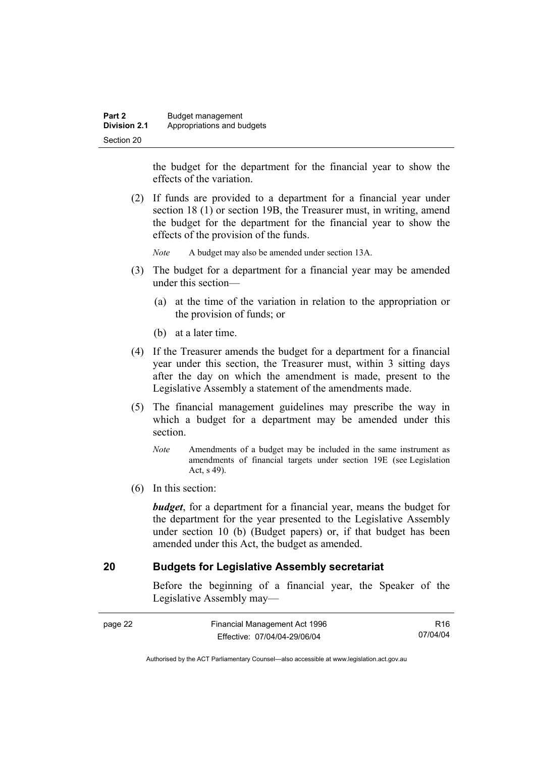the budget for the department for the financial year to show the effects of the variation.

(2) If funds are provided to a department for a financial year under section 18 (1) or section 19B, the Treasurer must, in writing, amend the budget for the department for the financial year to show the effects of the provision of the funds.

*Note* A budget may also be amended under section 13A.

(3) The budget for a department for a financial year may be amended under this section—

(a) at the time of the variation in relation to the appropriation or the provision of funds; or

(b) at a later time.

(4) If the Treasurer amends the budget for a department for a financial year under this section, the Treasurer must, within 3 sitting days after the day on which the amendment is made, present to the Legislative Assembly a statement of the amendments made.

(5) The financial management guidelines may prescribe the way in which a budget for a department may be amended under this section.

*Note* Amendments of a budget may be included in the same instrument as amendments of financial targets under section 19E (see Legislation Act, s 49).

(6) In this section:

***budget***, for a department for a financial year, means the budget for the department for the year presented to the Legislative Assembly under section 10 (b) (Budget papers) or, if that budget has been amended under this Act, the budget as amended.

## 20 Budgets for Legislative Assembly secretariat

Before the beginning of a financial year, the Speaker of the Legislative Assembly may—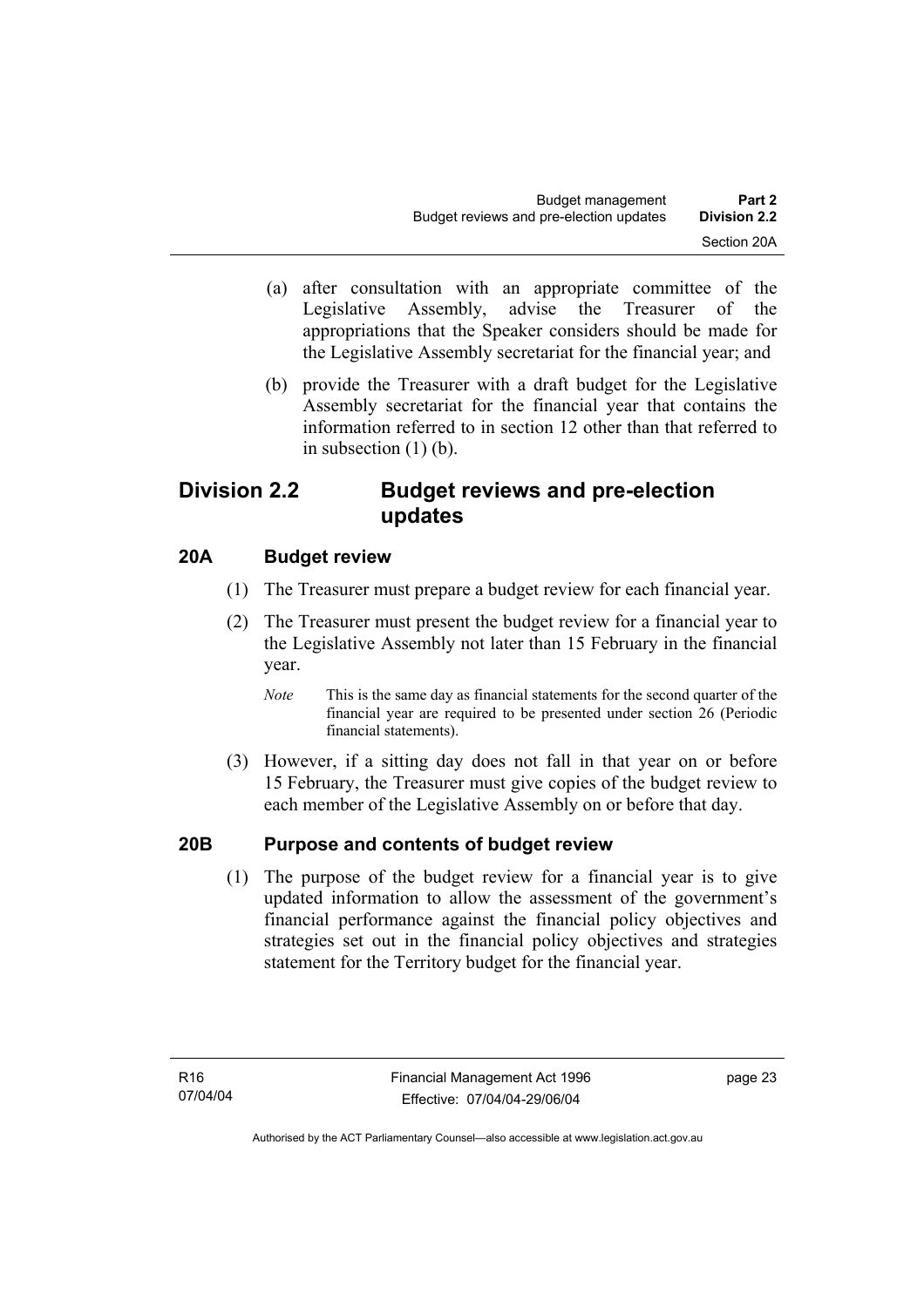(a) after consultation with an appropriate committee of the Legislative Assembly, advise the Treasurer of the appropriations that the Speaker considers should be made for the Legislative Assembly secretariat for the financial year; and

(b) provide the Treasurer with a draft budget for the Legislative Assembly secretariat for the financial year that contains the information referred to in section 12 other than that referred to in subsection (1) (b).

## Division 2.2 Budget reviews and pre-election updates

### 20A Budget review

(1) The Treasurer must prepare a budget review for each financial year.

(2) The Treasurer must present the budget review for a financial year to the Legislative Assembly not later than 15 February in the financial year.

*Note* This is the same day as financial statements for the second quarter of the financial year are required to be presented under section 26 (Periodic financial statements).

(3) However, if a sitting day does not fall in that year on or before 15 February, the Treasurer must give copies of the budget review to each member of the Legislative Assembly on or before that day.

### 20B Purpose and contents of budget review

(1) The purpose of the budget review for a financial year is to give updated information to allow the assessment of the government's financial performance against the financial policy objectives and strategies set out in the financial policy objectives and strategies statement for the Territory budget for the financial year.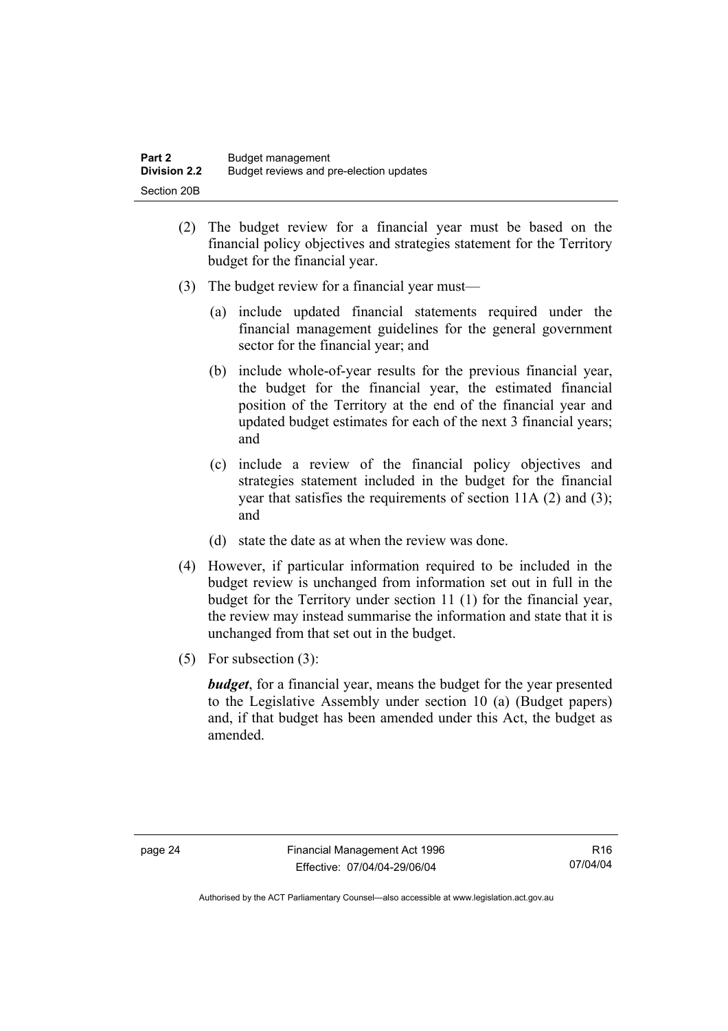(2) The budget review for a financial year must be based on the financial policy objectives and strategies statement for the Territory budget for the financial year.

(3) The budget review for a financial year must—

(a) include updated financial statements required under the financial management guidelines for the general government sector for the financial year; and

(b) include whole-of-year results for the previous financial year, the budget for the financial year, the estimated financial position of the Territory at the end of the financial year and updated budget estimates for each of the next 3 financial years; and

(c) include a review of the financial policy objectives and strategies statement included in the budget for the financial year that satisfies the requirements of section 11A (2) and (3); and

(d) state the date as at when the review was done.

(4) However, if particular information required to be included in the budget review is unchanged from information set out in full in the budget for the Territory under section 11 (1) for the financial year, the review may instead summarise the information and state that it is unchanged from that set out in the budget.

(5) For subsection (3):

***budget***, for a financial year, means the budget for the year presented to the Legislative Assembly under section 10 (a) (Budget papers) and, if that budget has been amended under this Act, the budget as amended.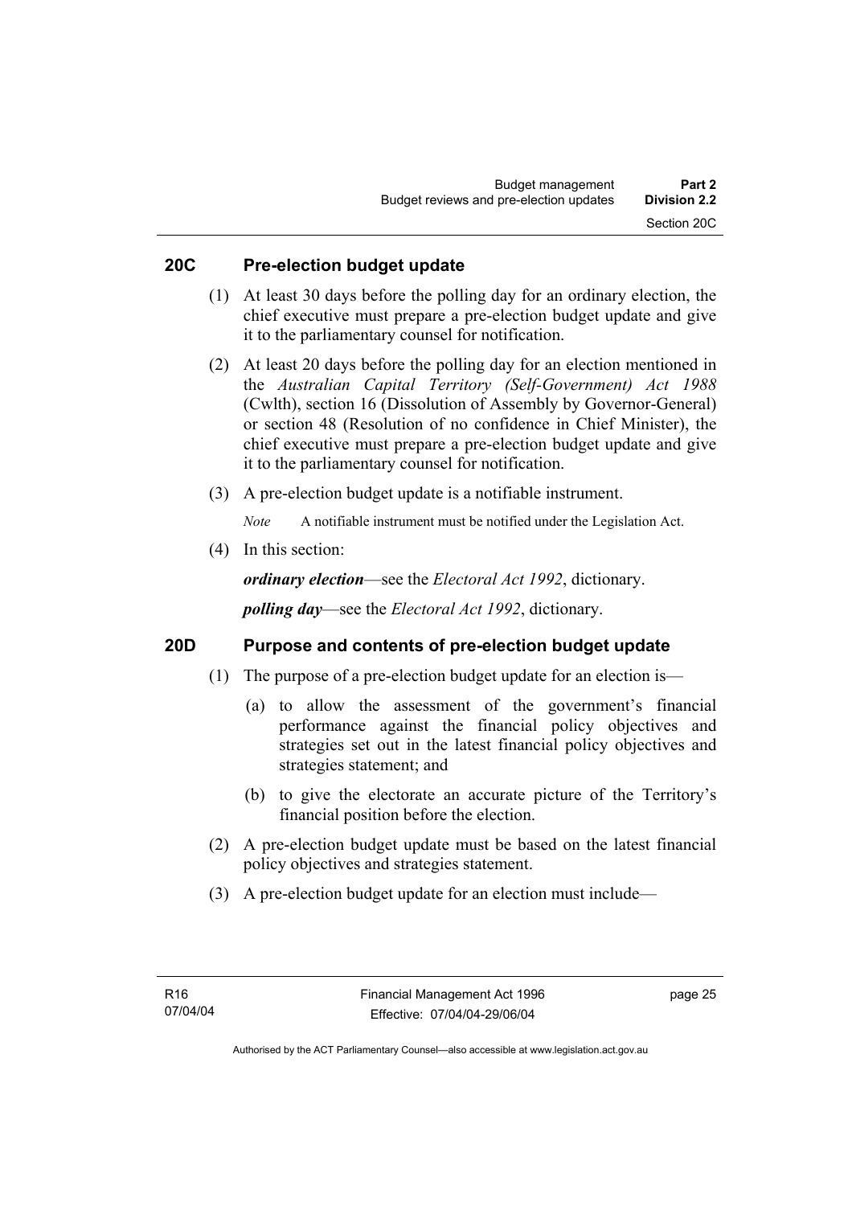## 20C Pre-election budget update

(1) At least 30 days before the polling day for an ordinary election, the chief executive must prepare a pre-election budget update and give it to the parliamentary counsel for notification.

(2) At least 20 days before the polling day for an election mentioned in the *Australian Capital Territory (Self-Government) Act 1988* (Cwlth), section 16 (Dissolution of Assembly by Governor-General) or section 48 (Resolution of no confidence in Chief Minister), the chief executive must prepare a pre-election budget update and give it to the parliamentary counsel for notification.

(3) A pre-election budget update is a notifiable instrument.

*Note* A notifiable instrument must be notified under the Legislation Act.

(4) In this section:

***ordinary election***—see the *Electoral Act 1992*, dictionary.

***polling day***—see the *Electoral Act 1992*, dictionary.

## 20D Purpose and contents of pre-election budget update

(1) The purpose of a pre-election budget update for an election is—

(a) to allow the assessment of the government's financial performance against the financial policy objectives and strategies set out in the latest financial policy objectives and strategies statement; and

(b) to give the electorate an accurate picture of the Territory's financial position before the election.

(2) A pre-election budget update must be based on the latest financial policy objectives and strategies statement.

(3) A pre-election budget update for an election must include—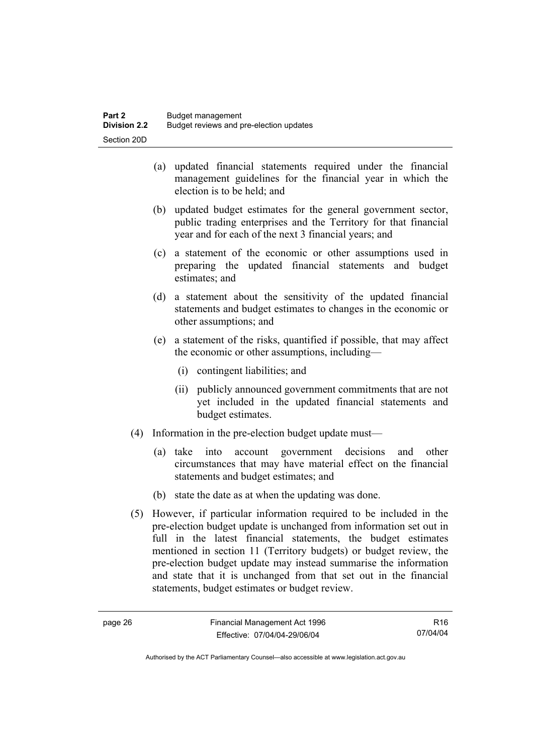(a) updated financial statements required under the financial management guidelines for the financial year in which the election is to be held; and

(b) updated budget estimates for the general government sector, public trading enterprises and the Territory for that financial year and for each of the next 3 financial years; and

(c) a statement of the economic or other assumptions used in preparing the updated financial statements and budget estimates; and

(d) a statement about the sensitivity of the updated financial statements and budget estimates to changes in the economic or other assumptions; and

(e) a statement of the risks, quantified if possible, that may affect the economic or other assumptions, including—

(i) contingent liabilities; and

(ii) publicly announced government commitments that are not yet included in the updated financial statements and budget estimates.

(4) Information in the pre-election budget update must—

(a) take into account government decisions and other circumstances that may have material effect on the financial statements and budget estimates; and

(b) state the date as at when the updating was done.

(5) However, if particular information required to be included in the pre-election budget update is unchanged from information set out in full in the latest financial statements, the budget estimates mentioned in section 11 (Territory budgets) or budget review, the pre-election budget update may instead summarise the information and state that it is unchanged from that set out in the financial statements, budget estimates or budget review.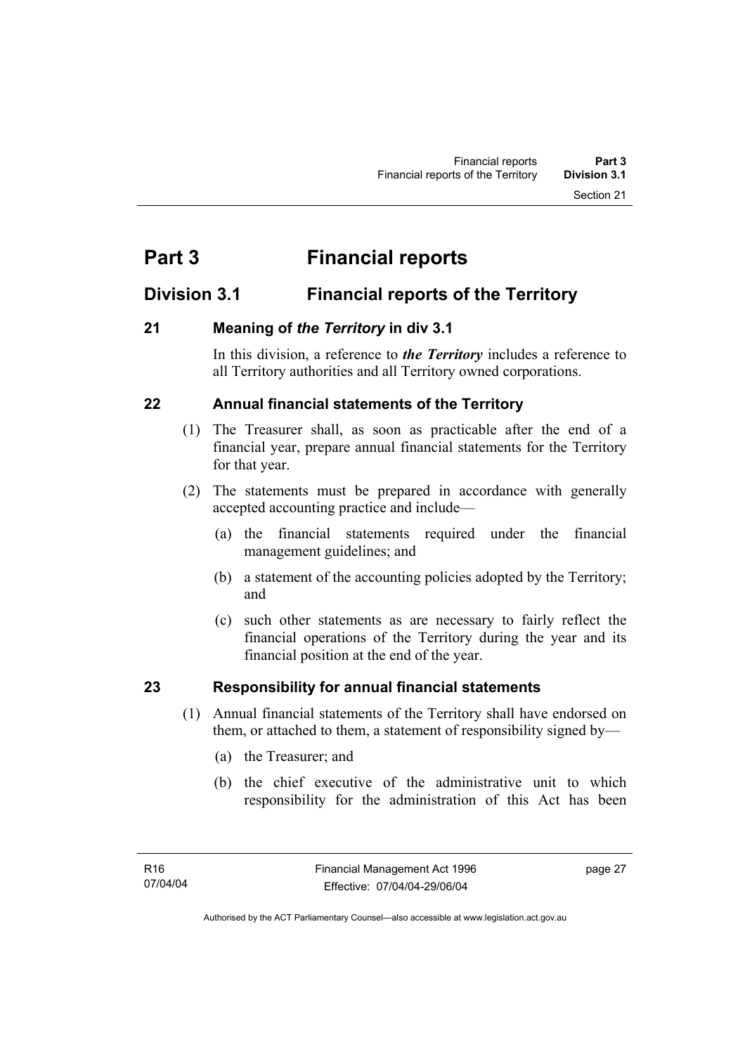# Part 3 Financial reports

## Division 3.1 Financial reports of the Territory

### 21 Meaning of *the Territory* in div 3.1

In this division, a reference to ***the Territory*** includes a reference to all Territory authorities and all Territory owned corporations.

### 22 Annual financial statements of the Territory

(1) The Treasurer shall, as soon as practicable after the end of a financial year, prepare annual financial statements for the Territory for that year.

(2) The statements must be prepared in accordance with generally accepted accounting practice and include—

(a) the financial statements required under the financial management guidelines; and

(b) a statement of the accounting policies adopted by the Territory; and

(c) such other statements as are necessary to fairly reflect the financial operations of the Territory during the year and its financial position at the end of the year.

### 23 Responsibility for annual financial statements

(1) Annual financial statements of the Territory shall have endorsed on them, or attached to them, a statement of responsibility signed by—

(a) the Treasurer; and

(b) the chief executive of the administrative unit to which responsibility for the administration of this Act has been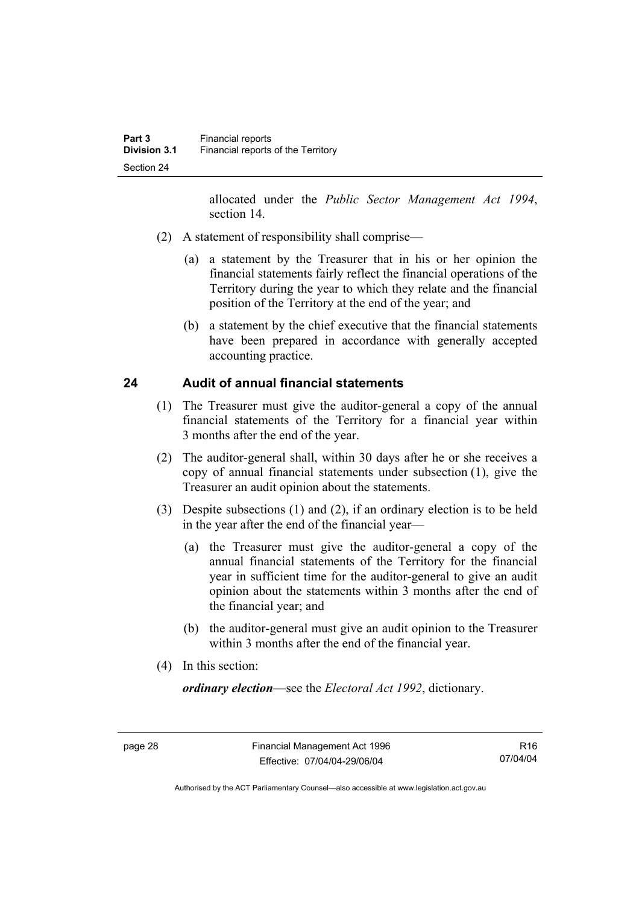allocated under the *Public Sector Management Act 1994*, section 14.

(2) A statement of responsibility shall comprise—

(a) a statement by the Treasurer that in his or her opinion the financial statements fairly reflect the financial operations of the Territory during the year to which they relate and the financial position of the Territory at the end of the year; and

(b) a statement by the chief executive that the financial statements have been prepared in accordance with generally accepted accounting practice.

## 24 Audit of annual financial statements

(1) The Treasurer must give the auditor-general a copy of the annual financial statements of the Territory for a financial year within 3 months after the end of the year.

(2) The auditor-general shall, within 30 days after he or she receives a copy of annual financial statements under subsection (1), give the Treasurer an audit opinion about the statements.

(3) Despite subsections (1) and (2), if an ordinary election is to be held in the year after the end of the financial year—

(a) the Treasurer must give the auditor-general a copy of the annual financial statements of the Territory for the financial year in sufficient time for the auditor-general to give an audit opinion about the statements within 3 months after the end of the financial year; and

(b) the auditor-general must give an audit opinion to the Treasurer within 3 months after the end of the financial year.

(4) In this section:

***ordinary election***—see the *Electoral Act 1992*, dictionary.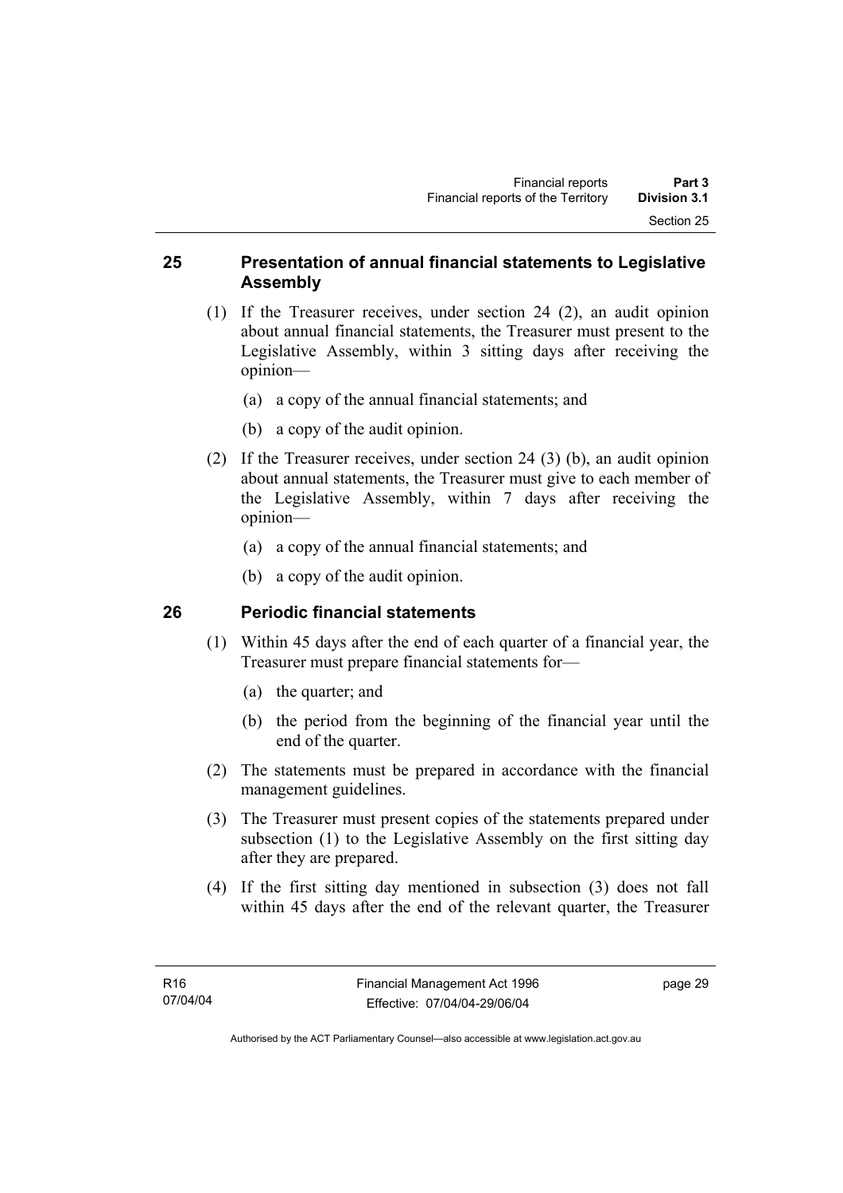## 25 Presentation of annual financial statements to Legislative Assembly

(1) If the Treasurer receives, under section 24 (2), an audit opinion about annual financial statements, the Treasurer must present to the Legislative Assembly, within 3 sitting days after receiving the opinion—

(a) a copy of the annual financial statements; and

(b) a copy of the audit opinion.

(2) If the Treasurer receives, under section 24 (3) (b), an audit opinion about annual statements, the Treasurer must give to each member of the Legislative Assembly, within 7 days after receiving the opinion—

(a) a copy of the annual financial statements; and

(b) a copy of the audit opinion.

## 26 Periodic financial statements

(1) Within 45 days after the end of each quarter of a financial year, the Treasurer must prepare financial statements for—

(a) the quarter; and

(b) the period from the beginning of the financial year until the end of the quarter.

(2) The statements must be prepared in accordance with the financial management guidelines.

(3) The Treasurer must present copies of the statements prepared under subsection (1) to the Legislative Assembly on the first sitting day after they are prepared.

(4) If the first sitting day mentioned in subsection (3) does not fall within 45 days after the end of the relevant quarter, the Treasurer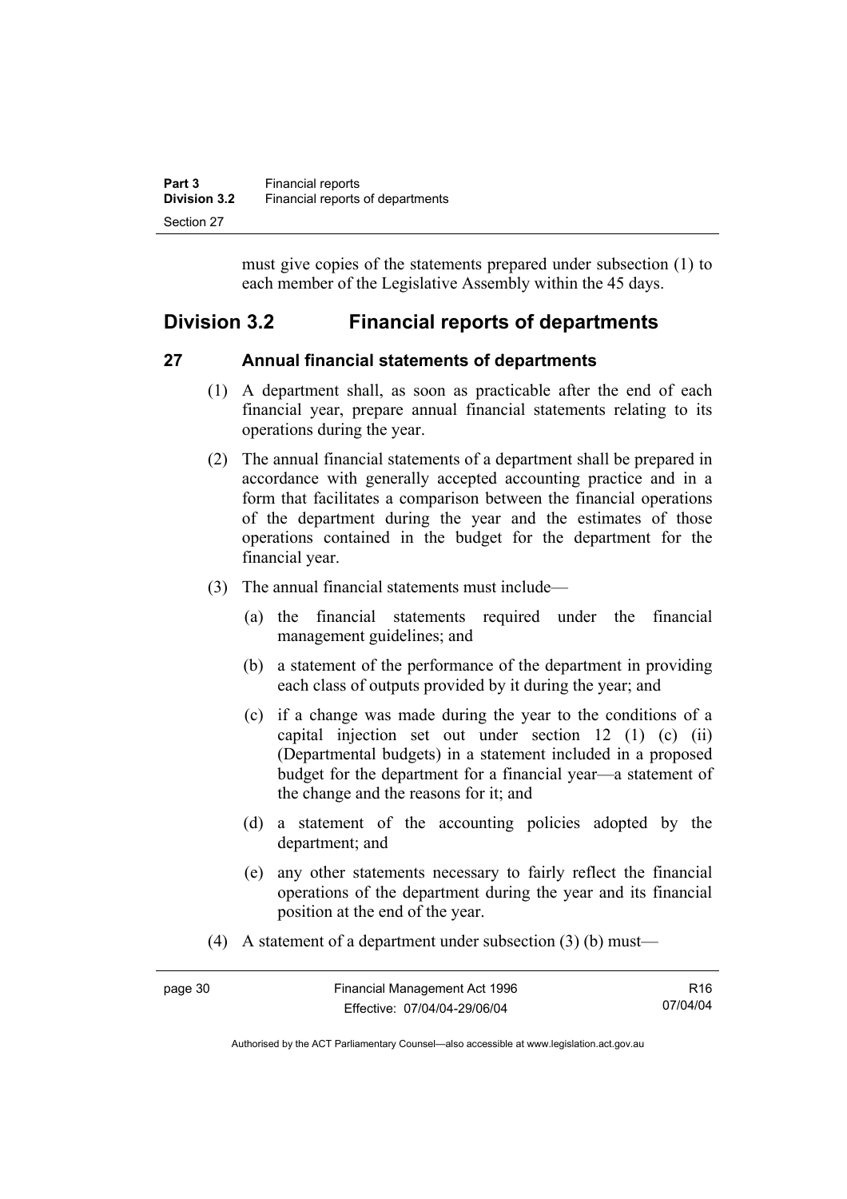must give copies of the statements prepared under subsection (1) to each member of the Legislative Assembly within the 45 days.

## Division 3.2 Financial reports of departments

### 27 Annual financial statements of departments

(1) A department shall, as soon as practicable after the end of each financial year, prepare annual financial statements relating to its operations during the year.

(2) The annual financial statements of a department shall be prepared in accordance with generally accepted accounting practice and in a form that facilitates a comparison between the financial operations of the department during the year and the estimates of those operations contained in the budget for the department for the financial year.

(3) The annual financial statements must include—

(a) the financial statements required under the financial management guidelines; and

(b) a statement of the performance of the department in providing each class of outputs provided by it during the year; and

(c) if a change was made during the year to the conditions of a capital injection set out under section 12 (1) (c) (ii) (Departmental budgets) in a statement included in a proposed budget for the department for a financial year—a statement of the change and the reasons for it; and

(d) a statement of the accounting policies adopted by the department; and

(e) any other statements necessary to fairly reflect the financial operations of the department during the year and its financial position at the end of the year.

(4) A statement of a department under subsection (3) (b) must—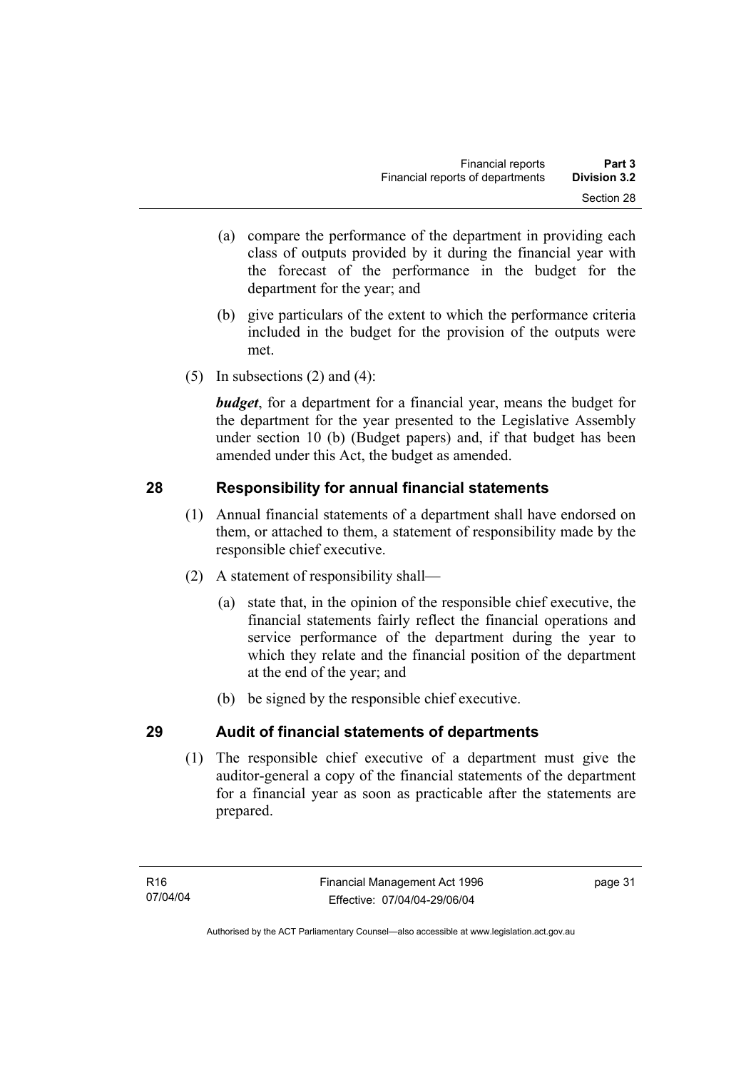(a) compare the performance of the department in providing each class of outputs provided by it during the financial year with the forecast of the performance in the budget for the department for the year; and

(b) give particulars of the extent to which the performance criteria included in the budget for the provision of the outputs were met.

(5) In subsections (2) and (4):

***budget***, for a department for a financial year, means the budget for the department for the year presented to the Legislative Assembly under section 10 (b) (Budget papers) and, if that budget has been amended under this Act, the budget as amended.

## 28 Responsibility for annual financial statements

(1) Annual financial statements of a department shall have endorsed on them, or attached to them, a statement of responsibility made by the responsible chief executive.

(2) A statement of responsibility shall—

(a) state that, in the opinion of the responsible chief executive, the financial statements fairly reflect the financial operations and service performance of the department during the year to which they relate and the financial position of the department at the end of the year; and

(b) be signed by the responsible chief executive.

## 29 Audit of financial statements of departments

(1) The responsible chief executive of a department must give the auditor-general a copy of the financial statements of the department for a financial year as soon as practicable after the statements are prepared.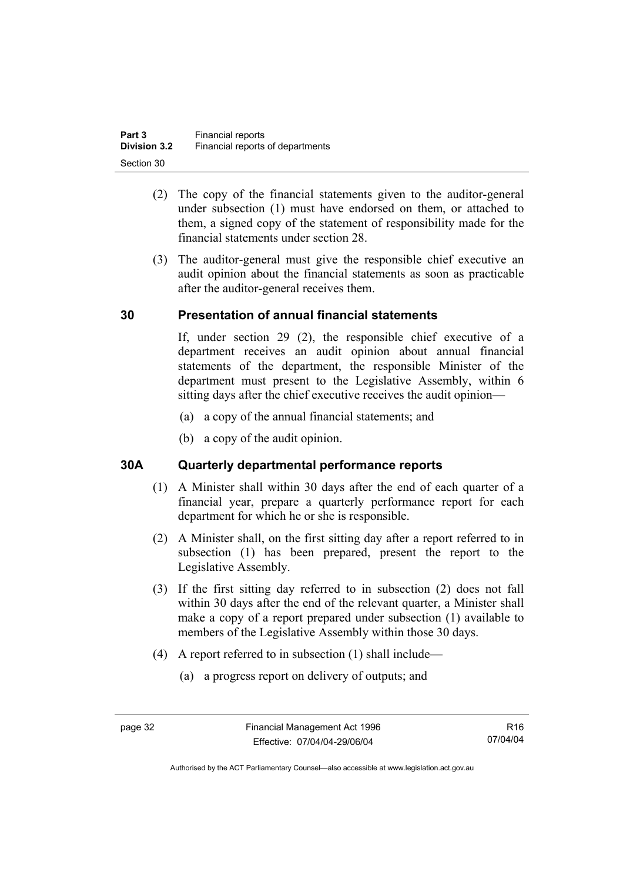(2) The copy of the financial statements given to the auditor-general under subsection (1) must have endorsed on them, or attached to them, a signed copy of the statement of responsibility made for the financial statements under section 28.

(3) The auditor-general must give the responsible chief executive an audit opinion about the financial statements as soon as practicable after the auditor-general receives them.

## 30 Presentation of annual financial statements

If, under section 29 (2), the responsible chief executive of a department receives an audit opinion about annual financial statements of the department, the responsible Minister of the department must present to the Legislative Assembly, within 6 sitting days after the chief executive receives the audit opinion—

(a) a copy of the annual financial statements; and

(b) a copy of the audit opinion.

## 30A Quarterly departmental performance reports

(1) A Minister shall within 30 days after the end of each quarter of a financial year, prepare a quarterly performance report for each department for which he or she is responsible.

(2) A Minister shall, on the first sitting day after a report referred to in subsection (1) has been prepared, present the report to the Legislative Assembly.

(3) If the first sitting day referred to in subsection (2) does not fall within 30 days after the end of the relevant quarter, a Minister shall make a copy of a report prepared under subsection (1) available to members of the Legislative Assembly within those 30 days.

(4) A report referred to in subsection (1) shall include—

(a) a progress report on delivery of outputs; and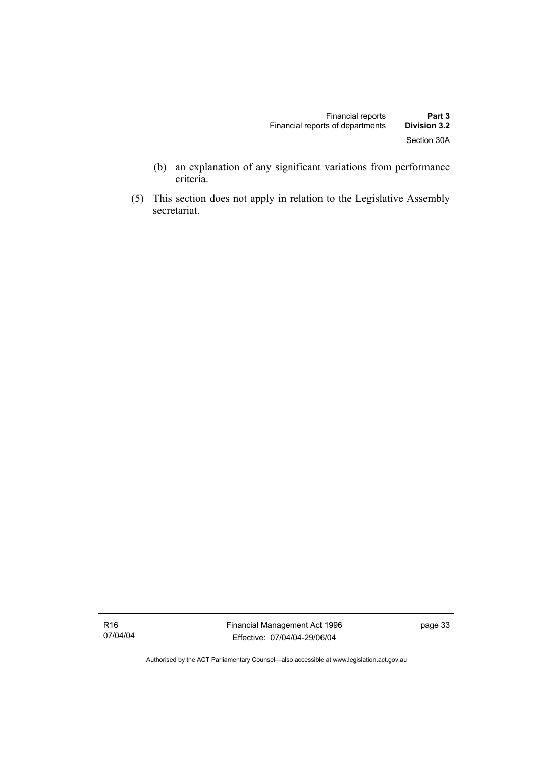(b) an explanation of any significant variations from performance criteria.

(5) This section does not apply in relation to the Legislative Assembly secretariat.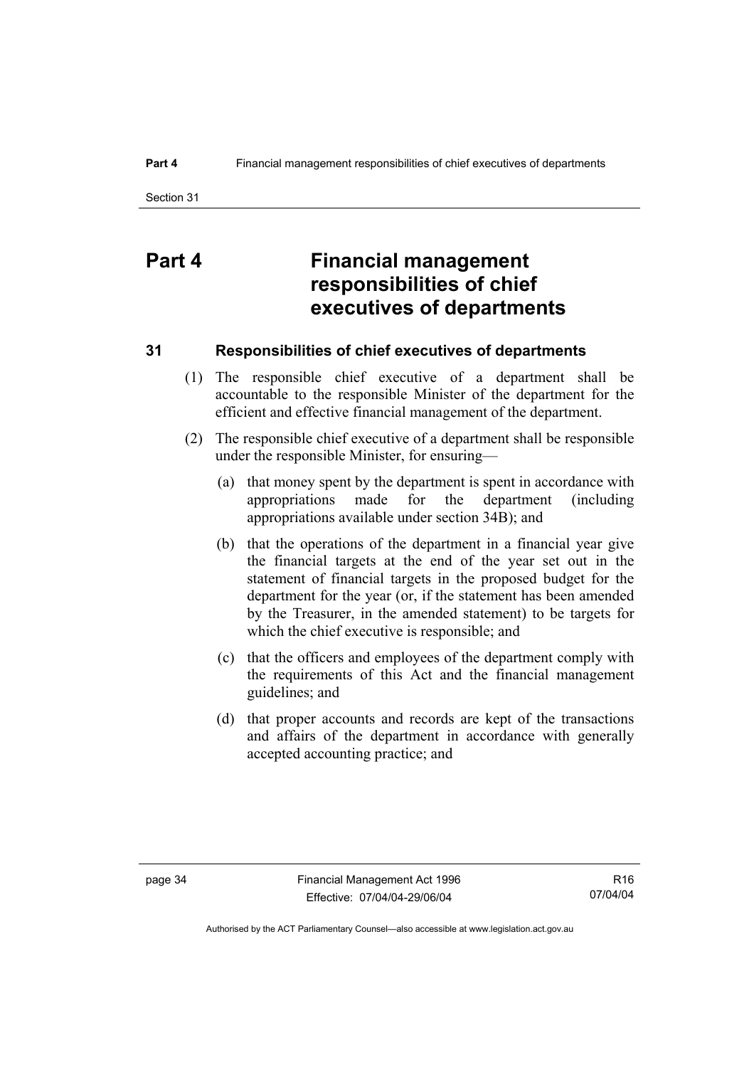# Part 4 Financial management responsibilities of chief executives of departments

## 31 Responsibilities of chief executives of departments

(1) The responsible chief executive of a department shall be accountable to the responsible Minister of the department for the efficient and effective financial management of the department.

(2) The responsible chief executive of a department shall be responsible under the responsible Minister, for ensuring—

(a) that money spent by the department is spent in accordance with appropriations made for the department (including appropriations available under section 34B); and

(b) that the operations of the department in a financial year give the financial targets at the end of the year set out in the statement of financial targets in the proposed budget for the department for the year (or, if the statement has been amended by the Treasurer, in the amended statement) to be targets for which the chief executive is responsible; and

(c) that the officers and employees of the department comply with the requirements of this Act and the financial management guidelines; and

(d) that proper accounts and records are kept of the transactions and affairs of the department in accordance with generally accepted accounting practice; and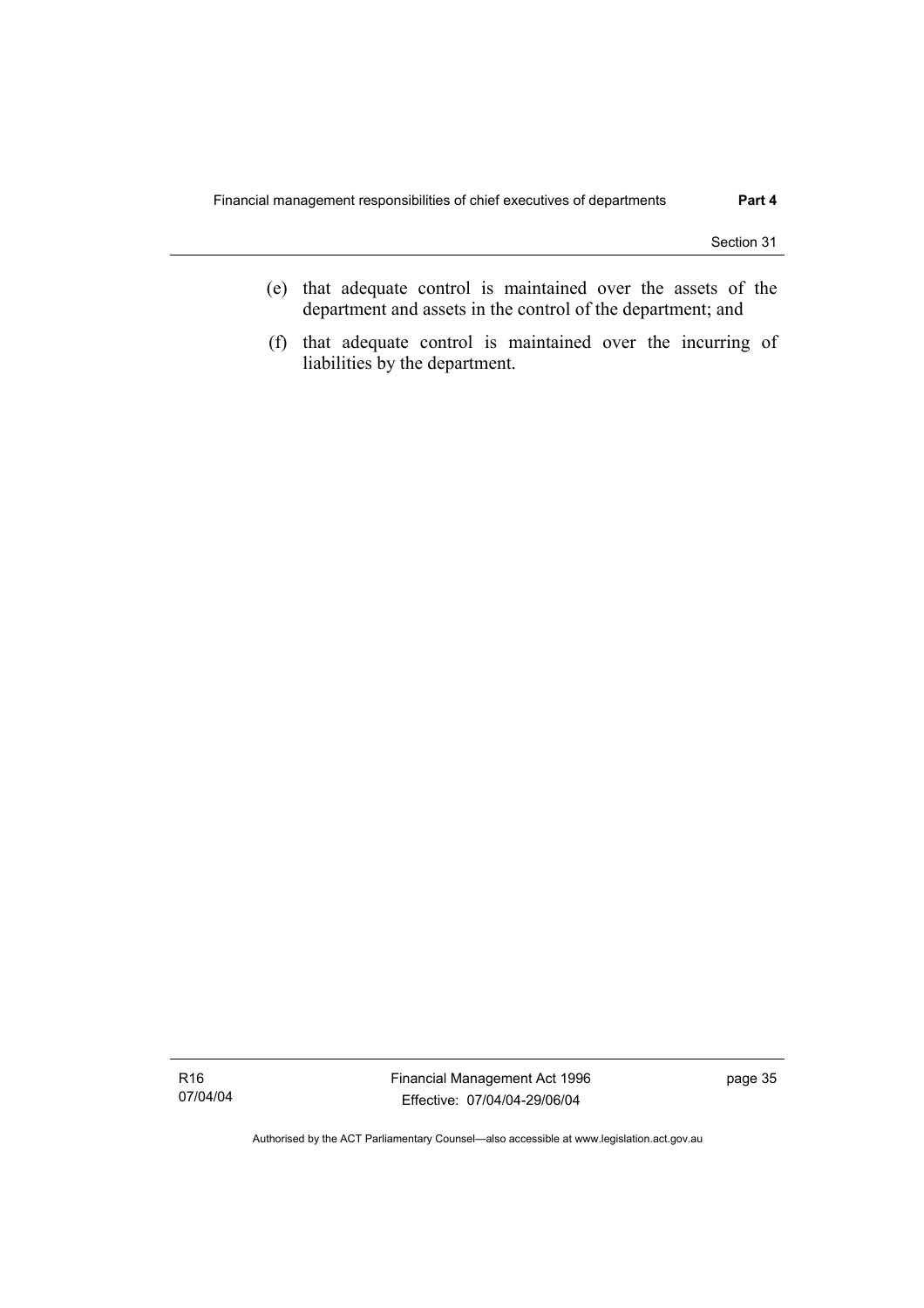(e) that adequate control is maintained over the assets of the department and assets in the control of the department; and

(f) that adequate control is maintained over the incurring of liabilities by the department.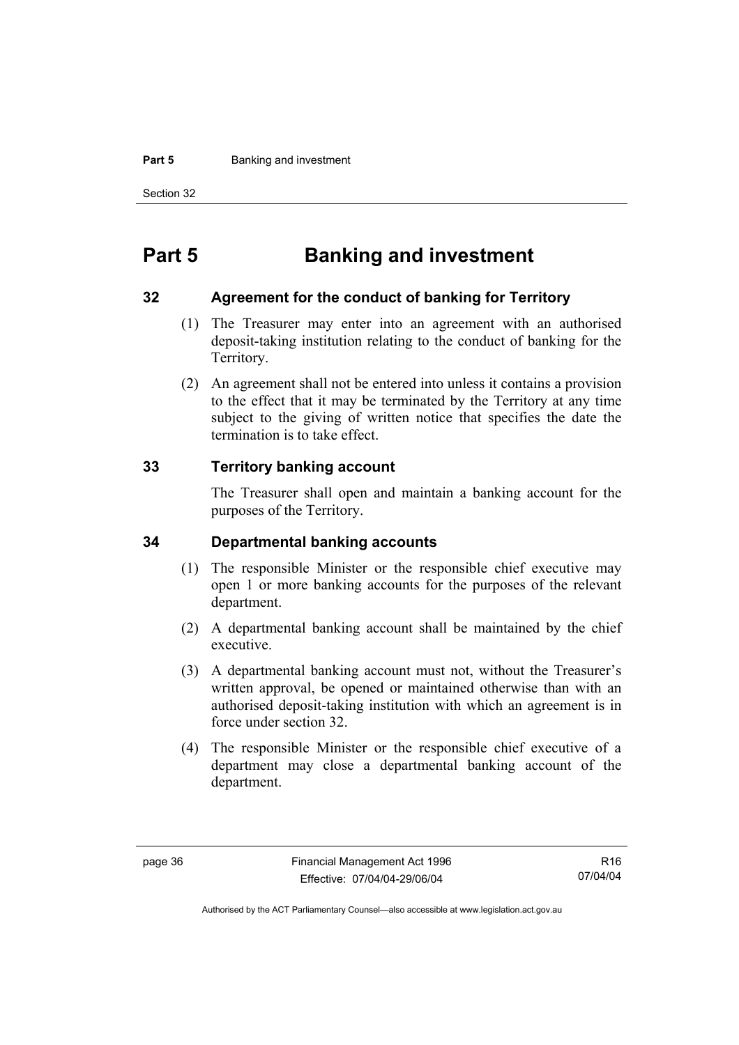# Part 5 Banking and investment

## 32 Agreement for the conduct of banking for Territory

(1) The Treasurer may enter into an agreement with an authorised deposit-taking institution relating to the conduct of banking for the Territory.

(2) An agreement shall not be entered into unless it contains a provision to the effect that it may be terminated by the Territory at any time subject to the giving of written notice that specifies the date the termination is to take effect.

## 33 Territory banking account

The Treasurer shall open and maintain a banking account for the purposes of the Territory.

## 34 Departmental banking accounts

(1) The responsible Minister or the responsible chief executive may open 1 or more banking accounts for the purposes of the relevant department.

(2) A departmental banking account shall be maintained by the chief executive.

(3) A departmental banking account must not, without the Treasurer's written approval, be opened or maintained otherwise than with an authorised deposit-taking institution with which an agreement is in force under section 32.

(4) The responsible Minister or the responsible chief executive of a department may close a departmental banking account of the department.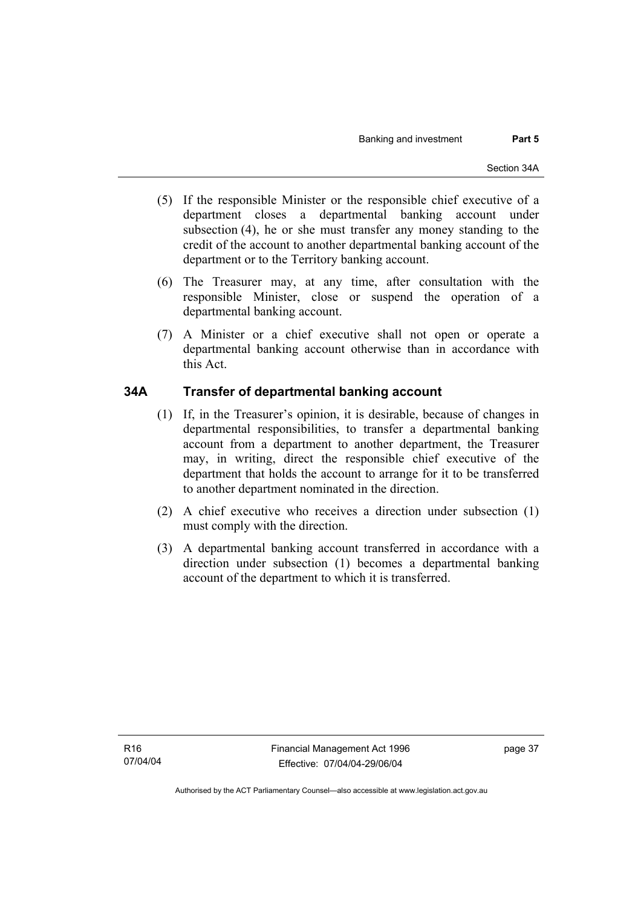(5) If the responsible Minister or the responsible chief executive of a department closes a departmental banking account under subsection (4), he or she must transfer any money standing to the credit of the account to another departmental banking account of the department or to the Territory banking account.

(6) The Treasurer may, at any time, after consultation with the responsible Minister, close or suspend the operation of a departmental banking account.

(7) A Minister or a chief executive shall not open or operate a departmental banking account otherwise than in accordance with this Act.

## 34A Transfer of departmental banking account

(1) If, in the Treasurer's opinion, it is desirable, because of changes in departmental responsibilities, to transfer a departmental banking account from a department to another department, the Treasurer may, in writing, direct the responsible chief executive of the department that holds the account to arrange for it to be transferred to another department nominated in the direction.

(2) A chief executive who receives a direction under subsection (1) must comply with the direction.

(3) A departmental banking account transferred in accordance with a direction under subsection (1) becomes a departmental banking account of the department to which it is transferred.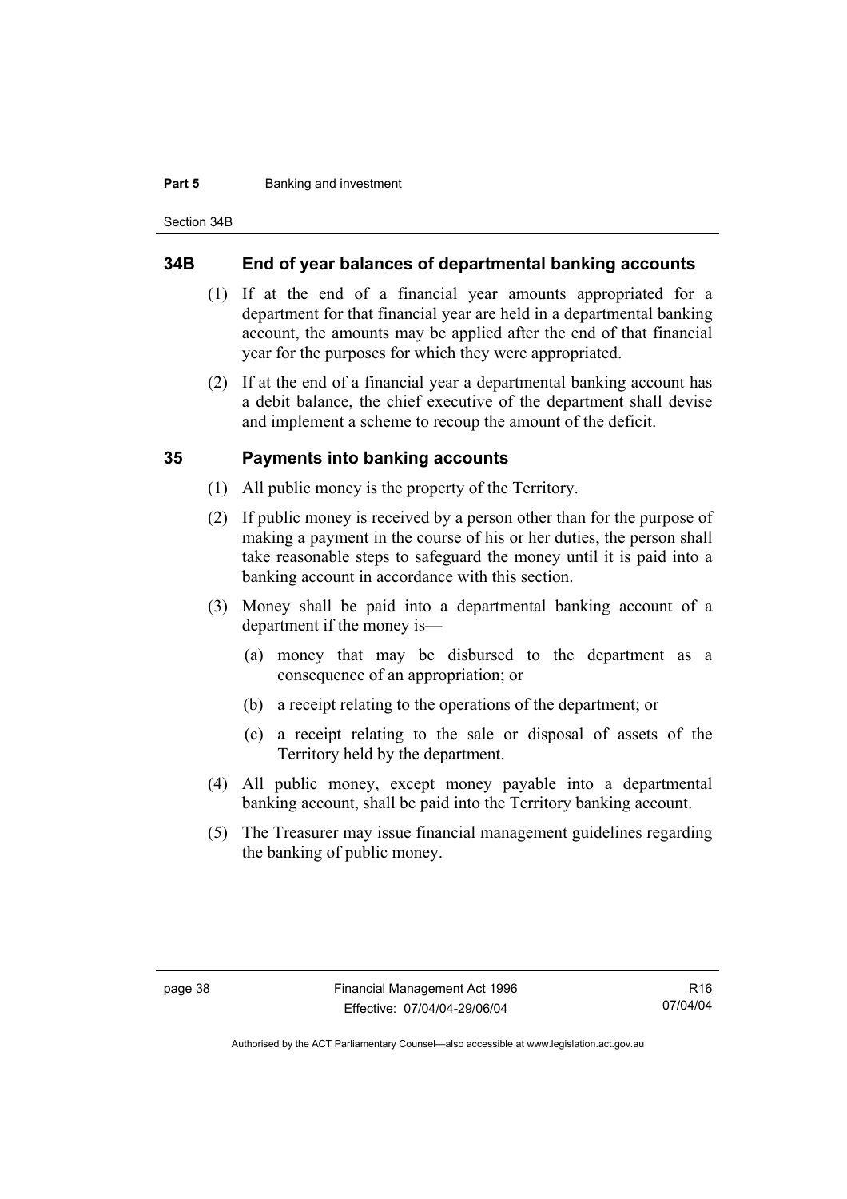## 34B End of year balances of departmental banking accounts

(1) If at the end of a financial year amounts appropriated for a department for that financial year are held in a departmental banking account, the amounts may be applied after the end of that financial year for the purposes for which they were appropriated.

(2) If at the end of a financial year a departmental banking account has a debit balance, the chief executive of the department shall devise and implement a scheme to recoup the amount of the deficit.

## 35 Payments into banking accounts

(1) All public money is the property of the Territory.

(2) If public money is received by a person other than for the purpose of making a payment in the course of his or her duties, the person shall take reasonable steps to safeguard the money until it is paid into a banking account in accordance with this section.

(3) Money shall be paid into a departmental banking account of a department if the money is—

(a) money that may be disbursed to the department as a consequence of an appropriation; or

(b) a receipt relating to the operations of the department; or

(c) a receipt relating to the sale or disposal of assets of the Territory held by the department.

(4) All public money, except money payable into a departmental banking account, shall be paid into the Territory banking account.

(5) The Treasurer may issue financial management guidelines regarding the banking of public money.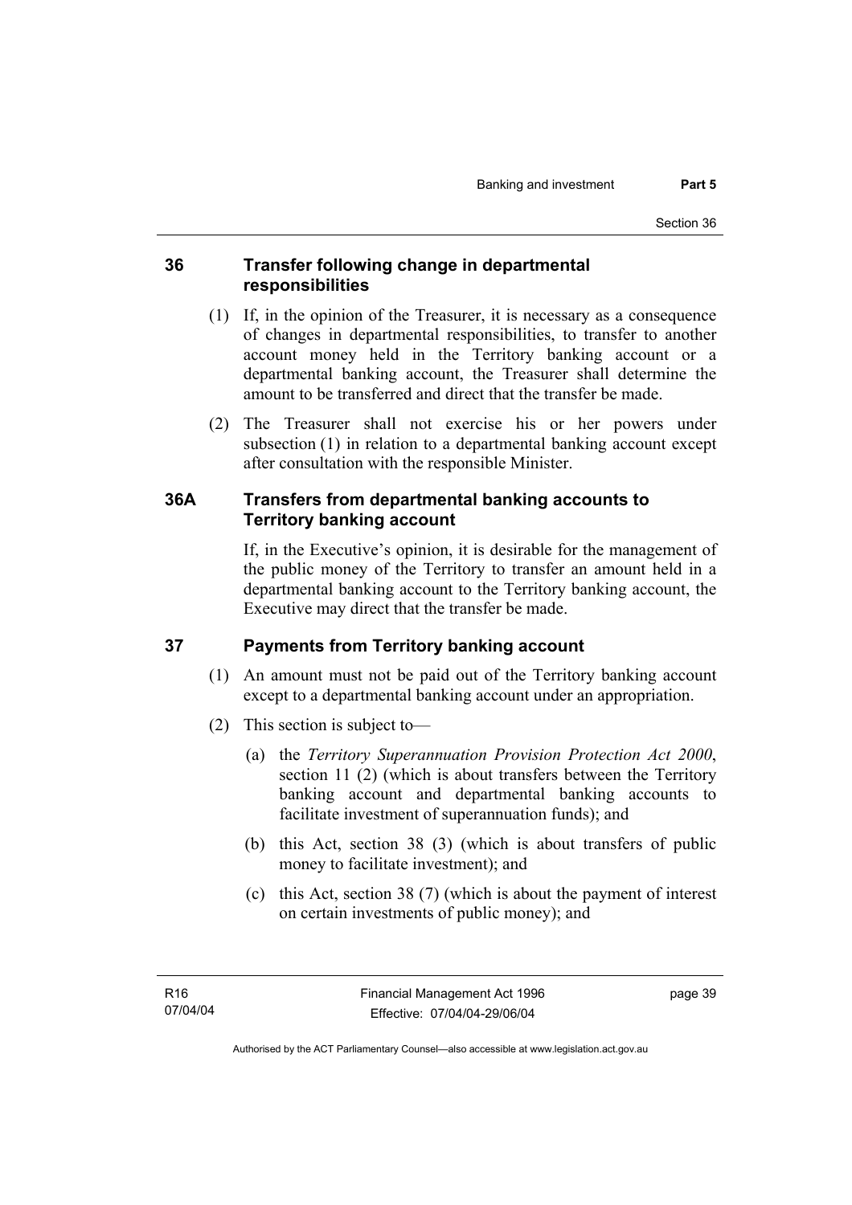### 36 Transfer following change in departmental responsibilities

(1) If, in the opinion of the Treasurer, it is necessary as a consequence of changes in departmental responsibilities, to transfer to another account money held in the Territory banking account or a departmental banking account, the Treasurer shall determine the amount to be transferred and direct that the transfer be made.

(2) The Treasurer shall not exercise his or her powers under subsection (1) in relation to a departmental banking account except after consultation with the responsible Minister.

### 36A Transfers from departmental banking accounts to Territory banking account

If, in the Executive's opinion, it is desirable for the management of the public money of the Territory to transfer an amount held in a departmental banking account to the Territory banking account, the Executive may direct that the transfer be made.

### 37 Payments from Territory banking account

(1) An amount must not be paid out of the Territory banking account except to a departmental banking account under an appropriation.

(2) This section is subject to—

(a) the *Territory Superannuation Provision Protection Act 2000*, section 11 (2) (which is about transfers between the Territory banking account and departmental banking accounts to facilitate investment of superannuation funds); and

(b) this Act, section 38 (3) (which is about transfers of public money to facilitate investment); and

(c) this Act, section 38 (7) (which is about the payment of interest on certain investments of public money); and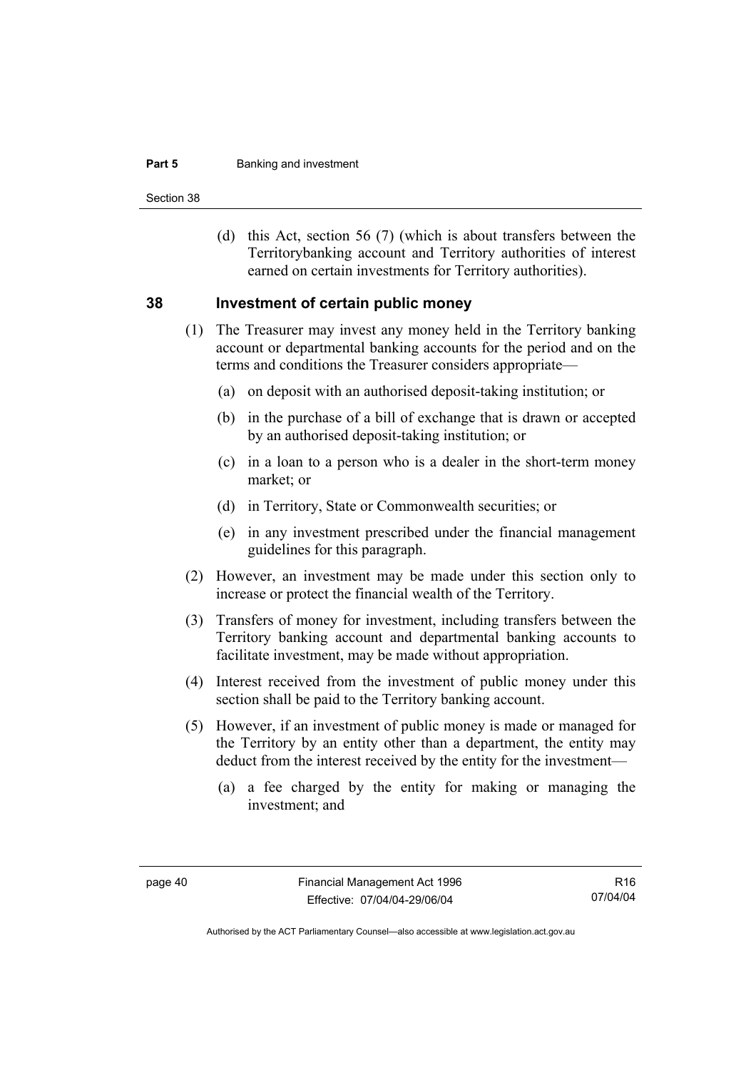(d) this Act, section 56 (7) (which is about transfers between the Territorybanking account and Territory authorities of interest earned on certain investments for Territory authorities).

## 38 Investment of certain public money

(1) The Treasurer may invest any money held in the Territory banking account or departmental banking accounts for the period and on the terms and conditions the Treasurer considers appropriate—

(a) on deposit with an authorised deposit-taking institution; or

(b) in the purchase of a bill of exchange that is drawn or accepted by an authorised deposit-taking institution; or

(c) in a loan to a person who is a dealer in the short-term money market; or

(d) in Territory, State or Commonwealth securities; or

(e) in any investment prescribed under the financial management guidelines for this paragraph.

(2) However, an investment may be made under this section only to increase or protect the financial wealth of the Territory.

(3) Transfers of money for investment, including transfers between the Territory banking account and departmental banking accounts to facilitate investment, may be made without appropriation.

(4) Interest received from the investment of public money under this section shall be paid to the Territory banking account.

(5) However, if an investment of public money is made or managed for the Territory by an entity other than a department, the entity may deduct from the interest received by the entity for the investment—

(a) a fee charged by the entity for making or managing the investment; and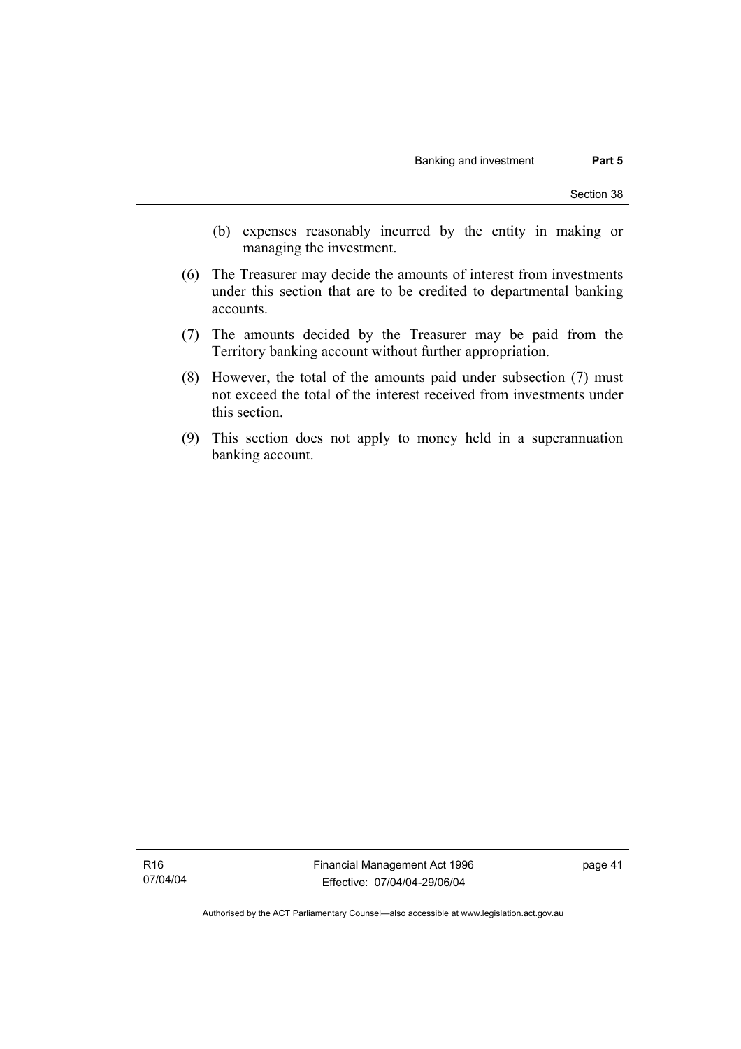(b) expenses reasonably incurred by the entity in making or managing the investment.

(6) The Treasurer may decide the amounts of interest from investments under this section that are to be credited to departmental banking accounts.

(7) The amounts decided by the Treasurer may be paid from the Territory banking account without further appropriation.

(8) However, the total of the amounts paid under subsection (7) must not exceed the total of the interest received from investments under this section.

(9) This section does not apply to money held in a superannuation banking account.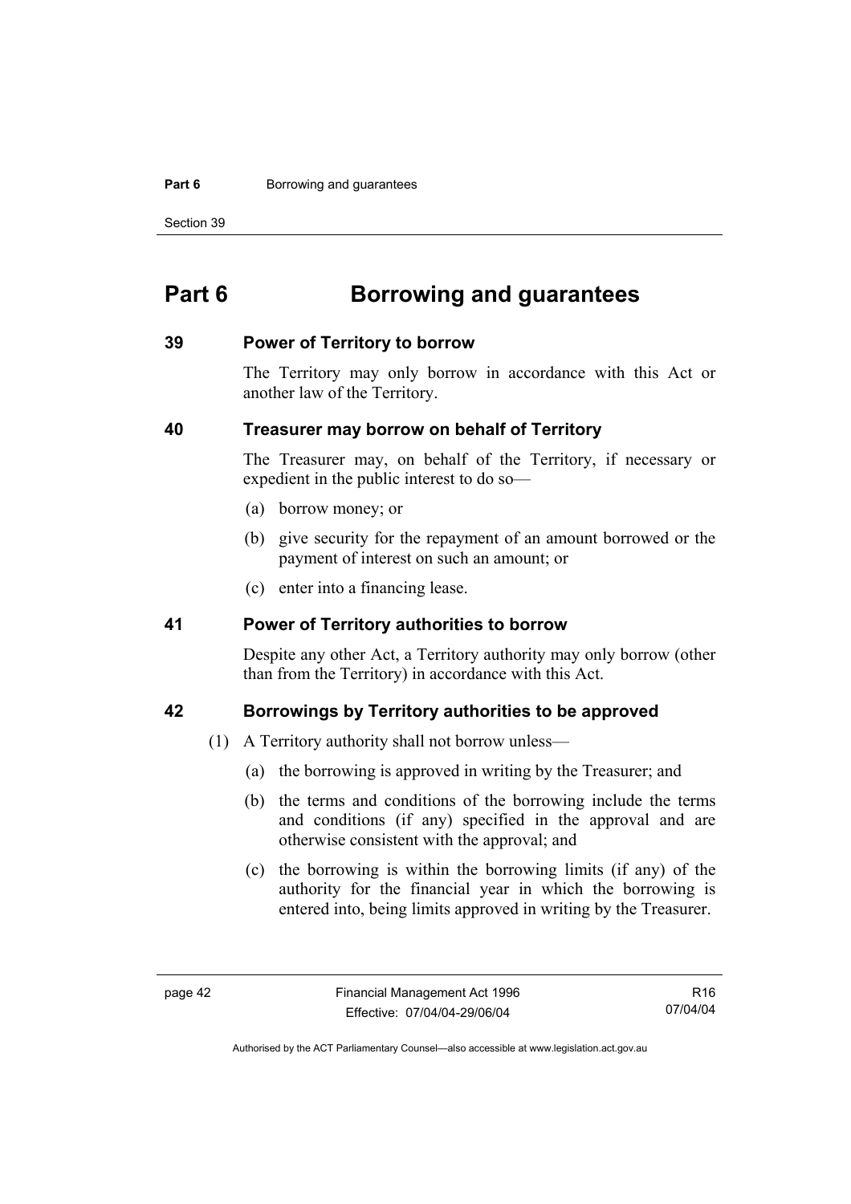# Part 6 Borrowing and guarantees

## 39 Power of Territory to borrow

The Territory may only borrow in accordance with this Act or another law of the Territory.

## 40 Treasurer may borrow on behalf of Territory

The Treasurer may, on behalf of the Territory, if necessary or expedient in the public interest to do so—

(a) borrow money; or

(b) give security for the repayment of an amount borrowed or the payment of interest on such an amount; or

(c) enter into a financing lease.

## 41 Power of Territory authorities to borrow

Despite any other Act, a Territory authority may only borrow (other than from the Territory) in accordance with this Act.

## 42 Borrowings by Territory authorities to be approved

(1) A Territory authority shall not borrow unless—

(a) the borrowing is approved in writing by the Treasurer; and

(b) the terms and conditions of the borrowing include the terms and conditions (if any) specified in the approval and are otherwise consistent with the approval; and

(c) the borrowing is within the borrowing limits (if any) of the authority for the financial year in which the borrowing is entered into, being limits approved in writing by the Treasurer.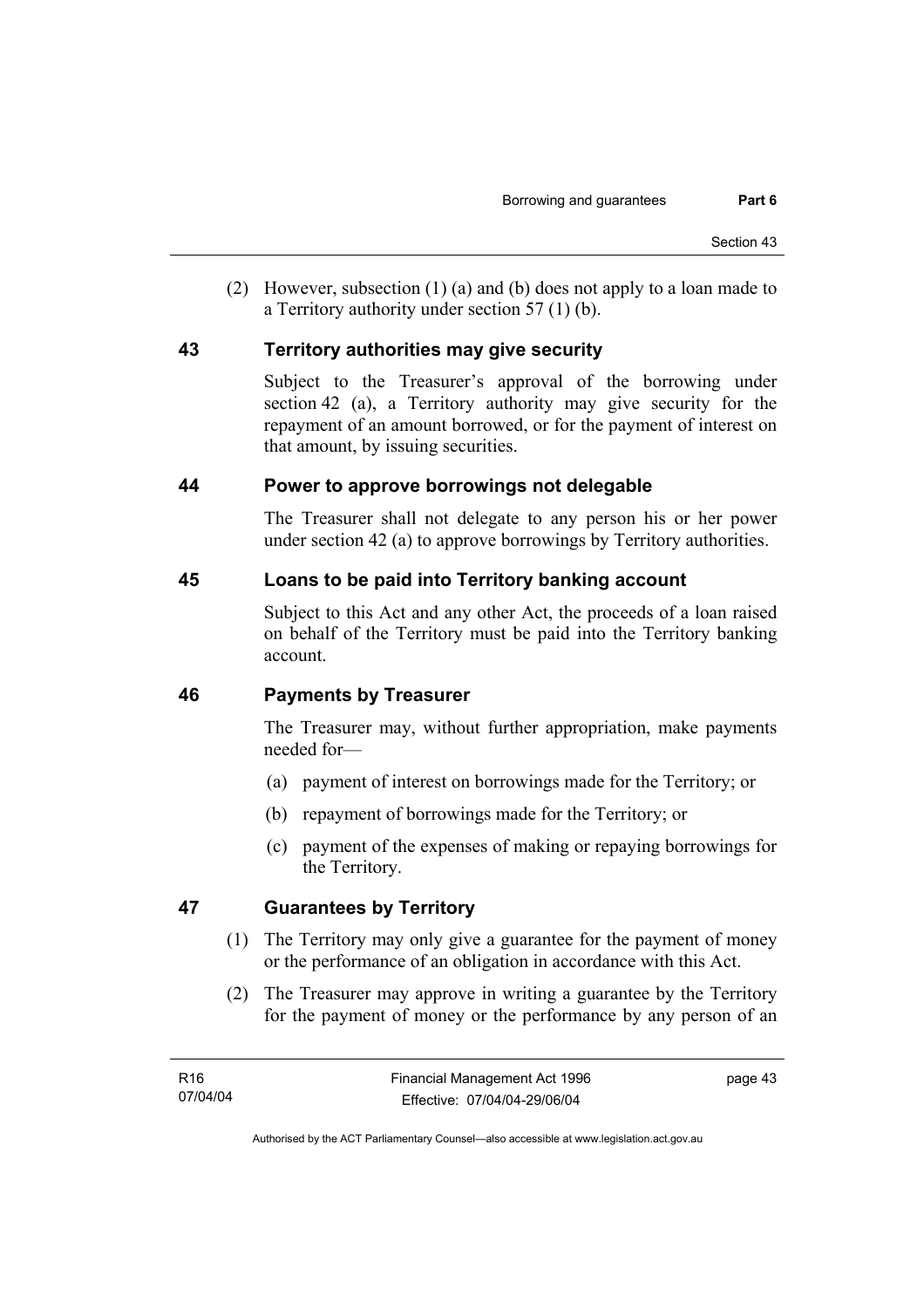(2) However, subsection (1) (a) and (b) does not apply to a loan made to a Territory authority under section 57 (1) (b).

## 43 Territory authorities may give security

Subject to the Treasurer's approval of the borrowing under section 42 (a), a Territory authority may give security for the repayment of an amount borrowed, or for the payment of interest on that amount, by issuing securities.

## 44 Power to approve borrowings not delegable

The Treasurer shall not delegate to any person his or her power under section 42 (a) to approve borrowings by Territory authorities.

## 45 Loans to be paid into Territory banking account

Subject to this Act and any other Act, the proceeds of a loan raised on behalf of the Territory must be paid into the Territory banking account.

## 46 Payments by Treasurer

The Treasurer may, without further appropriation, make payments needed for—

(a) payment of interest on borrowings made for the Territory; or

(b) repayment of borrowings made for the Territory; or

(c) payment of the expenses of making or repaying borrowings for the Territory.

## 47 Guarantees by Territory

(1) The Territory may only give a guarantee for the payment of money or the performance of an obligation in accordance with this Act.

(2) The Treasurer may approve in writing a guarantee by the Territory for the payment of money or the performance by any person of an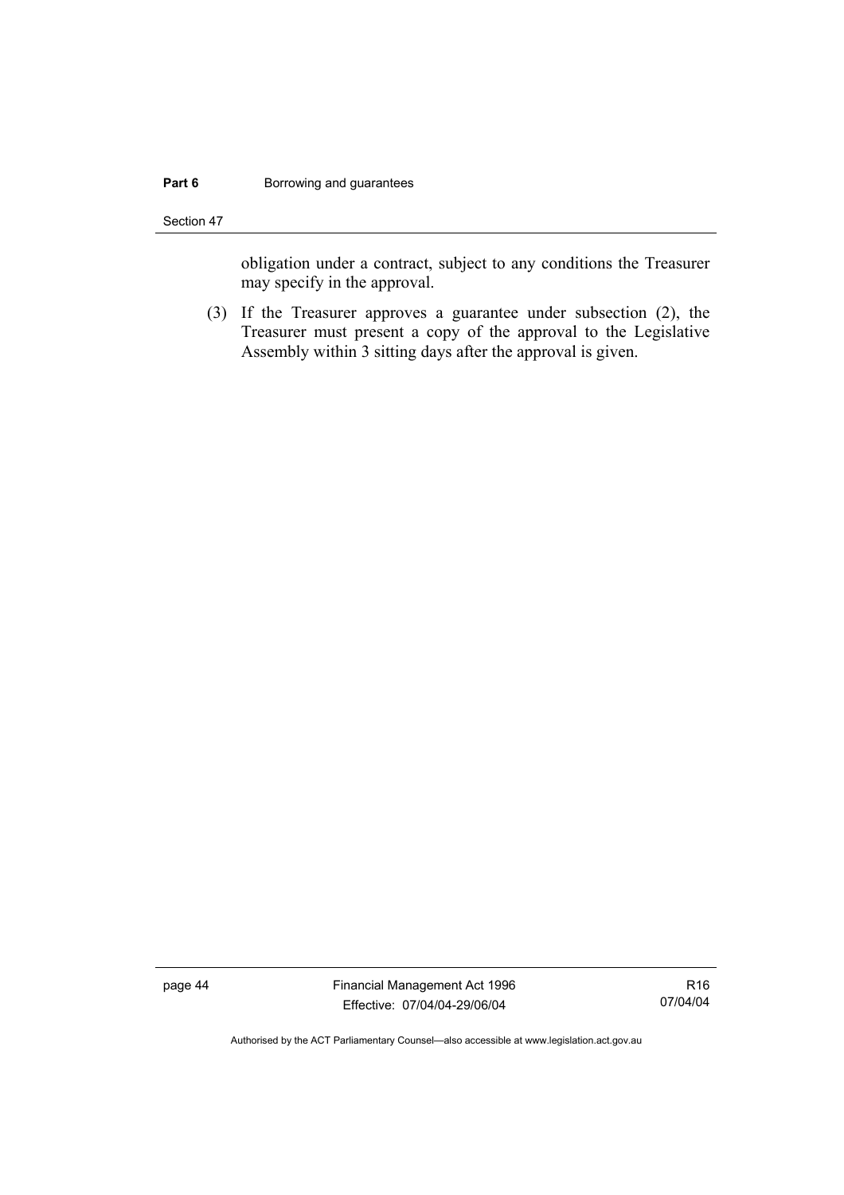obligation under a contract, subject to any conditions the Treasurer may specify in the approval.

(3) If the Treasurer approves a guarantee under subsection (2), the Treasurer must present a copy of the approval to the Legislative Assembly within 3 sitting days after the approval is given.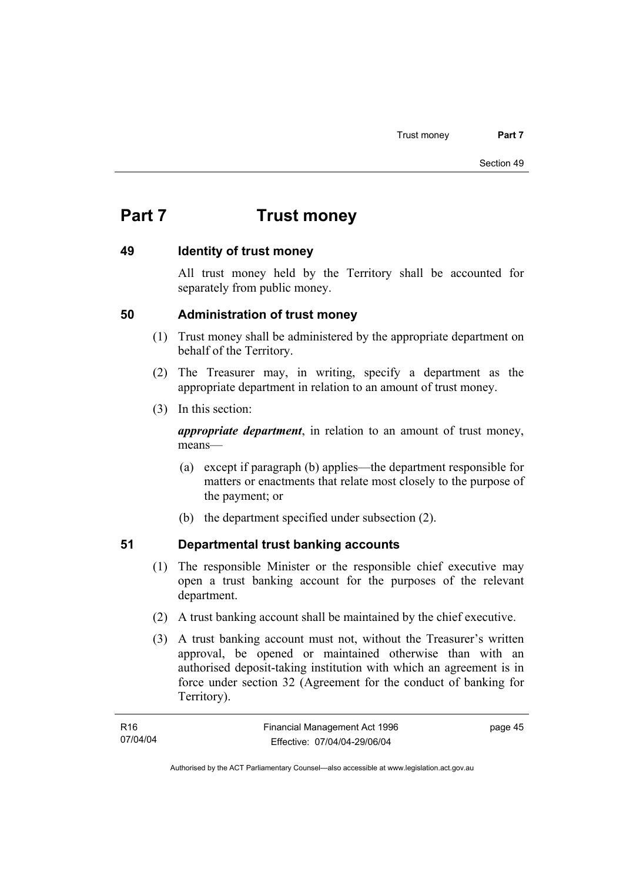# Part 7 Trust money

## 49 Identity of trust money

All trust money held by the Territory shall be accounted for separately from public money.

## 50 Administration of trust money

(1) Trust money shall be administered by the appropriate department on behalf of the Territory.

(2) The Treasurer may, in writing, specify a department as the appropriate department in relation to an amount of trust money.

(3) In this section:

***appropriate department***, in relation to an amount of trust money, means—

(a) except if paragraph (b) applies—the department responsible for matters or enactments that relate most closely to the purpose of the payment; or

(b) the department specified under subsection (2).

## 51 Departmental trust banking accounts

(1) The responsible Minister or the responsible chief executive may open a trust banking account for the purposes of the relevant department.

(2) A trust banking account shall be maintained by the chief executive.

(3) A trust banking account must not, without the Treasurer's written approval, be opened or maintained otherwise than with an authorised deposit-taking institution with which an agreement is in force under section 32 (Agreement for the conduct of banking for Territory).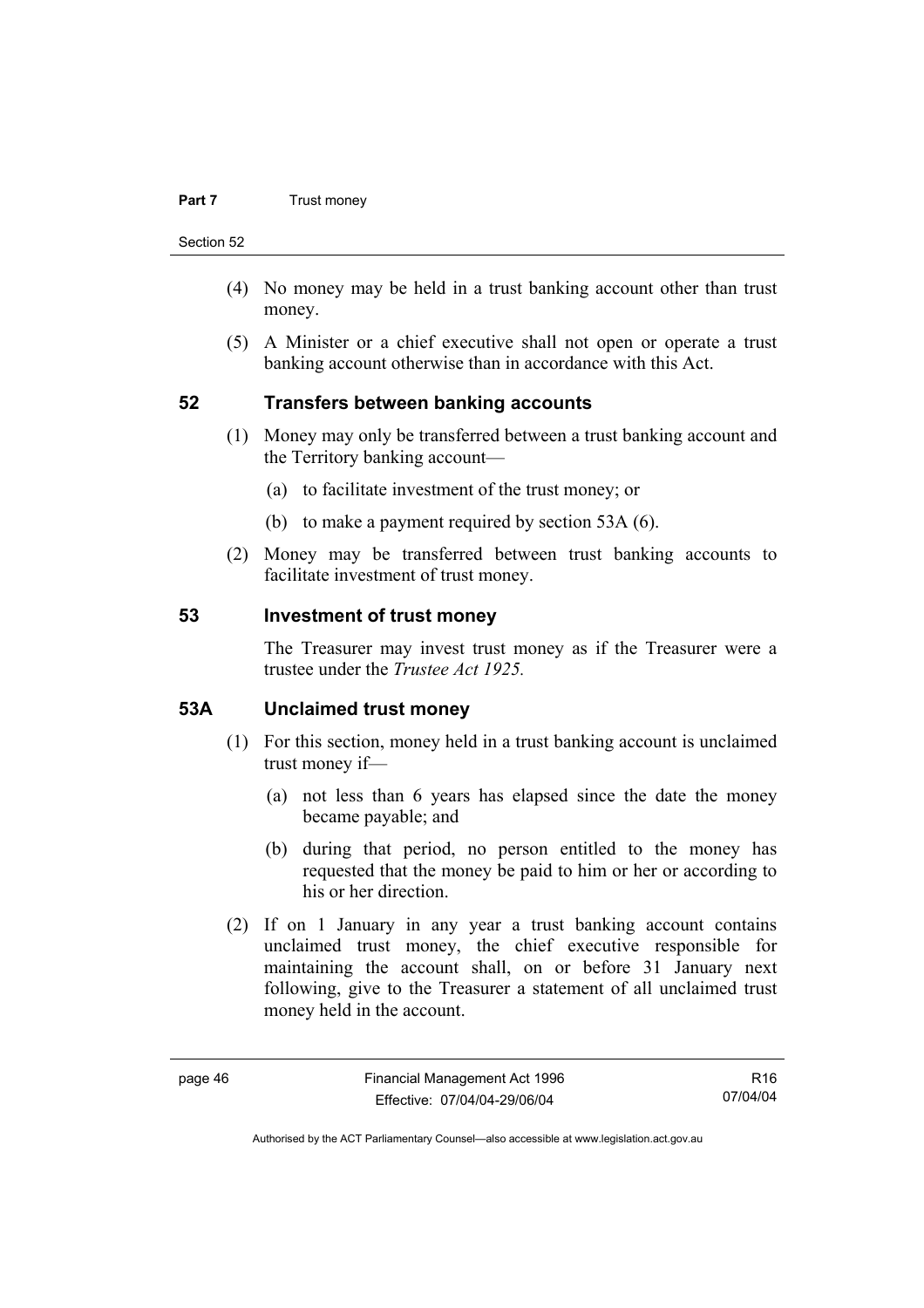(4) No money may be held in a trust banking account other than trust money.

(5) A Minister or a chief executive shall not open or operate a trust banking account otherwise than in accordance with this Act.

## 52 Transfers between banking accounts

(1) Money may only be transferred between a trust banking account and the Territory banking account—

(a) to facilitate investment of the trust money; or

(b) to make a payment required by section 53A (6).

(2) Money may be transferred between trust banking accounts to facilitate investment of trust money.

## 53 Investment of trust money

The Treasurer may invest trust money as if the Treasurer were a trustee under the *Trustee Act 1925.*

## 53A Unclaimed trust money

(1) For this section, money held in a trust banking account is unclaimed trust money if—

(a) not less than 6 years has elapsed since the date the money became payable; and

(b) during that period, no person entitled to the money has requested that the money be paid to him or her or according to his or her direction.

(2) If on 1 January in any year a trust banking account contains unclaimed trust money, the chief executive responsible for maintaining the account shall, on or before 31 January next following, give to the Treasurer a statement of all unclaimed trust money held in the account.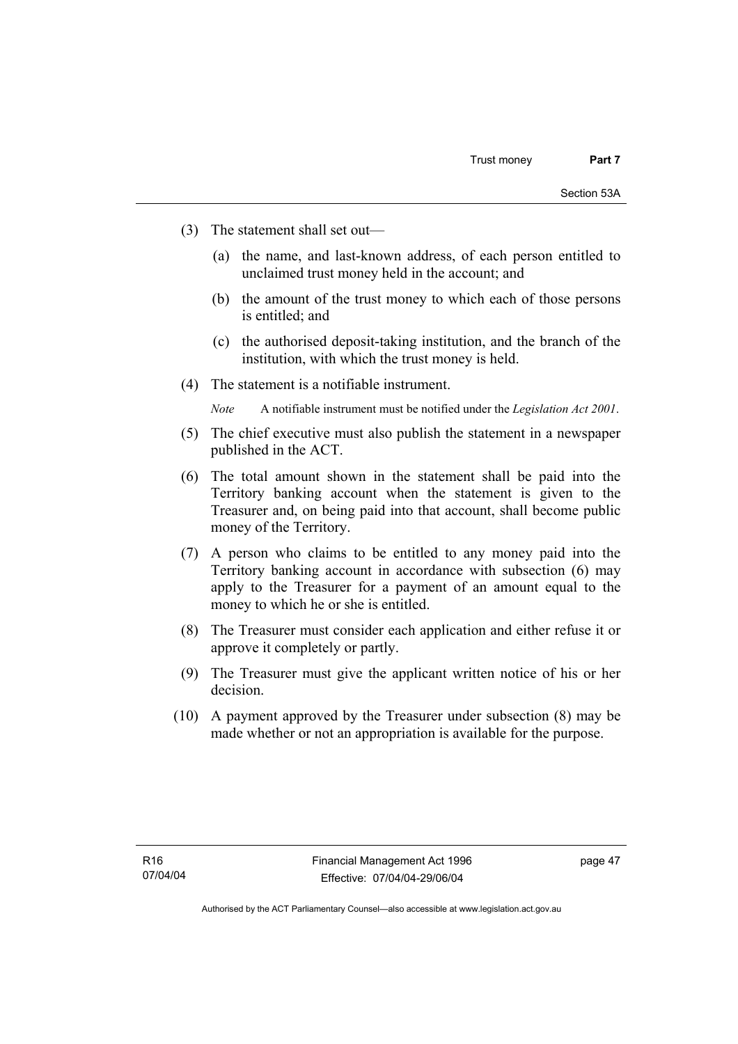(3) The statement shall set out—

(a) the name, and last-known address, of each person entitled to unclaimed trust money held in the account; and

(b) the amount of the trust money to which each of those persons is entitled; and

(c) the authorised deposit-taking institution, and the branch of the institution, with which the trust money is held.

(4) The statement is a notifiable instrument.

*Note* A notifiable instrument must be notified under the *Legislation Act 2001*.

(5) The chief executive must also publish the statement in a newspaper published in the ACT.

(6) The total amount shown in the statement shall be paid into the Territory banking account when the statement is given to the Treasurer and, on being paid into that account, shall become public money of the Territory.

(7) A person who claims to be entitled to any money paid into the Territory banking account in accordance with subsection (6) may apply to the Treasurer for a payment of an amount equal to the money to which he or she is entitled.

(8) The Treasurer must consider each application and either refuse it or approve it completely or partly.

(9) The Treasurer must give the applicant written notice of his or her decision.

(10) A payment approved by the Treasurer under subsection (8) may be made whether or not an appropriation is available for the purpose.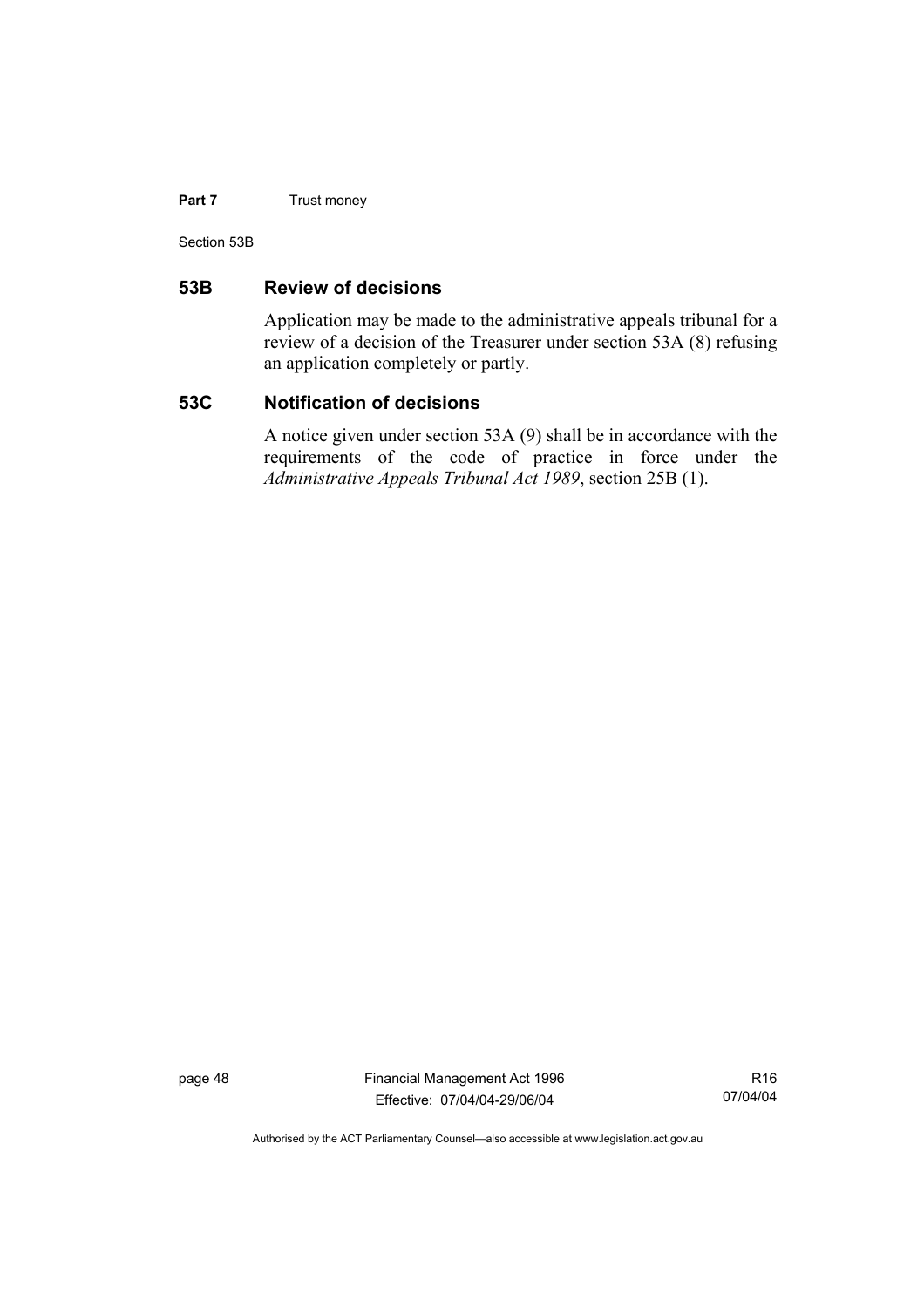## 53B Review of decisions

Application may be made to the administrative appeals tribunal for a review of a decision of the Treasurer under section 53A (8) refusing an application completely or partly.

## 53C Notification of decisions

A notice given under section 53A (9) shall be in accordance with the requirements of the code of practice in force under the *Administrative Appeals Tribunal Act 1989*, section 25B (1).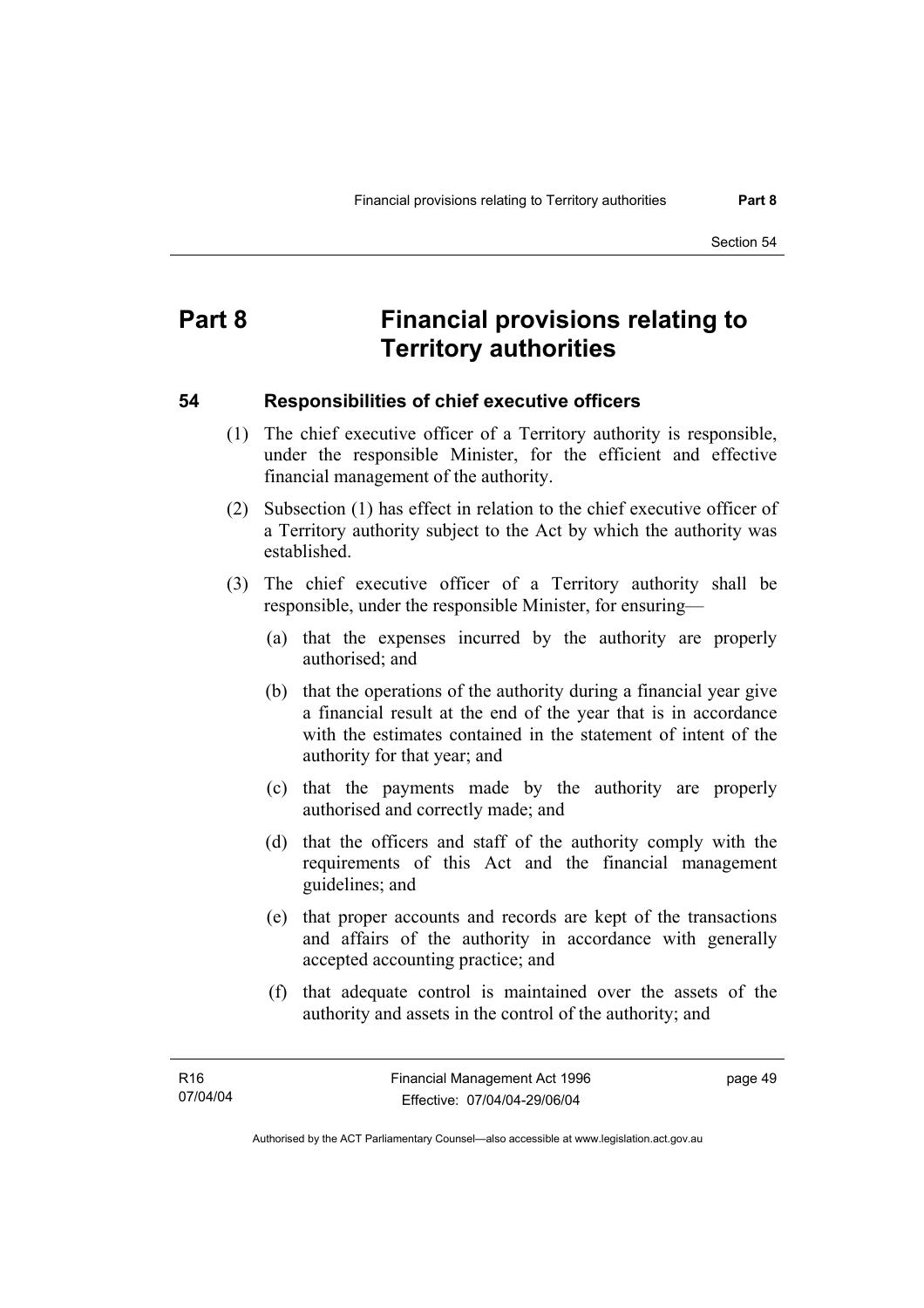# Part 8 Financial provisions relating to Territory authorities

## 54 Responsibilities of chief executive officers

(1) The chief executive officer of a Territory authority is responsible, under the responsible Minister, for the efficient and effective financial management of the authority.

(2) Subsection (1) has effect in relation to the chief executive officer of a Territory authority subject to the Act by which the authority was established.

(3) The chief executive officer of a Territory authority shall be responsible, under the responsible Minister, for ensuring—

(a) that the expenses incurred by the authority are properly authorised; and

(b) that the operations of the authority during a financial year give a financial result at the end of the year that is in accordance with the estimates contained in the statement of intent of the authority for that year; and

(c) that the payments made by the authority are properly authorised and correctly made; and

(d) that the officers and staff of the authority comply with the requirements of this Act and the financial management guidelines; and

(e) that proper accounts and records are kept of the transactions and affairs of the authority in accordance with generally accepted accounting practice; and

(f) that adequate control is maintained over the assets of the authority and assets in the control of the authority; and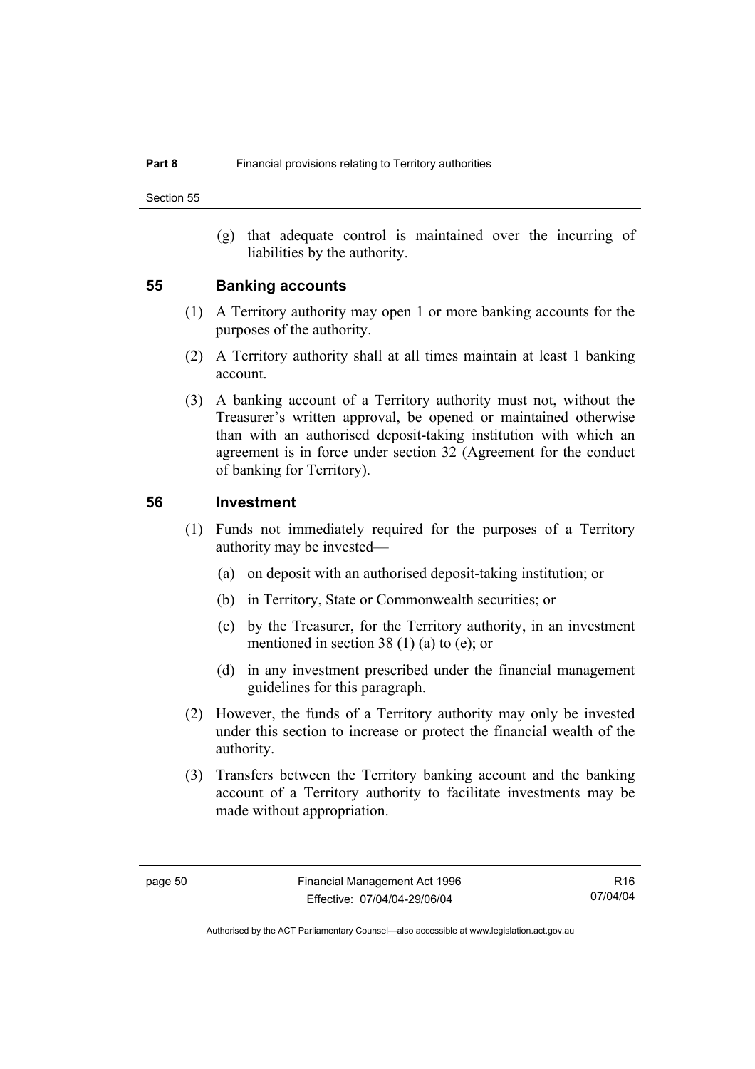(g) that adequate control is maintained over the incurring of liabilities by the authority.

## 55 Banking accounts

(1) A Territory authority may open 1 or more banking accounts for the purposes of the authority.

(2) A Territory authority shall at all times maintain at least 1 banking account.

(3) A banking account of a Territory authority must not, without the Treasurer's written approval, be opened or maintained otherwise than with an authorised deposit-taking institution with which an agreement is in force under section 32 (Agreement for the conduct of banking for Territory).

## 56 Investment

(1) Funds not immediately required for the purposes of a Territory authority may be invested—

(a) on deposit with an authorised deposit-taking institution; or

(b) in Territory, State or Commonwealth securities; or

(c) by the Treasurer, for the Territory authority, in an investment mentioned in section 38 (1) (a) to (e); or

(d) in any investment prescribed under the financial management guidelines for this paragraph.

(2) However, the funds of a Territory authority may only be invested under this section to increase or protect the financial wealth of the authority.

(3) Transfers between the Territory banking account and the banking account of a Territory authority to facilitate investments may be made without appropriation.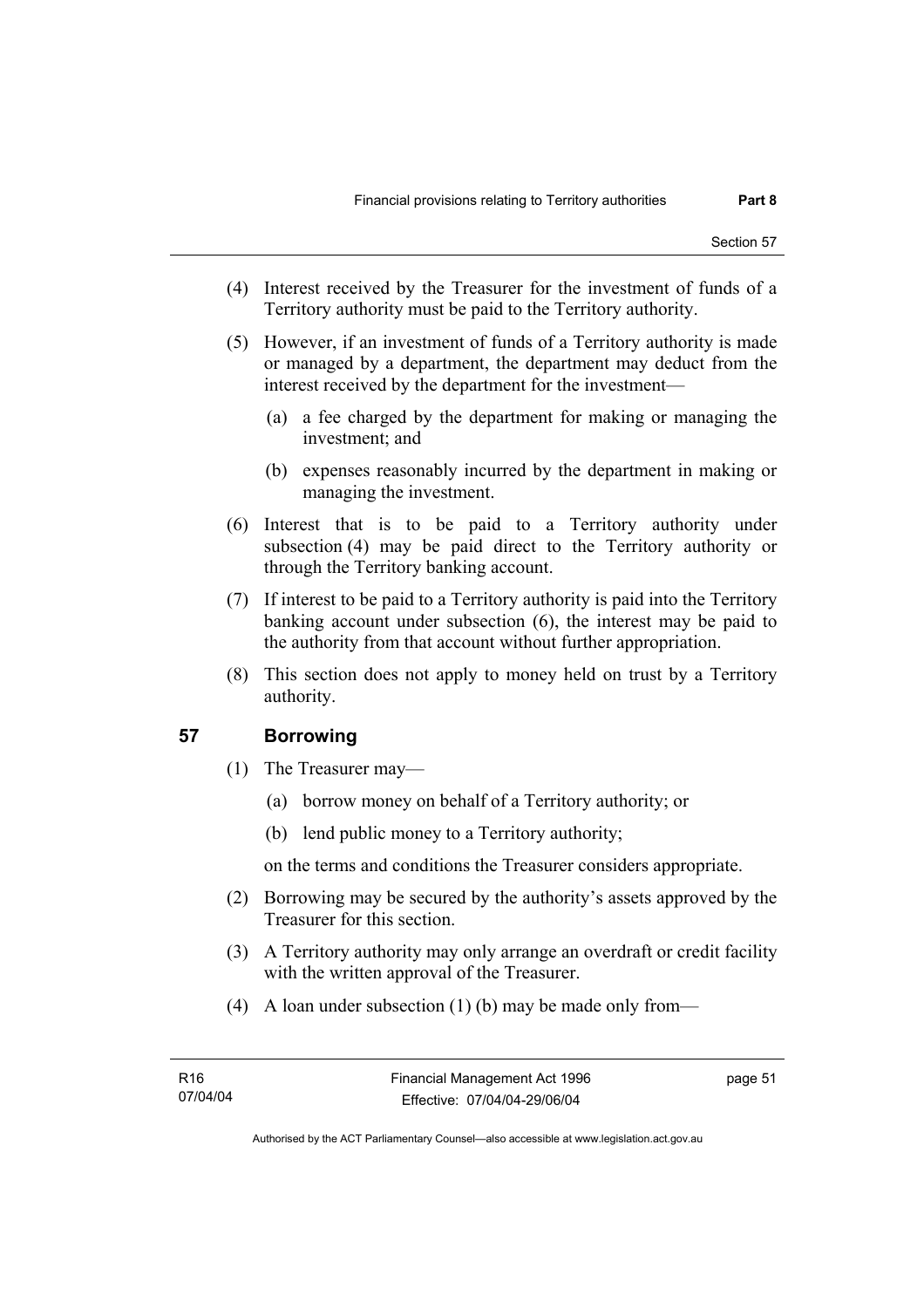(4) Interest received by the Treasurer for the investment of funds of a Territory authority must be paid to the Territory authority.

(5) However, if an investment of funds of a Territory authority is made or managed by a department, the department may deduct from the interest received by the department for the investment—

(a) a fee charged by the department for making or managing the investment; and

(b) expenses reasonably incurred by the department in making or managing the investment.

(6) Interest that is to be paid to a Territory authority under subsection (4) may be paid direct to the Territory authority or through the Territory banking account.

(7) If interest to be paid to a Territory authority is paid into the Territory banking account under subsection (6), the interest may be paid to the authority from that account without further appropriation.

(8) This section does not apply to money held on trust by a Territory authority.

## 57 Borrowing

(1) The Treasurer may—

(a) borrow money on behalf of a Territory authority; or

(b) lend public money to a Territory authority;

on the terms and conditions the Treasurer considers appropriate.

(2) Borrowing may be secured by the authority's assets approved by the Treasurer for this section.

(3) A Territory authority may only arrange an overdraft or credit facility with the written approval of the Treasurer.

(4) A loan under subsection (1) (b) may be made only from—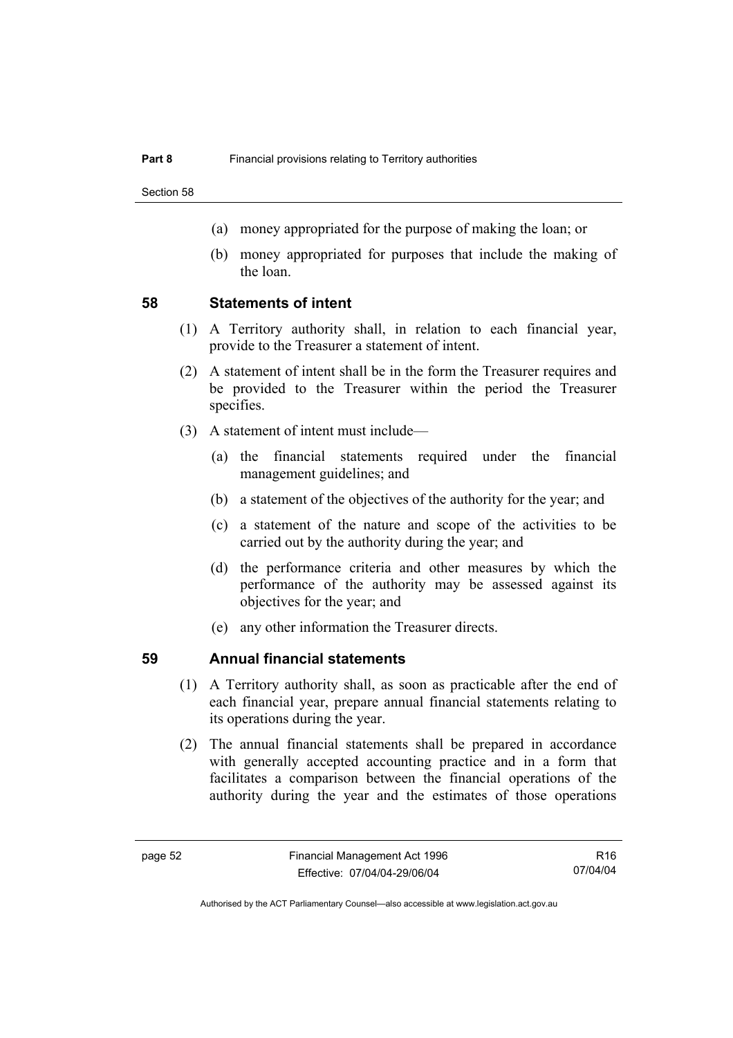(a) money appropriated for the purpose of making the loan; or

(b) money appropriated for purposes that include the making of the loan.

## 58 Statements of intent

(1) A Territory authority shall, in relation to each financial year, provide to the Treasurer a statement of intent.

(2) A statement of intent shall be in the form the Treasurer requires and be provided to the Treasurer within the period the Treasurer specifies.

(3) A statement of intent must include—

(a) the financial statements required under the financial management guidelines; and

(b) a statement of the objectives of the authority for the year; and

(c) a statement of the nature and scope of the activities to be carried out by the authority during the year; and

(d) the performance criteria and other measures by which the performance of the authority may be assessed against its objectives for the year; and

(e) any other information the Treasurer directs.

## 59 Annual financial statements

(1) A Territory authority shall, as soon as practicable after the end of each financial year, prepare annual financial statements relating to its operations during the year.

(2) The annual financial statements shall be prepared in accordance with generally accepted accounting practice and in a form that facilitates a comparison between the financial operations of the authority during the year and the estimates of those operations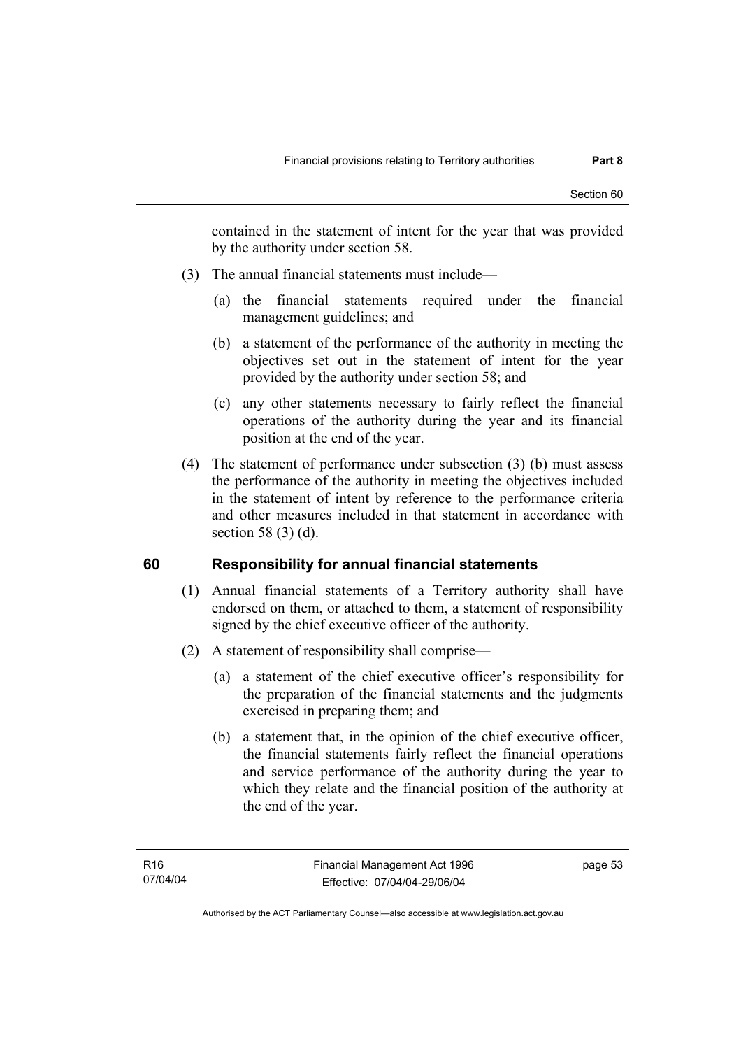contained in the statement of intent for the year that was provided by the authority under section 58.

(3) The annual financial statements must include—

(a) the financial statements required under the financial management guidelines; and

(b) a statement of the performance of the authority in meeting the objectives set out in the statement of intent for the year provided by the authority under section 58; and

(c) any other statements necessary to fairly reflect the financial operations of the authority during the year and its financial position at the end of the year.

(4) The statement of performance under subsection (3) (b) must assess the performance of the authority in meeting the objectives included in the statement of intent by reference to the performance criteria and other measures included in that statement in accordance with section 58 (3) (d).

## 60 Responsibility for annual financial statements

(1) Annual financial statements of a Territory authority shall have endorsed on them, or attached to them, a statement of responsibility signed by the chief executive officer of the authority.

(2) A statement of responsibility shall comprise—

(a) a statement of the chief executive officer's responsibility for the preparation of the financial statements and the judgments exercised in preparing them; and

(b) a statement that, in the opinion of the chief executive officer, the financial statements fairly reflect the financial operations and service performance of the authority during the year to which they relate and the financial position of the authority at the end of the year.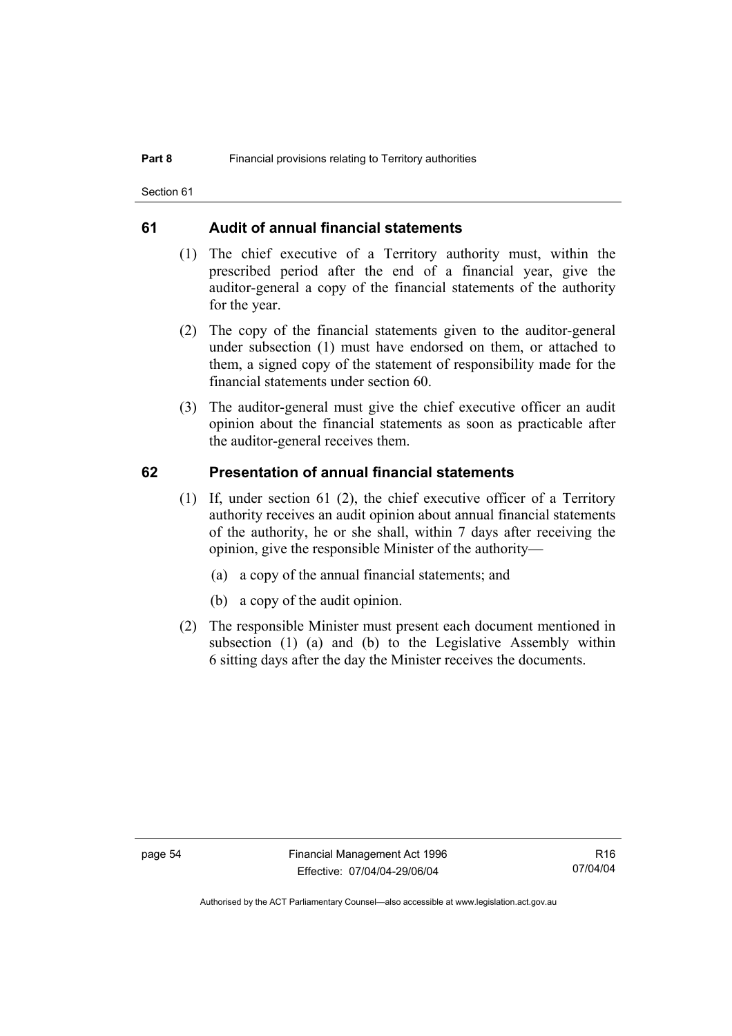## 61 Audit of annual financial statements

(1) The chief executive of a Territory authority must, within the prescribed period after the end of a financial year, give the auditor-general a copy of the financial statements of the authority for the year.

(2) The copy of the financial statements given to the auditor-general under subsection (1) must have endorsed on them, or attached to them, a signed copy of the statement of responsibility made for the financial statements under section 60.

(3) The auditor-general must give the chief executive officer an audit opinion about the financial statements as soon as practicable after the auditor-general receives them.

## 62 Presentation of annual financial statements

(1) If, under section 61 (2), the chief executive officer of a Territory authority receives an audit opinion about annual financial statements of the authority, he or she shall, within 7 days after receiving the opinion, give the responsible Minister of the authority—

(a) a copy of the annual financial statements; and

(b) a copy of the audit opinion.

(2) The responsible Minister must present each document mentioned in subsection (1) (a) and (b) to the Legislative Assembly within 6 sitting days after the day the Minister receives the documents.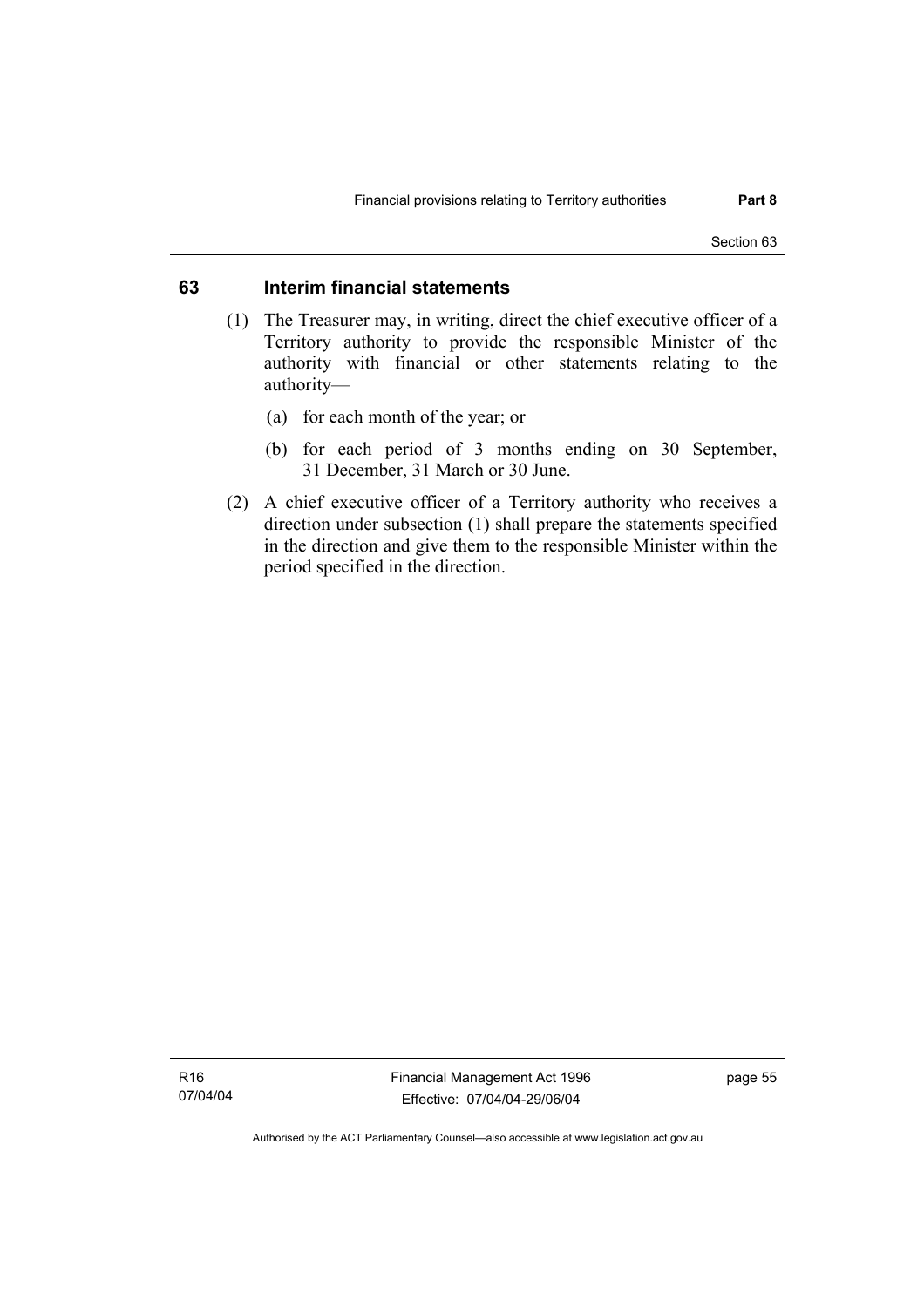## 63 Interim financial statements

(1) The Treasurer may, in writing, direct the chief executive officer of a Territory authority to provide the responsible Minister of the authority with financial or other statements relating to the authority—

(a) for each month of the year; or

(b) for each period of 3 months ending on 30 September, 31 December, 31 March or 30 June.

(2) A chief executive officer of a Territory authority who receives a direction under subsection (1) shall prepare the statements specified in the direction and give them to the responsible Minister within the period specified in the direction.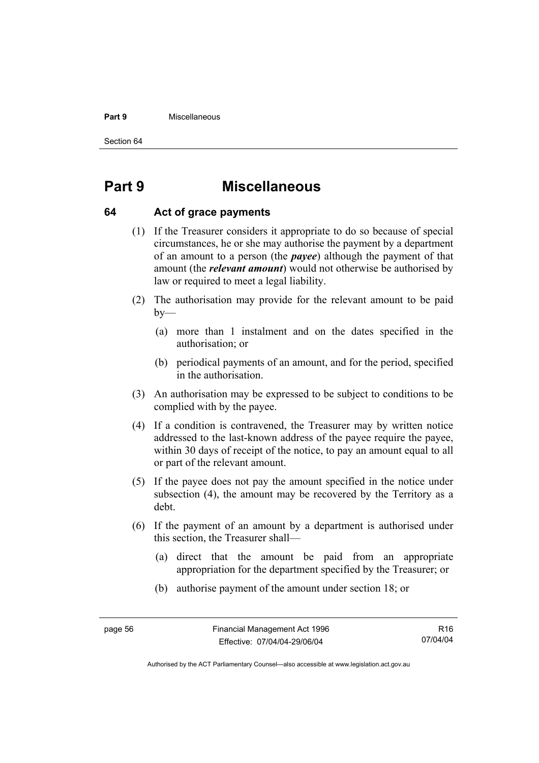# Part 9 Miscellaneous

## 64 Act of grace payments

(1) If the Treasurer considers it appropriate to do so because of special circumstances, he or she may authorise the payment by a department of an amount to a person (the ***payee***) although the payment of that amount (the ***relevant amount***) would not otherwise be authorised by law or required to meet a legal liability.

(2) The authorisation may provide for the relevant amount to be paid by—

(a) more than 1 instalment and on the dates specified in the authorisation; or

(b) periodical payments of an amount, and for the period, specified in the authorisation.

(3) An authorisation may be expressed to be subject to conditions to be complied with by the payee.

(4) If a condition is contravened, the Treasurer may by written notice addressed to the last-known address of the payee require the payee, within 30 days of receipt of the notice, to pay an amount equal to all or part of the relevant amount.

(5) If the payee does not pay the amount specified in the notice under subsection (4), the amount may be recovered by the Territory as a debt.

(6) If the payment of an amount by a department is authorised under this section, the Treasurer shall—

(a) direct that the amount be paid from an appropriate appropriation for the department specified by the Treasurer; or

(b) authorise payment of the amount under section 18; or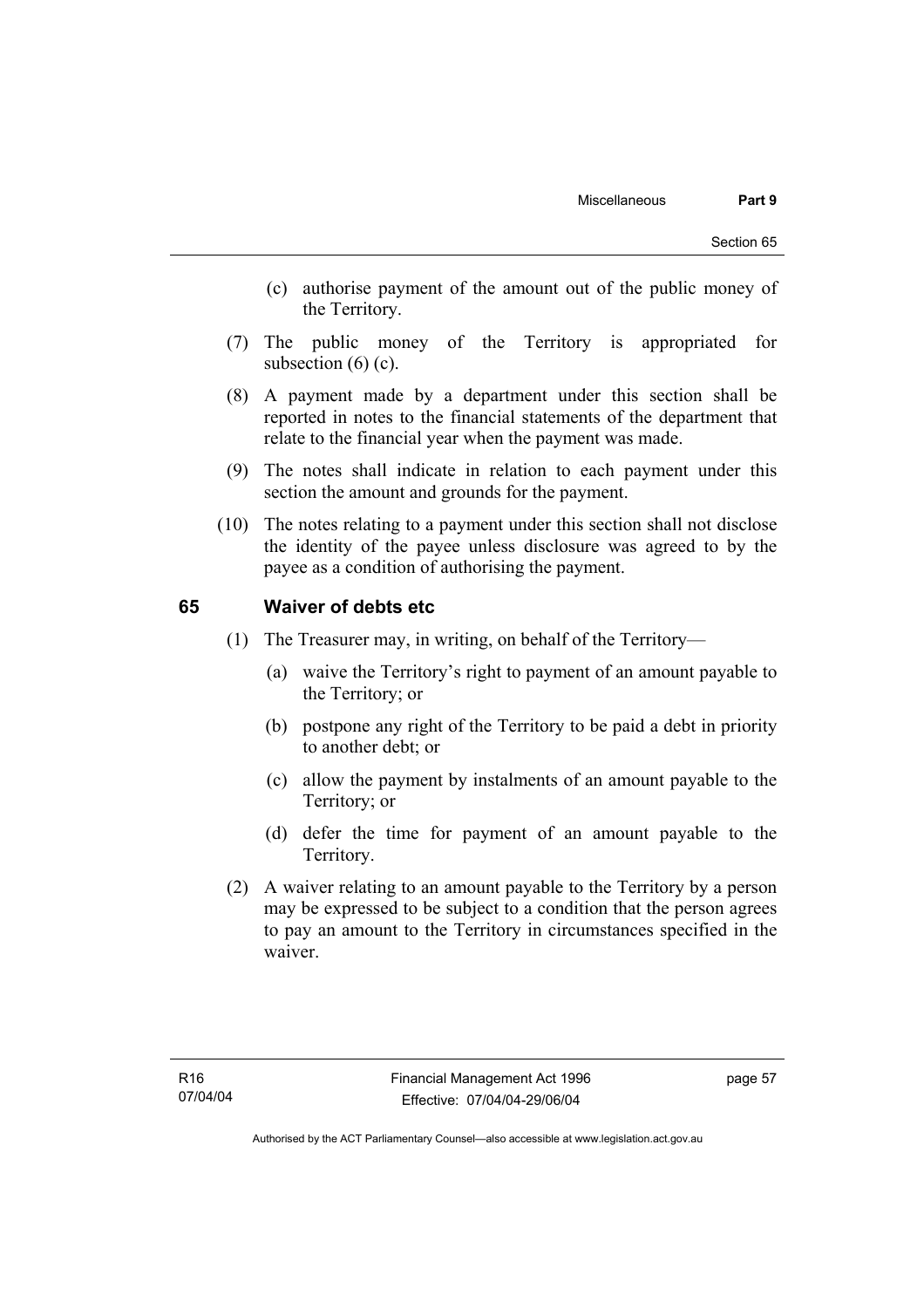(c) authorise payment of the amount out of the public money of the Territory.

(7) The public money of the Territory is appropriated for subsection (6) (c).

(8) A payment made by a department under this section shall be reported in notes to the financial statements of the department that relate to the financial year when the payment was made.

(9) The notes shall indicate in relation to each payment under this section the amount and grounds for the payment.

(10) The notes relating to a payment under this section shall not disclose the identity of the payee unless disclosure was agreed to by the payee as a condition of authorising the payment.

## 65 Waiver of debts etc

(1) The Treasurer may, in writing, on behalf of the Territory—

(a) waive the Territory's right to payment of an amount payable to the Territory; or

(b) postpone any right of the Territory to be paid a debt in priority to another debt; or

(c) allow the payment by instalments of an amount payable to the Territory; or

(d) defer the time for payment of an amount payable to the Territory.

(2) A waiver relating to an amount payable to the Territory by a person may be expressed to be subject to a condition that the person agrees to pay an amount to the Territory in circumstances specified in the waiver.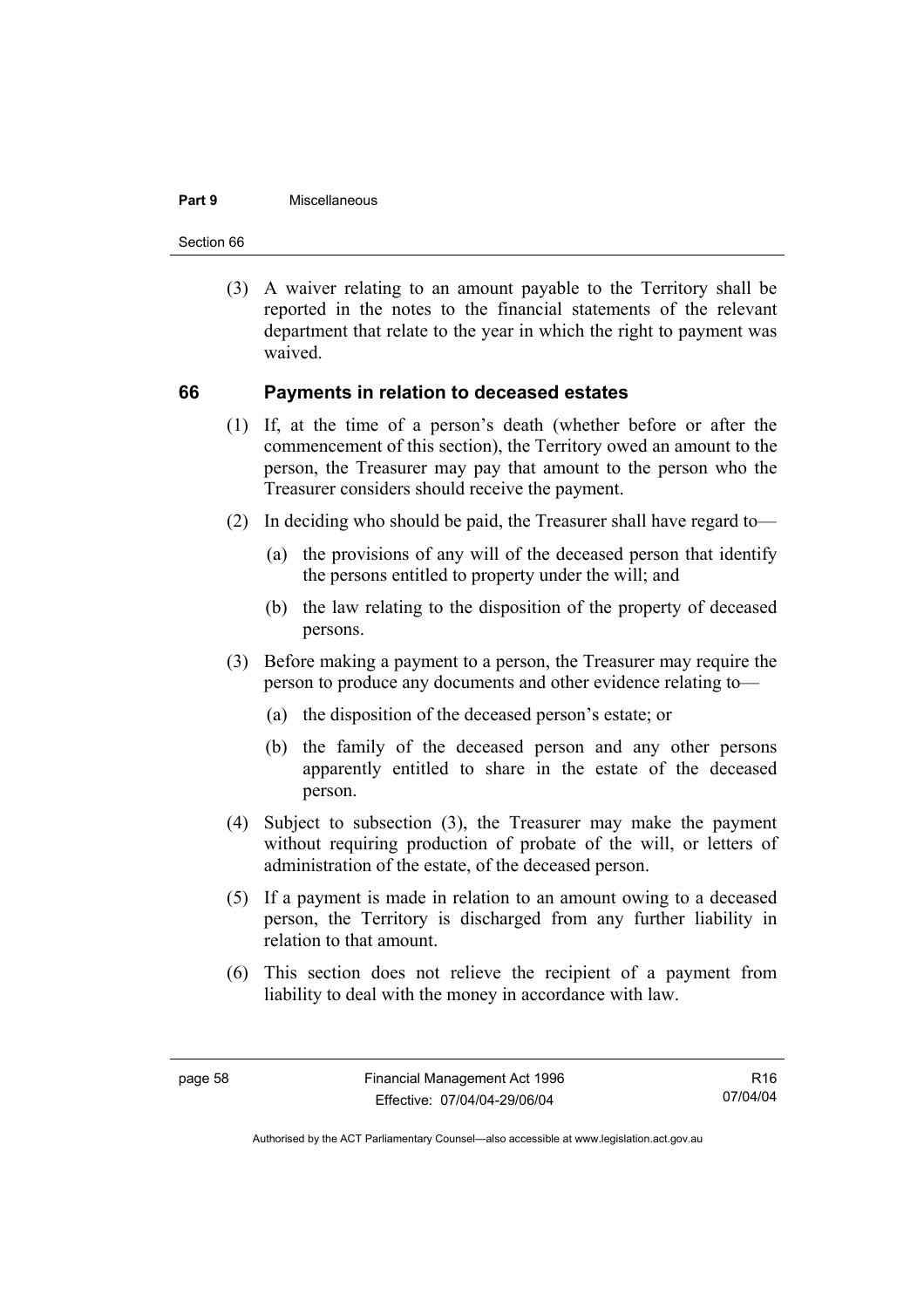(3) A waiver relating to an amount payable to the Territory shall be reported in the notes to the financial statements of the relevant department that relate to the year in which the right to payment was waived.

## 66 Payments in relation to deceased estates

(1) If, at the time of a person's death (whether before or after the commencement of this section), the Territory owed an amount to the person, the Treasurer may pay that amount to the person who the Treasurer considers should receive the payment.

(2) In deciding who should be paid, the Treasurer shall have regard to—

(a) the provisions of any will of the deceased person that identify the persons entitled to property under the will; and

(b) the law relating to the disposition of the property of deceased persons.

(3) Before making a payment to a person, the Treasurer may require the person to produce any documents and other evidence relating to—

(a) the disposition of the deceased person's estate; or

(b) the family of the deceased person and any other persons apparently entitled to share in the estate of the deceased person.

(4) Subject to subsection (3), the Treasurer may make the payment without requiring production of probate of the will, or letters of administration of the estate, of the deceased person.

(5) If a payment is made in relation to an amount owing to a deceased person, the Territory is discharged from any further liability in relation to that amount.

(6) This section does not relieve the recipient of a payment from liability to deal with the money in accordance with law.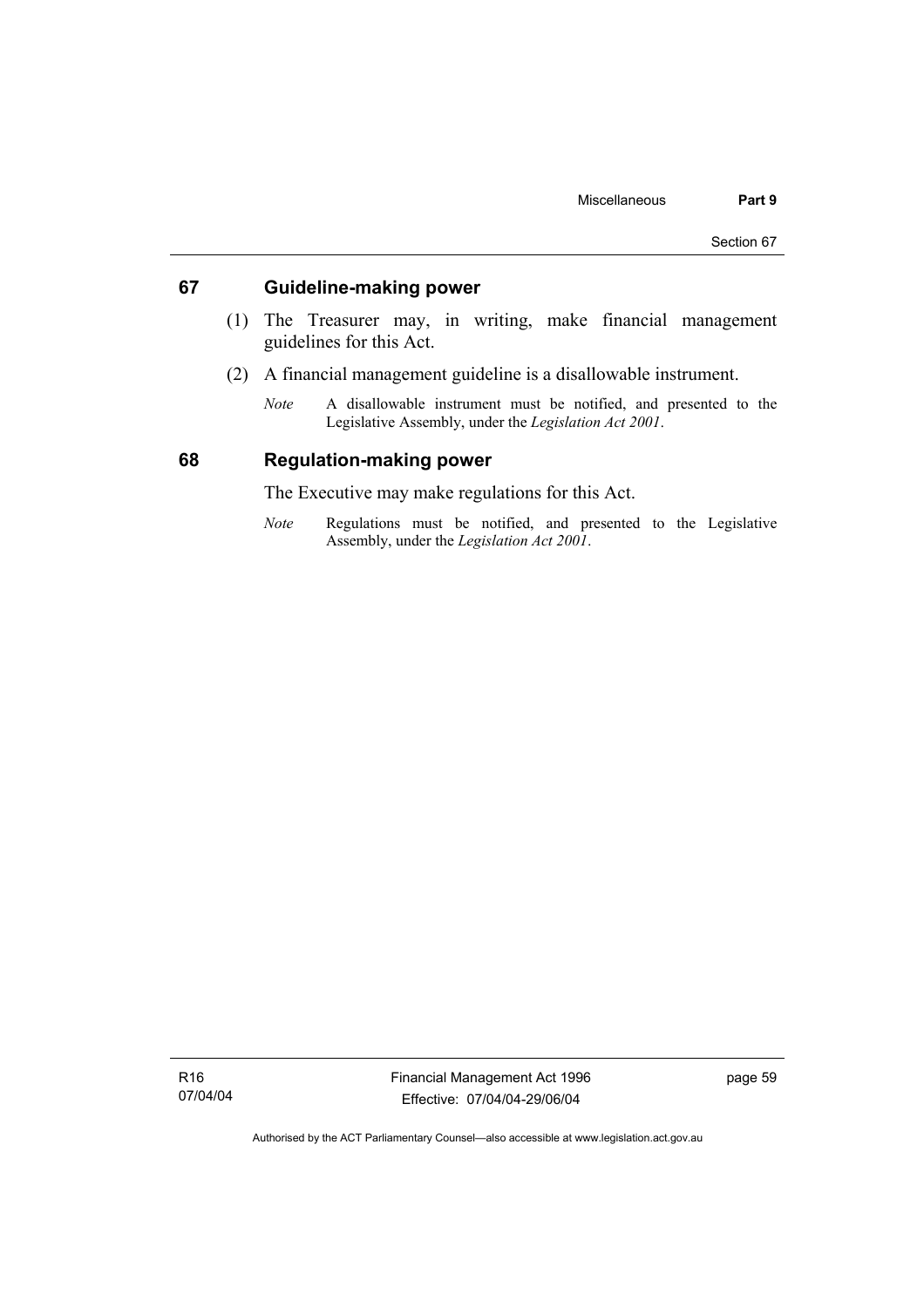## 67 Guideline-making power

(1) The Treasurer may, in writing, make financial management guidelines for this Act.

(2) A financial management guideline is a disallowable instrument.

*Note* A disallowable instrument must be notified, and presented to the Legislative Assembly, under the *Legislation Act 2001*.

## 68 Regulation-making power

The Executive may make regulations for this Act.

*Note* Regulations must be notified, and presented to the Legislative Assembly, under the *Legislation Act 2001*.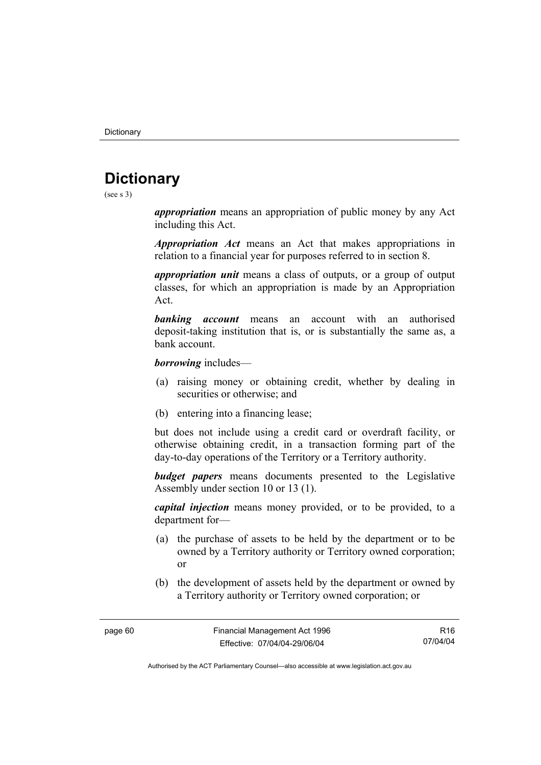# Dictionary

(see s 3)

***appropriation*** means an appropriation of public money by any Act including this Act.

***Appropriation Act*** means an Act that makes appropriations in relation to a financial year for purposes referred to in section 8.

***appropriation unit*** means a class of outputs, or a group of output classes, for which an appropriation is made by an Appropriation Act.

***banking account*** means an account with an authorised deposit-taking institution that is, or is substantially the same as, a bank account.

***borrowing*** includes—

(a) raising money or obtaining credit, whether by dealing in securities or otherwise; and

(b) entering into a financing lease;

but does not include using a credit card or overdraft facility, or otherwise obtaining credit, in a transaction forming part of the day-to-day operations of the Territory or a Territory authority.

***budget papers*** means documents presented to the Legislative Assembly under section 10 or 13 (1).

***capital injection*** means money provided, or to be provided, to a department for—

(a) the purchase of assets to be held by the department or to be owned by a Territory authority or Territory owned corporation; or

(b) the development of assets held by the department or owned by a Territory authority or Territory owned corporation; or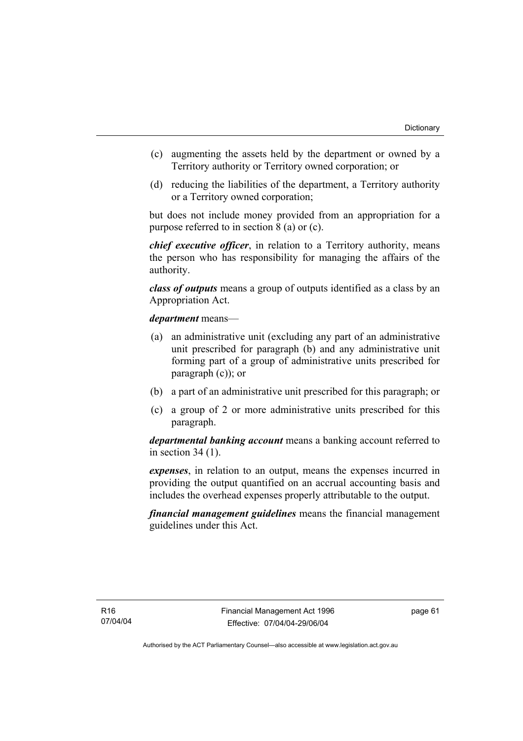(c) augmenting the assets held by the department or owned by a Territory authority or Territory owned corporation; or

(d) reducing the liabilities of the department, a Territory authority or a Territory owned corporation;

but does not include money provided from an appropriation for a purpose referred to in section 8 (a) or (c).

***chief executive officer***, in relation to a Territory authority, means the person who has responsibility for managing the affairs of the authority.

***class of outputs*** means a group of outputs identified as a class by an Appropriation Act.

***department*** means—

(a) an administrative unit (excluding any part of an administrative unit prescribed for paragraph (b) and any administrative unit forming part of a group of administrative units prescribed for paragraph (c)); or

(b) a part of an administrative unit prescribed for this paragraph; or

(c) a group of 2 or more administrative units prescribed for this paragraph.

***departmental banking account*** means a banking account referred to in section 34 (1).

***expenses***, in relation to an output, means the expenses incurred in providing the output quantified on an accrual accounting basis and includes the overhead expenses properly attributable to the output.

***financial management guidelines*** means the financial management guidelines under this Act.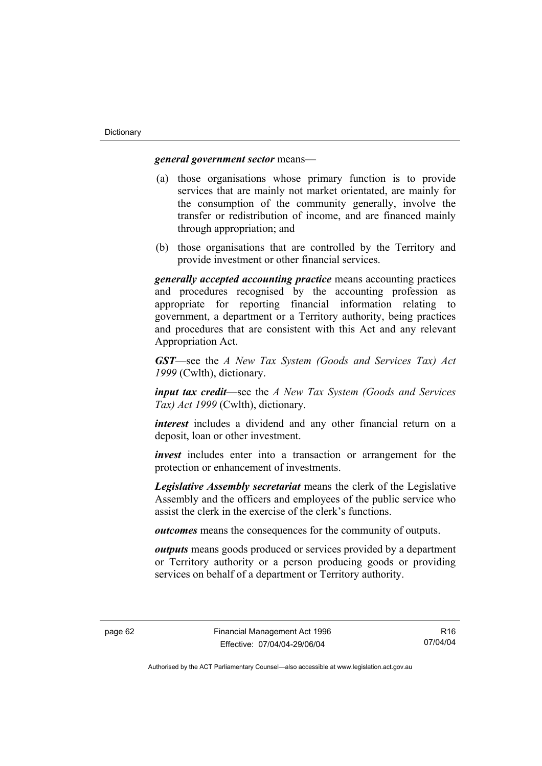***general government sector*** means—

(a) those organisations whose primary function is to provide services that are mainly not market orientated, are mainly for the consumption of the community generally, involve the transfer or redistribution of income, and are financed mainly through appropriation; and

(b) those organisations that are controlled by the Territory and provide investment or other financial services.

***generally accepted accounting practice*** means accounting practices and procedures recognised by the accounting profession as appropriate for reporting financial information relating to government, a department or a Territory authority, being practices and procedures that are consistent with this Act and any relevant Appropriation Act.

***GST***—see the *A New Tax System (Goods and Services Tax) Act 1999* (Cwlth), dictionary.

***input tax credit***—see the *A New Tax System (Goods and Services Tax) Act 1999* (Cwlth), dictionary.

***interest*** includes a dividend and any other financial return on a deposit, loan or other investment.

***invest*** includes enter into a transaction or arrangement for the protection or enhancement of investments.

***Legislative Assembly secretariat*** means the clerk of the Legislative Assembly and the officers and employees of the public service who assist the clerk in the exercise of the clerk's functions.

***outcomes*** means the consequences for the community of outputs.

***outputs*** means goods produced or services provided by a department or Territory authority or a person producing goods or providing services on behalf of a department or Territory authority.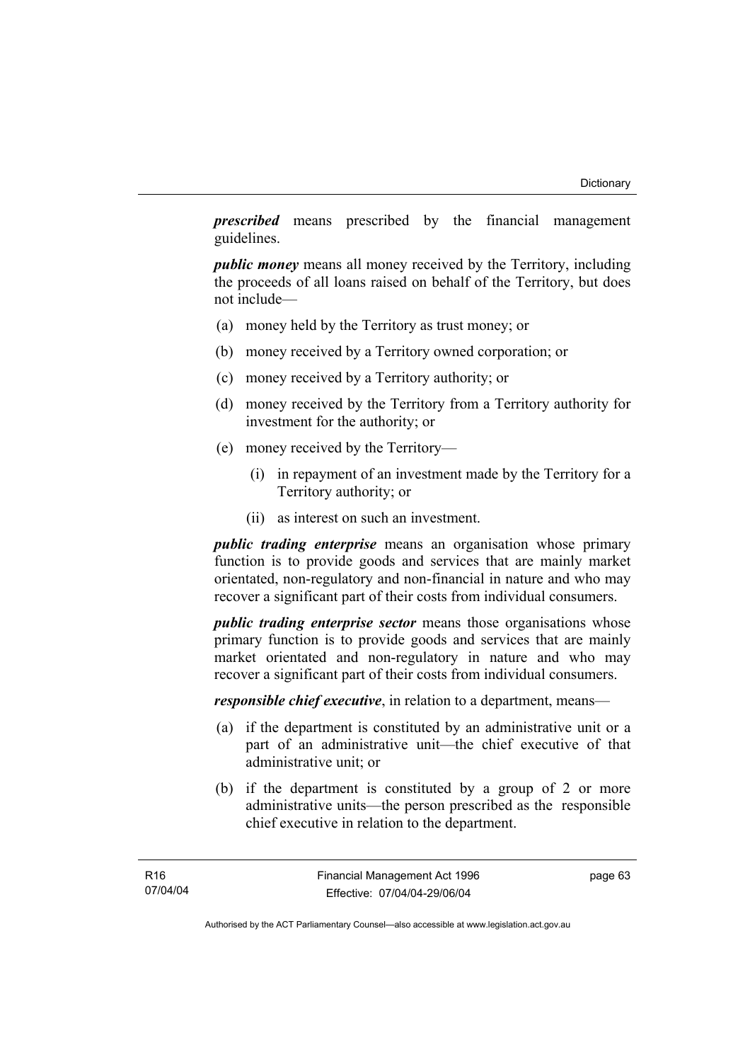***prescribed*** means prescribed by the financial management guidelines.

***public money*** means all money received by the Territory, including the proceeds of all loans raised on behalf of the Territory, but does not include—

(a) money held by the Territory as trust money; or

(b) money received by a Territory owned corporation; or

(c) money received by a Territory authority; or

(d) money received by the Territory from a Territory authority for investment for the authority; or

(e) money received by the Territory—

  (i) in repayment of an investment made by the Territory for a Territory authority; or

  (ii) as interest on such an investment.

***public trading enterprise*** means an organisation whose primary function is to provide goods and services that are mainly market orientated, non-regulatory and non-financial in nature and who may recover a significant part of their costs from individual consumers.

***public trading enterprise sector*** means those organisations whose primary function is to provide goods and services that are mainly market orientated and non-regulatory in nature and who may recover a significant part of their costs from individual consumers.

***responsible chief executive***, in relation to a department, means—

(a) if the department is constituted by an administrative unit or a part of an administrative unit—the chief executive of that administrative unit; or

(b) if the department is constituted by a group of 2 or more administrative units—the person prescribed as the responsible chief executive in relation to the department.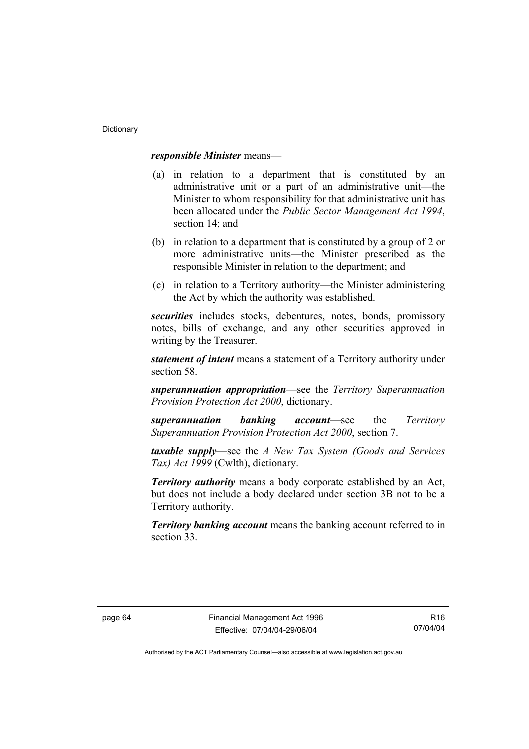***responsible Minister*** means—

(a) in relation to a department that is constituted by an administrative unit or a part of an administrative unit—the Minister to whom responsibility for that administrative unit has been allocated under the *Public Sector Management Act 1994*, section 14; and

(b) in relation to a department that is constituted by a group of 2 or more administrative units—the Minister prescribed as the responsible Minister in relation to the department; and

(c) in relation to a Territory authority—the Minister administering the Act by which the authority was established.

***securities*** includes stocks, debentures, notes, bonds, promissory notes, bills of exchange, and any other securities approved in writing by the Treasurer.

***statement of intent*** means a statement of a Territory authority under section 58.

***superannuation appropriation***—see the *Territory Superannuation Provision Protection Act 2000*, dictionary.

***superannuation banking account***—see the *Territory Superannuation Provision Protection Act 2000*, section 7.

***taxable supply***—see the *A New Tax System (Goods and Services Tax) Act 1999* (Cwlth), dictionary.

***Territory authority*** means a body corporate established by an Act, but does not include a body declared under section 3B not to be a Territory authority.

***Territory banking account*** means the banking account referred to in section 33.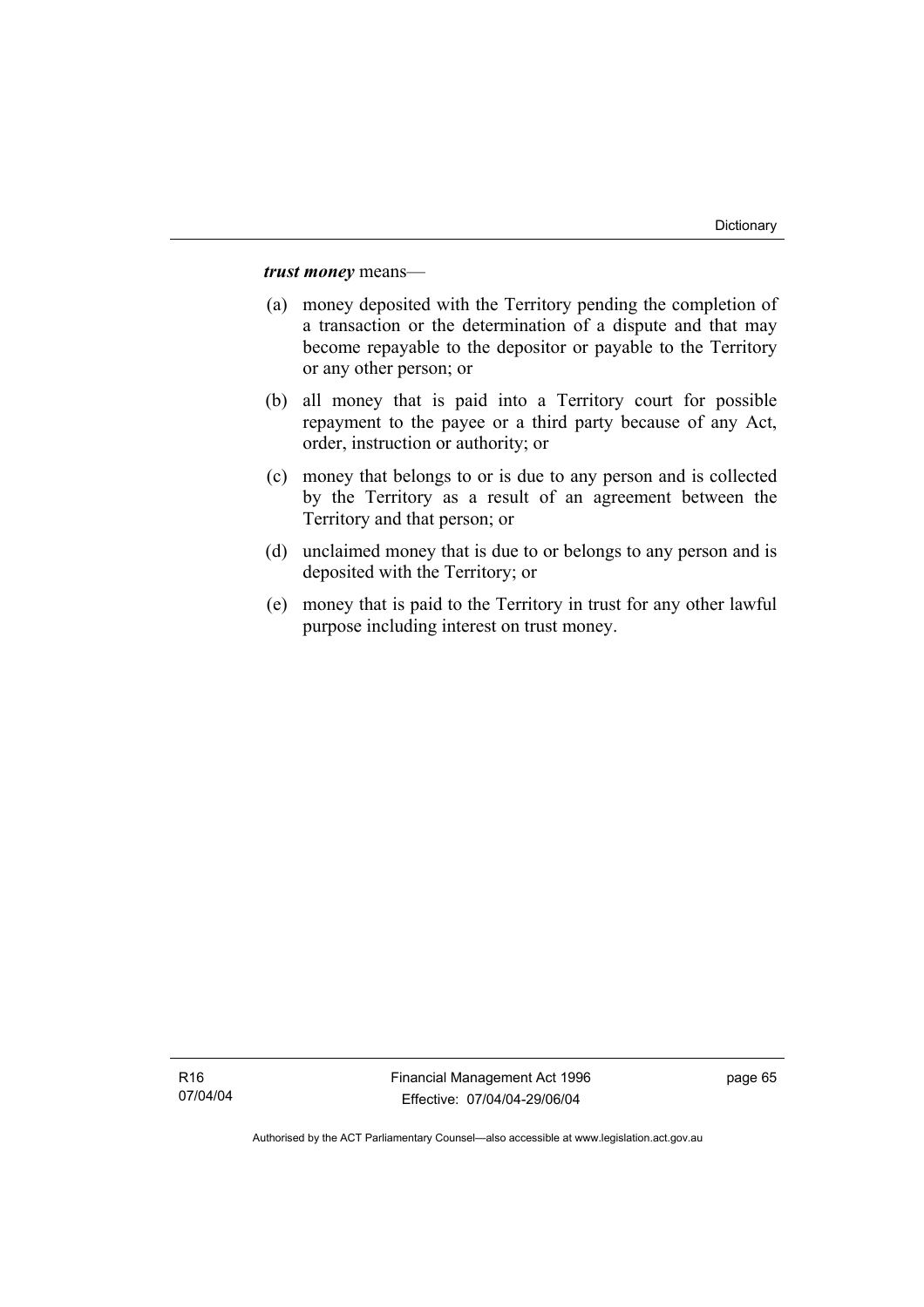***trust money*** means—

(a) money deposited with the Territory pending the completion of a transaction or the determination of a dispute and that may become repayable to the depositor or payable to the Territory or any other person; or

(b) all money that is paid into a Territory court for possible repayment to the payee or a third party because of any Act, order, instruction or authority; or

(c) money that belongs to or is due to any person and is collected by the Territory as a result of an agreement between the Territory and that person; or

(d) unclaimed money that is due to or belongs to any person and is deposited with the Territory; or

(e) money that is paid to the Territory in trust for any other lawful purpose including interest on trust money.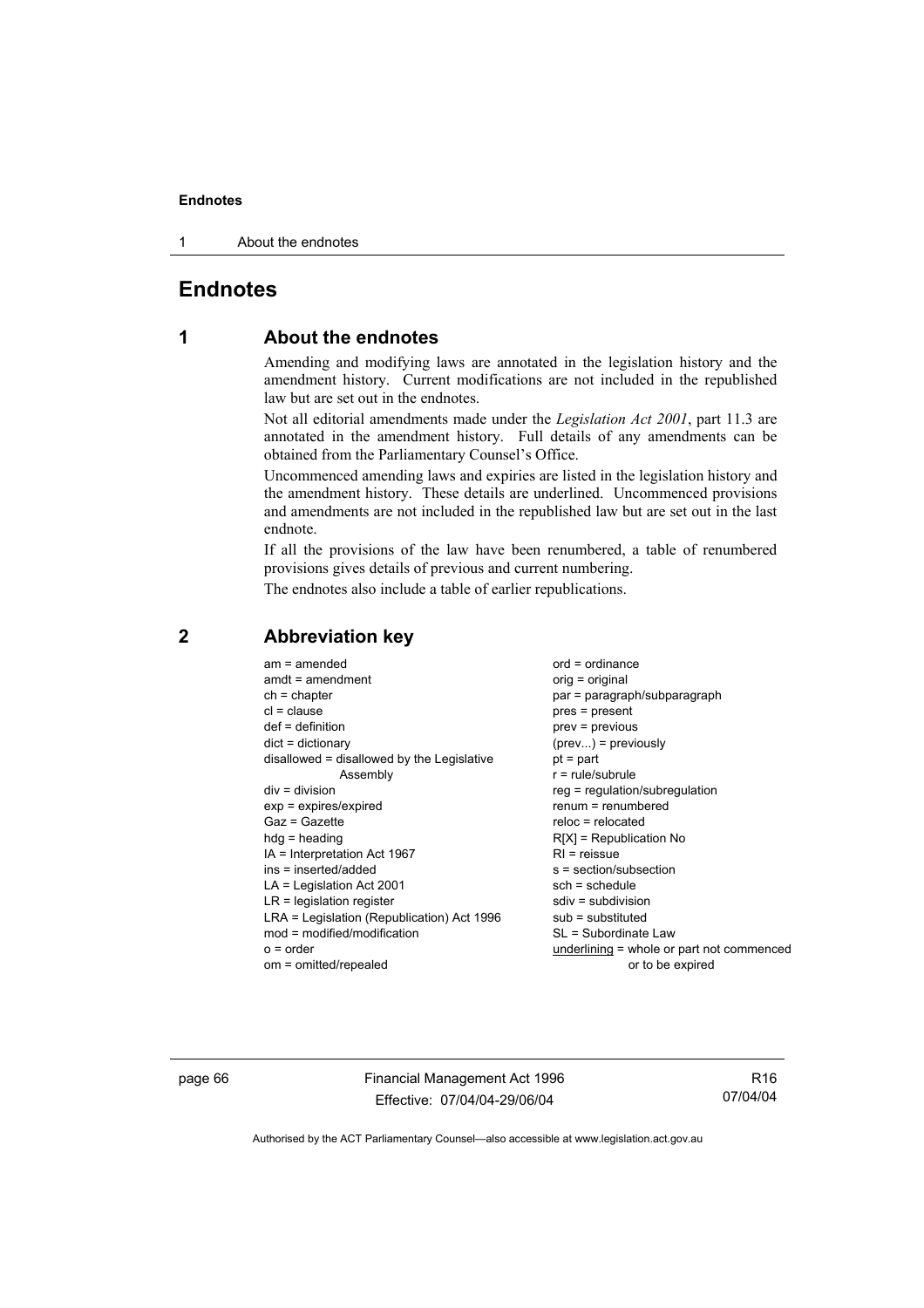# Endnotes

## 1 About the endnotes

Amending and modifying laws are annotated in the legislation history and the amendment history. Current modifications are not included in the republished law but are set out in the endnotes.

Not all editorial amendments made under the *Legislation Act 2001*, part 11.3 are annotated in the amendment history. Full details of any amendments can be obtained from the Parliamentary Counsel's Office.

Uncommenced amending laws and expiries are listed in the legislation history and the amendment history. These details are underlined. Uncommenced provisions and amendments are not included in the republished law but are set out in the last endnote.

If all the provisions of the law have been renumbered, a table of renumbered provisions gives details of previous and current numbering.

The endnotes also include a table of earlier republications.

## 2 Abbreviation key

am = amended
amdt = amendment
ch = chapter
cl = clause
def = definition
dict = dictionary
disallowed = disallowed by the Legislative Assembly
div = division
exp = expires/expired
Gaz = Gazette
hdg = heading
IA = Interpretation Act 1967
ins = inserted/added
LA = Legislation Act 2001
LR = legislation register
LRA = Legislation (Republication) Act 1996
mod = modified/modification
o = order
om = omitted/repealed
ord = ordinance
orig = original
par = paragraph/subparagraph
pres = present
prev = previous
(prev...) = previously
pt = part
r = rule/subrule
reg = regulation/subregulation
renum = renumbered
reloc = relocated
R[X] = Republication No
RI = reissue
s = section/subsection
sch = schedule
sdiv = subdivision
sub = substituted
SL = Subordinate Law
<u>underlining</u> = whole or part not commenced or to be expired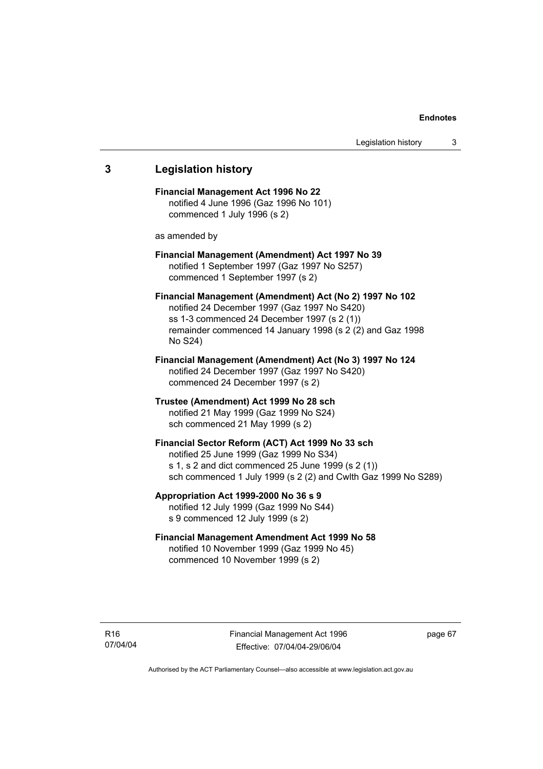## 3 Legislation history

**Financial Management Act 1996 No 22**
notified 4 June 1996 (Gaz 1996 No 101)
commenced 1 July 1996 (s 2)

as amended by

**Financial Management (Amendment) Act 1997 No 39**
notified 1 September 1997 (Gaz 1997 No S257)
commenced 1 September 1997 (s 2)

**Financial Management (Amendment) Act (No 2) 1997 No 102**
notified 24 December 1997 (Gaz 1997 No S420)
ss 1-3 commenced 24 December 1997 (s 2 (1))
remainder commenced 14 January 1998 (s 2 (2) and Gaz 1998 No S24)

**Financial Management (Amendment) Act (No 3) 1997 No 124**
notified 24 December 1997 (Gaz 1997 No S420)
commenced 24 December 1997 (s 2)

**Trustee (Amendment) Act 1999 No 28 sch**
notified 21 May 1999 (Gaz 1999 No S24)
sch commenced 21 May 1999 (s 2)

**Financial Sector Reform (ACT) Act 1999 No 33 sch**
notified 25 June 1999 (Gaz 1999 No S34)
s 1, s 2 and dict commenced 25 June 1999 (s 2 (1))
sch commenced 1 July 1999 (s 2 (2) and Cwlth Gaz 1999 No S289)

**Appropriation Act 1999-2000 No 36 s 9**
notified 12 July 1999 (Gaz 1999 No S44)
s 9 commenced 12 July 1999 (s 2)

**Financial Management Amendment Act 1999 No 58**
notified 10 November 1999 (Gaz 1999 No 45)
commenced 10 November 1999 (s 2)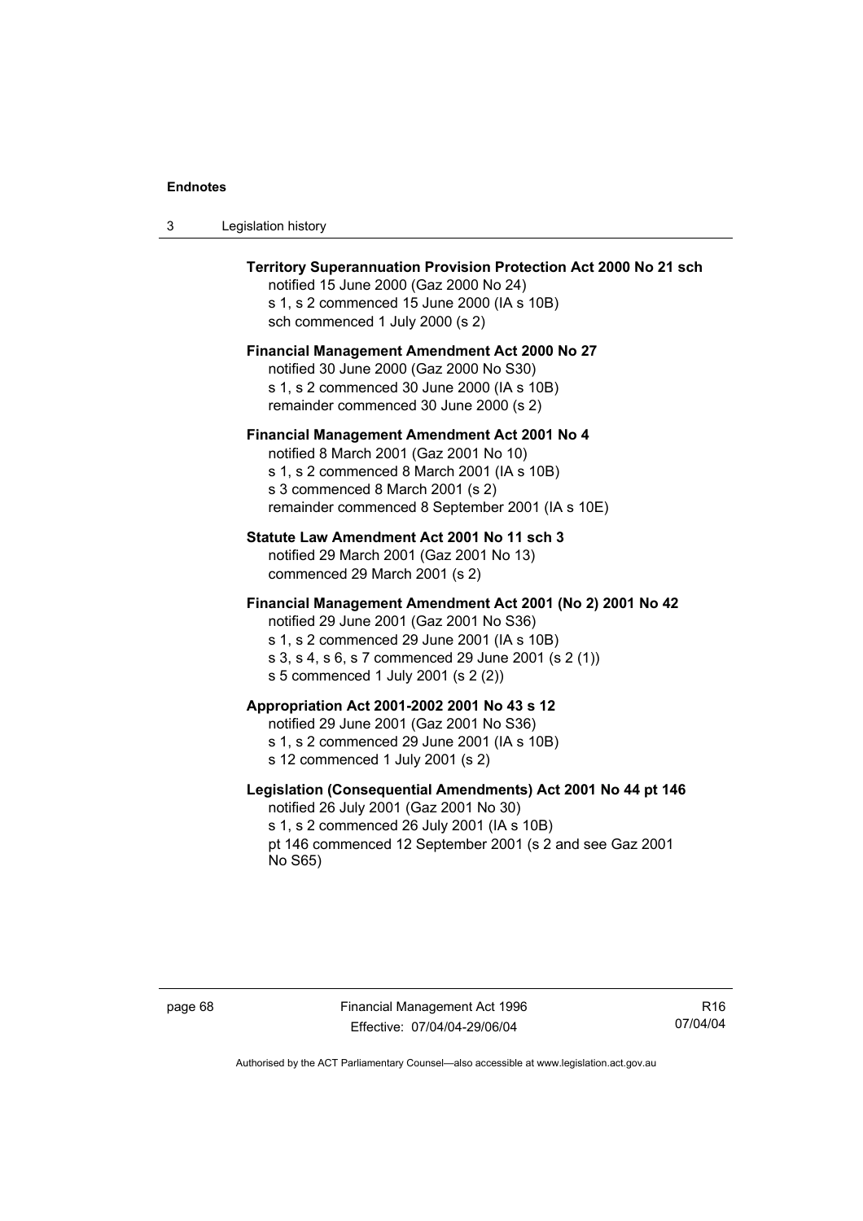**Territory Superannuation Provision Protection Act 2000 No 21 sch**

notified 15 June 2000 (Gaz 2000 No 24)
s 1, s 2 commenced 15 June 2000 (IA s 10B)
sch commenced 1 July 2000 (s 2)

**Financial Management Amendment Act 2000 No 27**

notified 30 June 2000 (Gaz 2000 No S30)
s 1, s 2 commenced 30 June 2000 (IA s 10B)
remainder commenced 30 June 2000 (s 2)

**Financial Management Amendment Act 2001 No 4**

notified 8 March 2001 (Gaz 2001 No 10)
s 1, s 2 commenced 8 March 2001 (IA s 10B)
s 3 commenced 8 March 2001 (s 2)
remainder commenced 8 September 2001 (IA s 10E)

**Statute Law Amendment Act 2001 No 11 sch 3**

notified 29 March 2001 (Gaz 2001 No 13)
commenced 29 March 2001 (s 2)

**Financial Management Amendment Act 2001 (No 2) 2001 No 42**

notified 29 June 2001 (Gaz 2001 No S36)
s 1, s 2 commenced 29 June 2001 (IA s 10B)
s 3, s 4, s 6, s 7 commenced 29 June 2001 (s 2 (1))
s 5 commenced 1 July 2001 (s 2 (2))

**Appropriation Act 2001-2002 2001 No 43 s 12**

notified 29 June 2001 (Gaz 2001 No S36)
s 1, s 2 commenced 29 June 2001 (IA s 10B)
s 12 commenced 1 July 2001 (s 2)

**Legislation (Consequential Amendments) Act 2001 No 44 pt 146**

notified 26 July 2001 (Gaz 2001 No 30)
s 1, s 2 commenced 26 July 2001 (IA s 10B)
pt 146 commenced 12 September 2001 (s 2 and see Gaz 2001 No S65)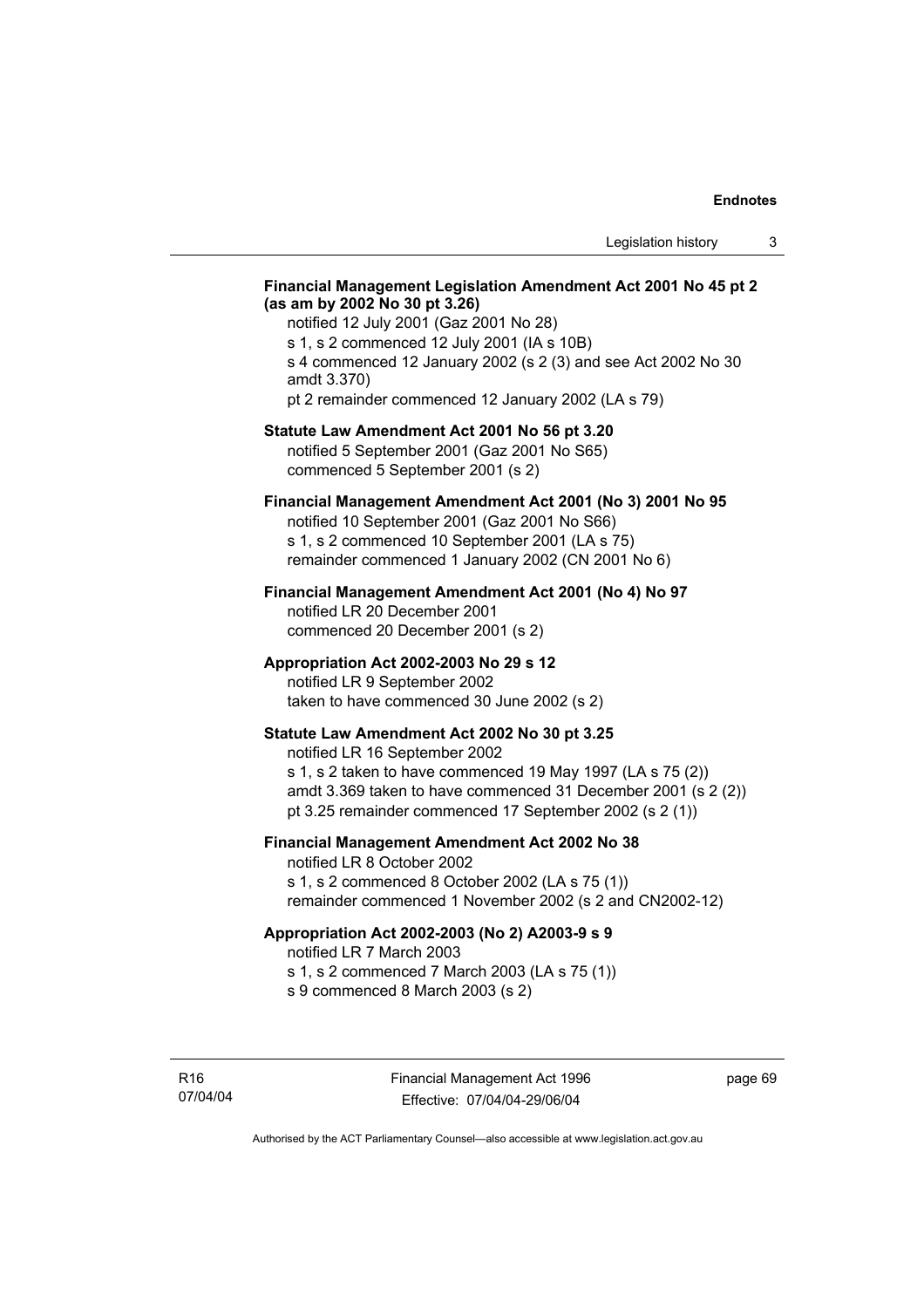**Financial Management Legislation Amendment Act 2001 No 45 pt 2 (as am by 2002 No 30 pt 3.26)**

notified 12 July 2001 (Gaz 2001 No 28)
s 1, s 2 commenced 12 July 2001 (IA s 10B)
s 4 commenced 12 January 2002 (s 2 (3) and see Act 2002 No 30 amdt 3.370)
pt 2 remainder commenced 12 January 2002 (LA s 79)

**Statute Law Amendment Act 2001 No 56 pt 3.20**

notified 5 September 2001 (Gaz 2001 No S65)
commenced 5 September 2001 (s 2)

**Financial Management Amendment Act 2001 (No 3) 2001 No 95**

notified 10 September 2001 (Gaz 2001 No S66)
s 1, s 2 commenced 10 September 2001 (LA s 75)
remainder commenced 1 January 2002 (CN 2001 No 6)

**Financial Management Amendment Act 2001 (No 4) No 97**

notified LR 20 December 2001
commenced 20 December 2001 (s 2)

**Appropriation Act 2002-2003 No 29 s 12**

notified LR 9 September 2002
taken to have commenced 30 June 2002 (s 2)

**Statute Law Amendment Act 2002 No 30 pt 3.25**

notified LR 16 September 2002
s 1, s 2 taken to have commenced 19 May 1997 (LA s 75 (2))
amdt 3.369 taken to have commenced 31 December 2001 (s 2 (2))
pt 3.25 remainder commenced 17 September 2002 (s 2 (1))

**Financial Management Amendment Act 2002 No 38**

notified LR 8 October 2002
s 1, s 2 commenced 8 October 2002 (LA s 75 (1))
remainder commenced 1 November 2002 (s 2 and CN2002-12)

**Appropriation Act 2002-2003 (No 2) A2003-9 s 9**

notified LR 7 March 2003
s 1, s 2 commenced 7 March 2003 (LA s 75 (1))
s 9 commenced 8 March 2003 (s 2)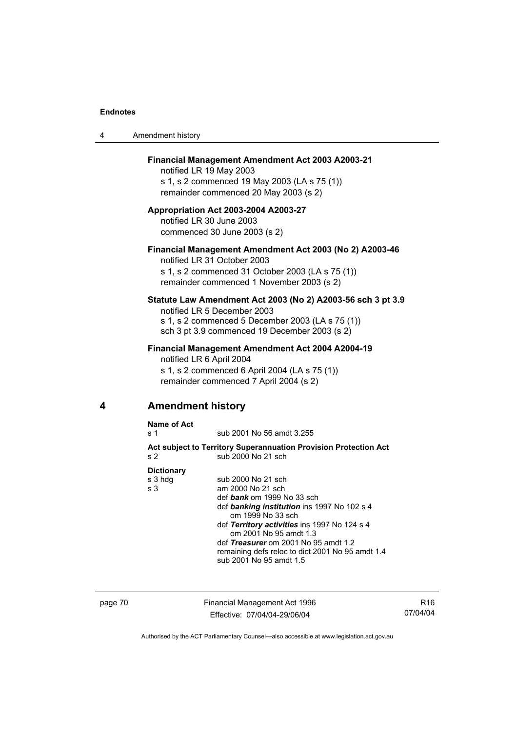**Financial Management Amendment Act 2003 A2003-21**

notified LR 19 May 2003

s 1, s 2 commenced 19 May 2003 (LA s 75 (1))

remainder commenced 20 May 2003 (s 2)

**Appropriation Act 2003-2004 A2003-27**

notified LR 30 June 2003

commenced 30 June 2003 (s 2)

**Financial Management Amendment Act 2003 (No 2) A2003-46**

notified LR 31 October 2003

s 1, s 2 commenced 31 October 2003 (LA s 75 (1))

remainder commenced 1 November 2003 (s 2)

**Statute Law Amendment Act 2003 (No 2) A2003-56 sch 3 pt 3.9**

notified LR 5 December 2003

s 1, s 2 commenced 5 December 2003 (LA s 75 (1))

sch 3 pt 3.9 commenced 19 December 2003 (s 2)

**Financial Management Amendment Act 2004 A2004-19**

notified LR 6 April 2004

s 1, s 2 commenced 6 April 2004 (LA s 75 (1))

remainder commenced 7 April 2004 (s 2)

## 4 Amendment history

**Name of Act**

| | |
|---|---|
| s 1 | sub 2001 No 56 amdt 3.255 |

**Act subject to Territory Superannuation Provision Protection Act**

| | |
|---|---|
| s 2 | sub 2000 No 21 sch |

**Dictionary**

| | |
|---|---|
| s 3 hdg | sub 2000 No 21 sch |
| s 3 | am 2000 No 21 sch<br>def ***bank*** om 1999 No 33 sch<br>def ***banking institution*** ins 1997 No 102 s 4<br>om 1999 No 33 sch<br>def ***Territory activities*** ins 1997 No 124 s 4<br>om 2001 No 95 amdt 1.3<br>def ***Treasurer*** om 2001 No 95 amdt 1.2<br>remaining defs reloc to dict 2001 No 95 amdt 1.4<br>sub 2001 No 95 amdt 1.5 |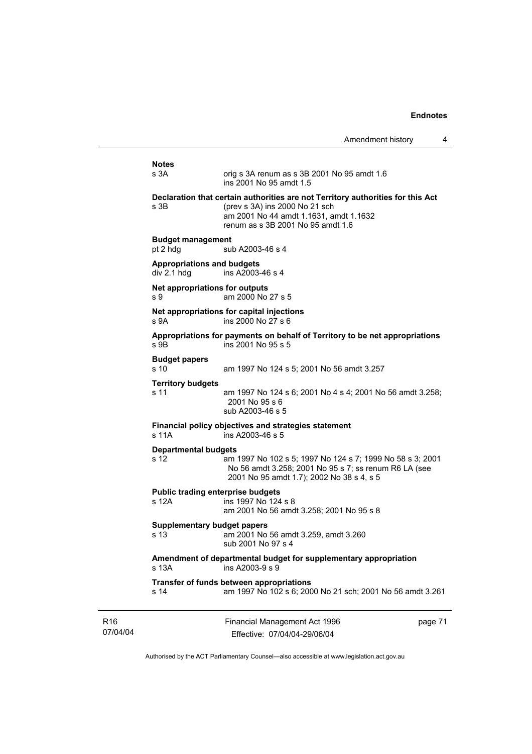**Notes**

s 3A — orig s 3A renum as s 3B 2001 No 95 amdt 1.6
ins 2001 No 95 amdt 1.5

**Declaration that certain authorities are not Territory authorities for this Act**

s 3B — (prev s 3A) ins 2000 No 21 sch
am 2001 No 44 amdt 1.1631, amdt 1.1632
renum as s 3B 2001 No 95 amdt 1.6

**Budget management**

pt 2 hdg — sub A2003-46 s 4

**Appropriations and budgets**

div 2.1 hdg — ins A2003-46 s 4

**Net appropriations for outputs**

s 9 — am 2000 No 27 s 5

**Net appropriations for capital injections**

s 9A — ins 2000 No 27 s 6

**Appropriations for payments on behalf of Territory to be net appropriations**

s 9B — ins 2001 No 95 s 5

**Budget papers**

s 10 — am 1997 No 124 s 5; 2001 No 56 amdt 3.257

**Territory budgets**

s 11 — am 1997 No 124 s 6; 2001 No 4 s 4; 2001 No 56 amdt 3.258; 2001 No 95 s 6
sub A2003-46 s 5

**Financial policy objectives and strategies statement**

s 11A — ins A2003-46 s 5

**Departmental budgets**

s 12 — am 1997 No 102 s 5; 1997 No 124 s 7; 1999 No 58 s 3; 2001 No 56 amdt 3.258; 2001 No 95 s 7; ss renum R6 LA (see 2001 No 95 amdt 1.7); 2002 No 38 s 4, s 5

**Public trading enterprise budgets**

s 12A — ins 1997 No 124 s 8
am 2001 No 56 amdt 3.258; 2001 No 95 s 8

**Supplementary budget papers**

s 13 — am 2001 No 56 amdt 3.259, amdt 3.260
sub 2001 No 97 s 4

**Amendment of departmental budget for supplementary appropriation**

s 13A — ins A2003-9 s 9

**Transfer of funds between appropriations**

s 14 — am 1997 No 102 s 6; 2000 No 21 sch; 2001 No 56 amdt 3.261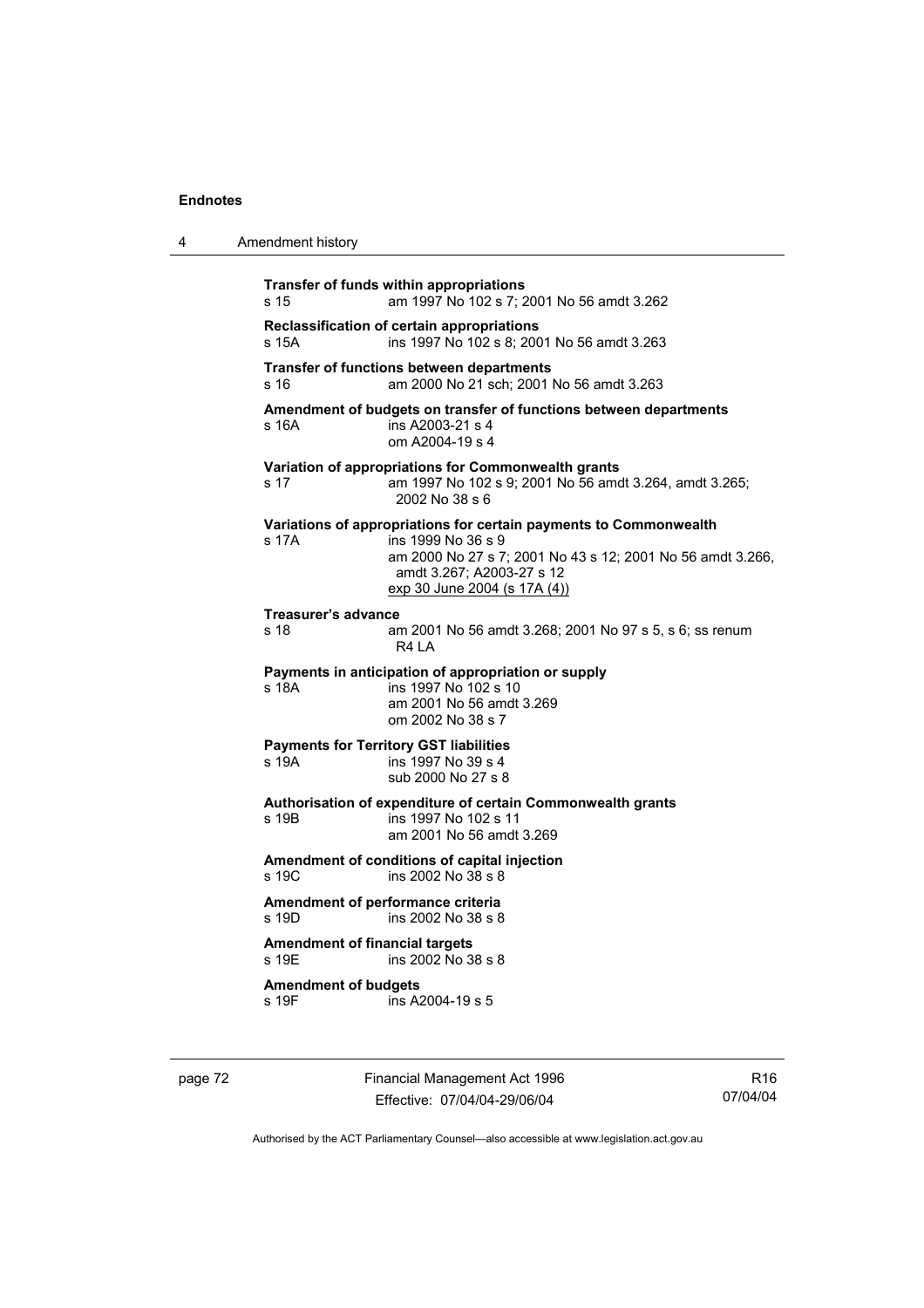**Transfer of funds within appropriations**
s 15 am 1997 No 102 s 7; 2001 No 56 amdt 3.262

**Reclassification of certain appropriations**
s 15A ins 1997 No 102 s 8; 2001 No 56 amdt 3.263

**Transfer of functions between departments**
s 16 am 2000 No 21 sch; 2001 No 56 amdt 3.263

**Amendment of budgets on transfer of functions between departments**
s 16A ins A2003-21 s 4
om A2004-19 s 4

**Variation of appropriations for Commonwealth grants**
s 17 am 1997 No 102 s 9; 2001 No 56 amdt 3.264, amdt 3.265; 2002 No 38 s 6

**Variations of appropriations for certain payments to Commonwealth**
s 17A ins 1999 No 36 s 9
am 2000 No 27 s 7; 2001 No 43 s 12; 2001 No 56 amdt 3.266, amdt 3.267; A2003-27 s 12
exp 30 June 2004 (s 17A (4))

**Treasurer's advance**
s 18 am 2001 No 56 amdt 3.268; 2001 No 97 s 5, s 6; ss renum R4 LA

**Payments in anticipation of appropriation or supply**
s 18A ins 1997 No 102 s 10
am 2001 No 56 amdt 3.269
om 2002 No 38 s 7

**Payments for Territory GST liabilities**
s 19A ins 1997 No 39 s 4
sub 2000 No 27 s 8

**Authorisation of expenditure of certain Commonwealth grants**
s 19B ins 1997 No 102 s 11
am 2001 No 56 amdt 3.269

**Amendment of conditions of capital injection**
s 19C ins 2002 No 38 s 8

**Amendment of performance criteria**
s 19D ins 2002 No 38 s 8

**Amendment of financial targets**
s 19E ins 2002 No 38 s 8

**Amendment of budgets**
s 19F ins A2004-19 s 5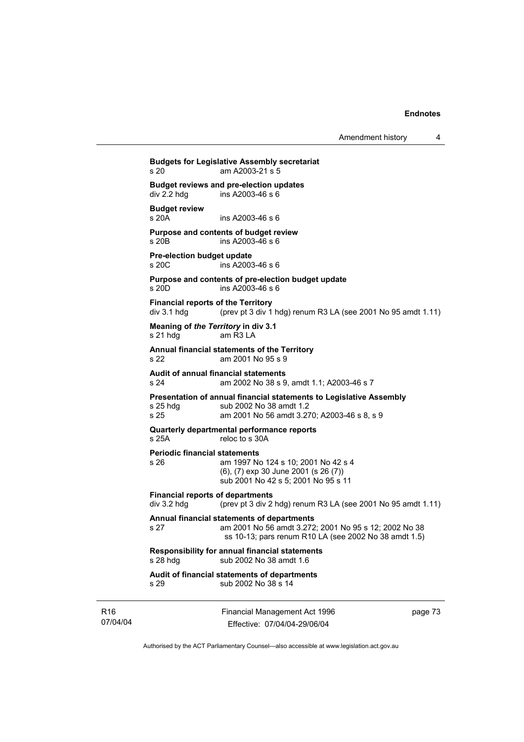**Budgets for Legislative Assembly secretariat**
s 20 am A2003-21 s 5

**Budget reviews and pre-election updates**
div 2.2 hdg ins A2003-46 s 6

**Budget review**
s 20A ins A2003-46 s 6

**Purpose and contents of budget review**
s 20B ins A2003-46 s 6

**Pre-election budget update**
s 20C ins A2003-46 s 6

**Purpose and contents of pre-election budget update**
s 20D ins A2003-46 s 6

**Financial reports of the Territory**
div 3.1 hdg (prev pt 3 div 1 hdg) renum R3 LA (see 2001 No 95 amdt 1.11)

**Meaning of *the Territory* in div 3.1**
s 21 hdg am R3 LA

**Annual financial statements of the Territory**
s 22 am 2001 No 95 s 9

**Audit of annual financial statements**
s 24 am 2002 No 38 s 9, amdt 1.1; A2003-46 s 7

**Presentation of annual financial statements to Legislative Assembly**
s 25 hdg sub 2002 No 38 amdt 1.2
s 25 am 2001 No 56 amdt 3.270; A2003-46 s 8, s 9

**Quarterly departmental performance reports**
s 25A reloc to s 30A

**Periodic financial statements**
s 26 am 1997 No 124 s 10; 2001 No 42 s 4
(6), (7) exp 30 June 2001 (s 26 (7))
sub 2001 No 42 s 5; 2001 No 95 s 11

**Financial reports of departments**
div 3.2 hdg (prev pt 3 div 2 hdg) renum R3 LA (see 2001 No 95 amdt 1.11)

**Annual financial statements of departments**
s 27 am 2001 No 56 amdt 3.272; 2001 No 95 s 12; 2002 No 38 ss 10-13; pars renum R10 LA (see 2002 No 38 amdt 1.5)

**Responsibility for annual financial statements**
s 28 hdg sub 2002 No 38 amdt 1.6

**Audit of financial statements of departments**
s 29 sub 2002 No 38 s 14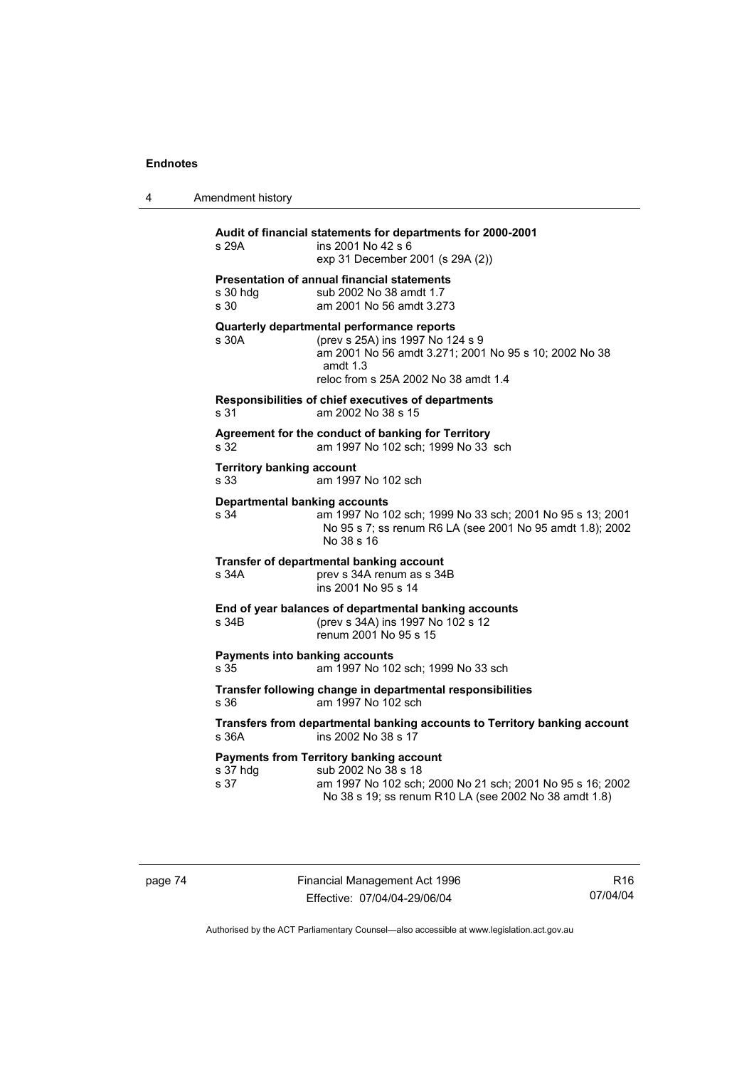**Audit of financial statements for departments for 2000-2001**

s 29A ins 2001 No 42 s 6
exp 31 December 2001 (s 29A (2))

**Presentation of annual financial statements**

s 30 hdg sub 2002 No 38 amdt 1.7
s 30 am 2001 No 56 amdt 3.273

**Quarterly departmental performance reports**

s 30A (prev s 25A) ins 1997 No 124 s 9
am 2001 No 56 amdt 3.271; 2001 No 95 s 10; 2002 No 38 amdt 1.3
reloc from s 25A 2002 No 38 amdt 1.4

**Responsibilities of chief executives of departments**

s 31 am 2002 No 38 s 15

**Agreement for the conduct of banking for Territory**

s 32 am 1997 No 102 sch; 1999 No 33 sch

**Territory banking account**

s 33 am 1997 No 102 sch

**Departmental banking accounts**

s 34 am 1997 No 102 sch; 1999 No 33 sch; 2001 No 95 s 13; 2001 No 95 s 7; ss renum R6 LA (see 2001 No 95 amdt 1.8); 2002 No 38 s 16

**Transfer of departmental banking account**

s 34A prev s 34A renum as s 34B
ins 2001 No 95 s 14

**End of year balances of departmental banking accounts**

s 34B (prev s 34A) ins 1997 No 102 s 12
renum 2001 No 95 s 15

**Payments into banking accounts**

s 35 am 1997 No 102 sch; 1999 No 33 sch

**Transfer following change in departmental responsibilities**

s 36 am 1997 No 102 sch

**Transfers from departmental banking accounts to Territory banking account**

s 36A ins 2002 No 38 s 17

**Payments from Territory banking account**

s 37 hdg sub 2002 No 38 s 18
s 37 am 1997 No 102 sch; 2000 No 21 sch; 2001 No 95 s 16; 2002 No 38 s 19; ss renum R10 LA (see 2002 No 38 amdt 1.8)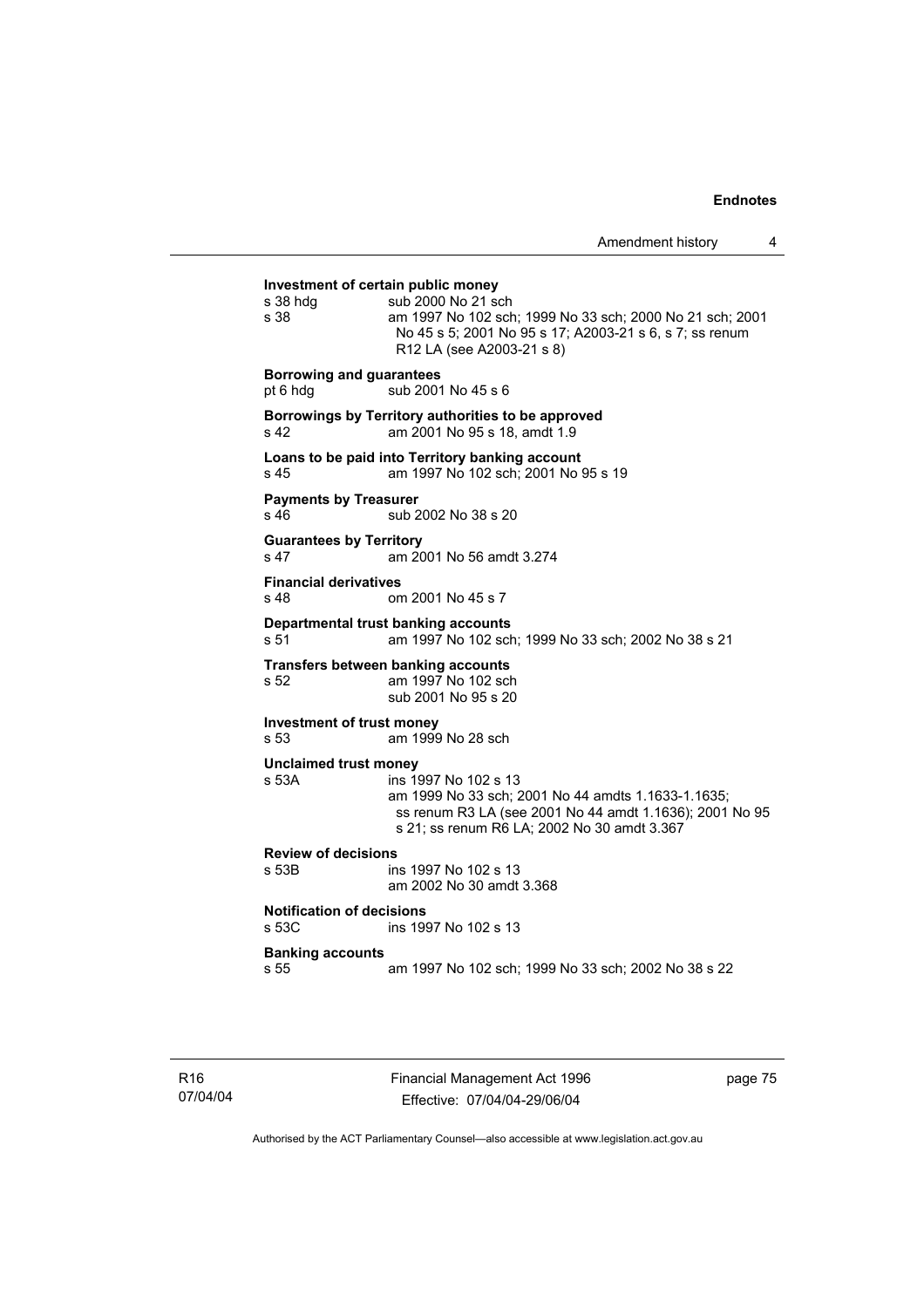**Investment of certain public money**

s 38 hdg sub 2000 No 21 sch

s 38 am 1997 No 102 sch; 1999 No 33 sch; 2000 No 21 sch; 2001 No 45 s 5; 2001 No 95 s 17; A2003-21 s 6, s 7; ss renum R12 LA (see A2003-21 s 8)

**Borrowing and guarantees**

pt 6 hdg sub 2001 No 45 s 6

**Borrowings by Territory authorities to be approved**

s 42 am 2001 No 95 s 18, amdt 1.9

**Loans to be paid into Territory banking account**

s 45 am 1997 No 102 sch; 2001 No 95 s 19

**Payments by Treasurer**

s 46 sub 2002 No 38 s 20

**Guarantees by Territory**

s 47 am 2001 No 56 amdt 3.274

**Financial derivatives**

s 48 om 2001 No 45 s 7

**Departmental trust banking accounts**

s 51 am 1997 No 102 sch; 1999 No 33 sch; 2002 No 38 s 21

**Transfers between banking accounts**

s 52 am 1997 No 102 sch
sub 2001 No 95 s 20

**Investment of trust money**

s 53 am 1999 No 28 sch

**Unclaimed trust money**

s 53A ins 1997 No 102 s 13
am 1999 No 33 sch; 2001 No 44 amdts 1.1633-1.1635; ss renum R3 LA (see 2001 No 44 amdt 1.1636); 2001 No 95 s 21; ss renum R6 LA; 2002 No 30 amdt 3.367

**Review of decisions**

s 53B ins 1997 No 102 s 13
am 2002 No 30 amdt 3.368

**Notification of decisions**

s 53C ins 1997 No 102 s 13

**Banking accounts**

s 55 am 1997 No 102 sch; 1999 No 33 sch; 2002 No 38 s 22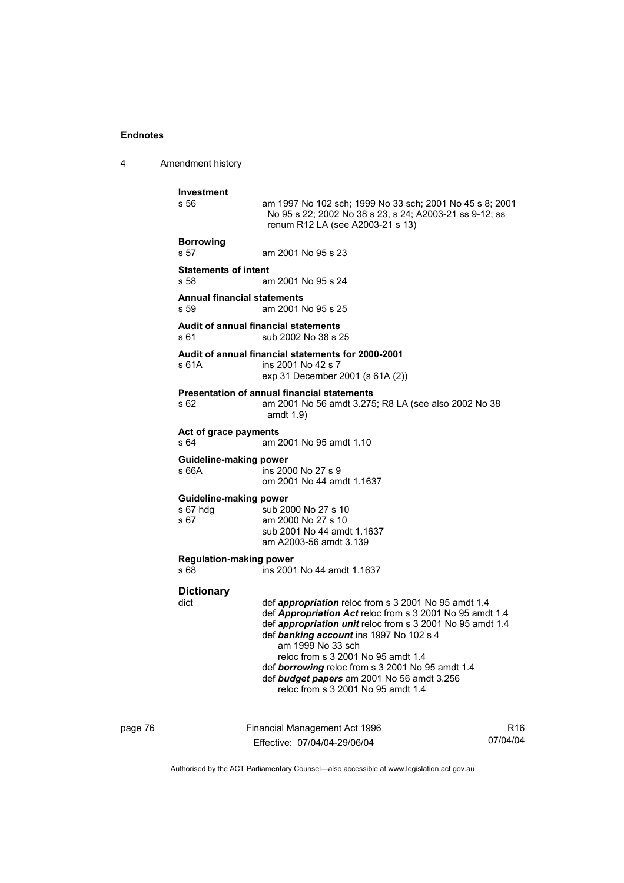**Investment**

s 56 am 1997 No 102 sch; 1999 No 33 sch; 2001 No 45 s 8; 2001 No 95 s 22; 2002 No 38 s 23, s 24; A2003-21 ss 9-12; ss renum R12 LA (see A2003-21 s 13)

**Borrowing**

s 57 am 2001 No 95 s 23

**Statements of intent**

s 58 am 2001 No 95 s 24

**Annual financial statements**

s 59 am 2001 No 95 s 25

**Audit of annual financial statements**

s 61 sub 2002 No 38 s 25

**Audit of annual financial statements for 2000-2001**

s 61A ins 2001 No 42 s 7
exp 31 December 2001 (s 61A (2))

**Presentation of annual financial statements**

s 62 am 2001 No 56 amdt 3.275; R8 LA (see also 2002 No 38 amdt 1.9)

**Act of grace payments**

s 64 am 2001 No 95 amdt 1.10

**Guideline-making power**

s 66A ins 2000 No 27 s 9
om 2001 No 44 amdt 1.1637

**Guideline-making power**

s 67 hdg sub 2000 No 27 s 10
s 67 am 2000 No 27 s 10
sub 2001 No 44 amdt 1.1637
am A2003-56 amdt 3.139

**Regulation-making power**

s 68 ins 2001 No 44 amdt 1.1637

**Dictionary**

dict def ***appropriation*** reloc from s 3 2001 No 95 amdt 1.4
def ***Appropriation Act*** reloc from s 3 2001 No 95 amdt 1.4
def ***appropriation unit*** reloc from s 3 2001 No 95 amdt 1.4
def ***banking account*** ins 1997 No 102 s 4
am 1999 No 33 sch
reloc from s 3 2001 No 95 amdt 1.4
def ***borrowing*** reloc from s 3 2001 No 95 amdt 1.4
def ***budget papers*** am 2001 No 56 amdt 3.256
reloc from s 3 2001 No 95 amdt 1.4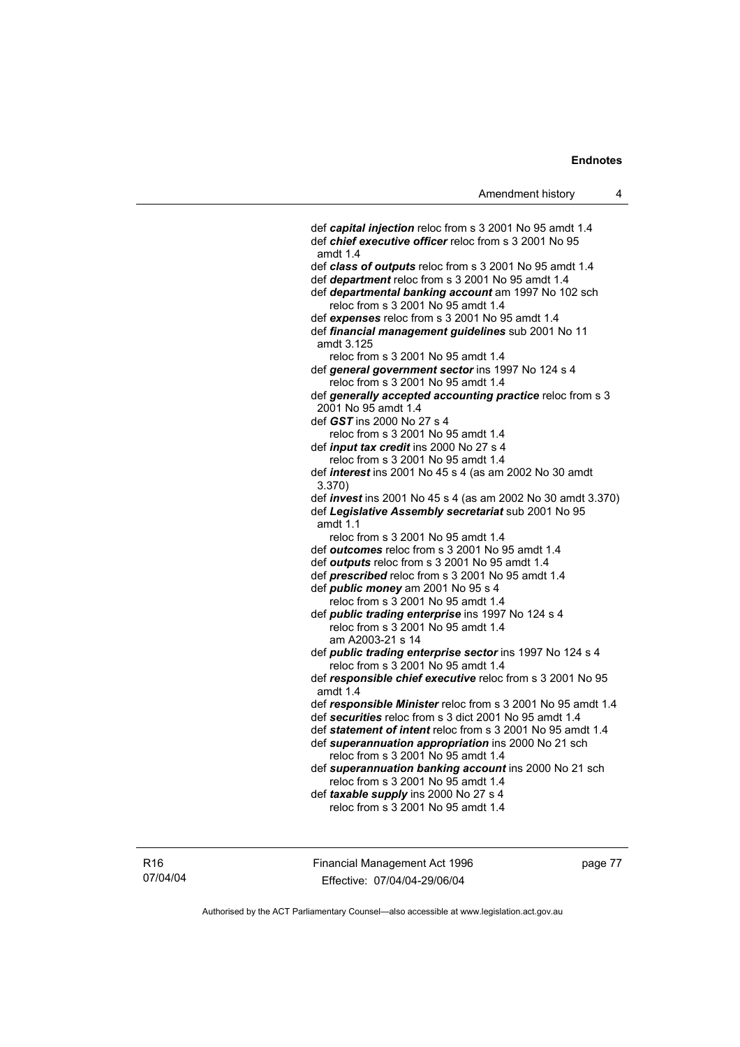def ***capital injection*** reloc from s 3 2001 No 95 amdt 1.4
def ***chief executive officer*** reloc from s 3 2001 No 95 amdt 1.4
def ***class of outputs*** reloc from s 3 2001 No 95 amdt 1.4
def ***department*** reloc from s 3 2001 No 95 amdt 1.4
def ***departmental banking account*** am 1997 No 102 sch
reloc from s 3 2001 No 95 amdt 1.4
def ***expenses*** reloc from s 3 2001 No 95 amdt 1.4
def ***financial management guidelines*** sub 2001 No 11 amdt 3.125
reloc from s 3 2001 No 95 amdt 1.4
def ***general government sector*** ins 1997 No 124 s 4
reloc from s 3 2001 No 95 amdt 1.4
def ***generally accepted accounting practice*** reloc from s 3 2001 No 95 amdt 1.4
def ***GST*** ins 2000 No 27 s 4
reloc from s 3 2001 No 95 amdt 1.4
def ***input tax credit*** ins 2000 No 27 s 4
reloc from s 3 2001 No 95 amdt 1.4
def ***interest*** ins 2001 No 45 s 4 (as am 2002 No 30 amdt 3.370)
def ***invest*** ins 2001 No 45 s 4 (as am 2002 No 30 amdt 3.370)
def ***Legislative Assembly secretariat*** sub 2001 No 95 amdt 1.1
reloc from s 3 2001 No 95 amdt 1.4
def ***outcomes*** reloc from s 3 2001 No 95 amdt 1.4
def ***outputs*** reloc from s 3 2001 No 95 amdt 1.4
def ***prescribed*** reloc from s 3 2001 No 95 amdt 1.4
def ***public money*** am 2001 No 95 s 4
reloc from s 3 2001 No 95 amdt 1.4
def ***public trading enterprise*** ins 1997 No 124 s 4
reloc from s 3 2001 No 95 amdt 1.4
am A2003-21 s 14
def ***public trading enterprise sector*** ins 1997 No 124 s 4
reloc from s 3 2001 No 95 amdt 1.4
def ***responsible chief executive*** reloc from s 3 2001 No 95 amdt 1.4
def ***responsible Minister*** reloc from s 3 2001 No 95 amdt 1.4
def ***securities*** reloc from s 3 dict 2001 No 95 amdt 1.4
def ***statement of intent*** reloc from s 3 2001 No 95 amdt 1.4
def ***superannuation appropriation*** ins 2000 No 21 sch
reloc from s 3 2001 No 95 amdt 1.4
def ***superannuation banking account*** ins 2000 No 21 sch
reloc from s 3 2001 No 95 amdt 1.4
def ***taxable supply*** ins 2000 No 27 s 4
reloc from s 3 2001 No 95 amdt 1.4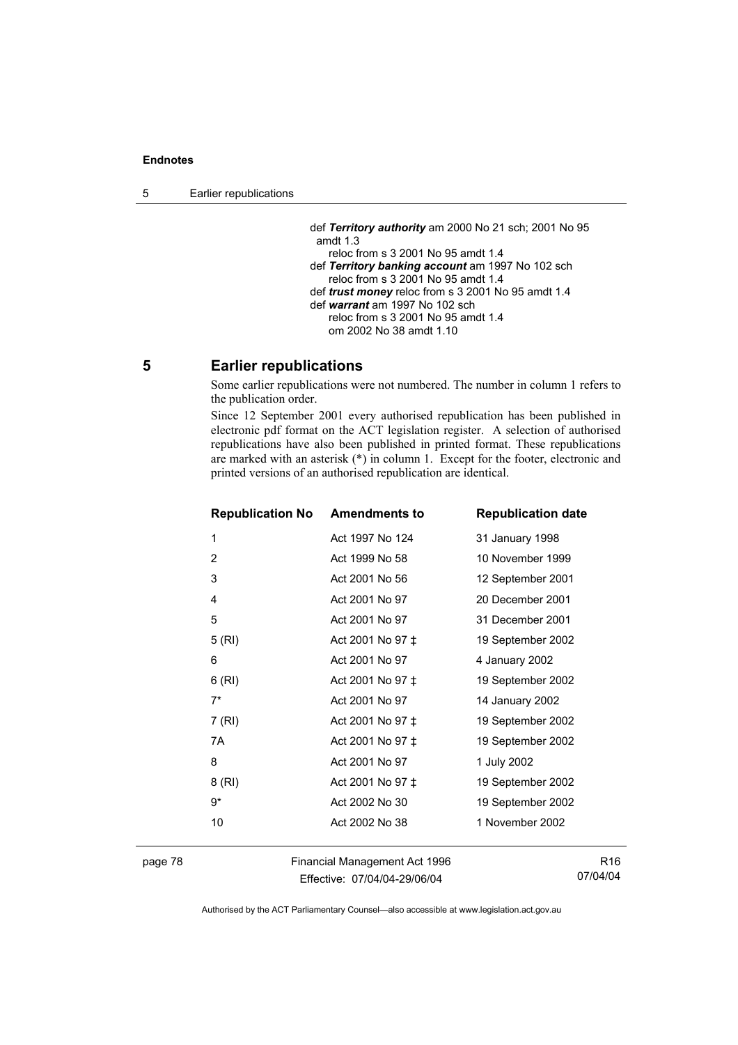def ***Territory authority*** am 2000 No 21 sch; 2001 No 95 amdt 1.3
reloc from s 3 2001 No 95 amdt 1.4
def ***Territory banking account*** am 1997 No 102 sch
reloc from s 3 2001 No 95 amdt 1.4
def ***trust money*** reloc from s 3 2001 No 95 amdt 1.4
def ***warrant*** am 1997 No 102 sch
reloc from s 3 2001 No 95 amdt 1.4
om 2002 No 38 amdt 1.10

## 5 Earlier republications

Some earlier republications were not numbered. The number in column 1 refers to the publication order.

Since 12 September 2001 every authorised republication has been published in electronic pdf format on the ACT legislation register. A selection of authorised republications have also been published in printed format. These republications are marked with an asterisk (*) in column 1. Except for the footer, electronic and printed versions of an authorised republication are identical.

| Republication No | Amendments to | Republication date |
|---|---|---|
| 1 | Act 1997 No 124 | 31 January 1998 |
| 2 | Act 1999 No 58 | 10 November 1999 |
| 3 | Act 2001 No 56 | 12 September 2001 |
| 4 | Act 2001 No 97 | 20 December 2001 |
| 5 | Act 2001 No 97 | 31 December 2001 |
| 5 (RI) | Act 2001 No 97 ‡ | 19 September 2002 |
| 6 | Act 2001 No 97 | 4 January 2002 |
| 6 (RI) | Act 2001 No 97 ‡ | 19 September 2002 |
| 7* | Act 2001 No 97 | 14 January 2002 |
| 7 (RI) | Act 2001 No 97 ‡ | 19 September 2002 |
| 7A | Act 2001 No 97 ‡ | 19 September 2002 |
| 8 | Act 2001 No 97 | 1 July 2002 |
| 8 (RI) | Act 2001 No 97 ‡ | 19 September 2002 |
| 9* | Act 2002 No 30 | 19 September 2002 |
| 10 | Act 2002 No 38 | 1 November 2002 |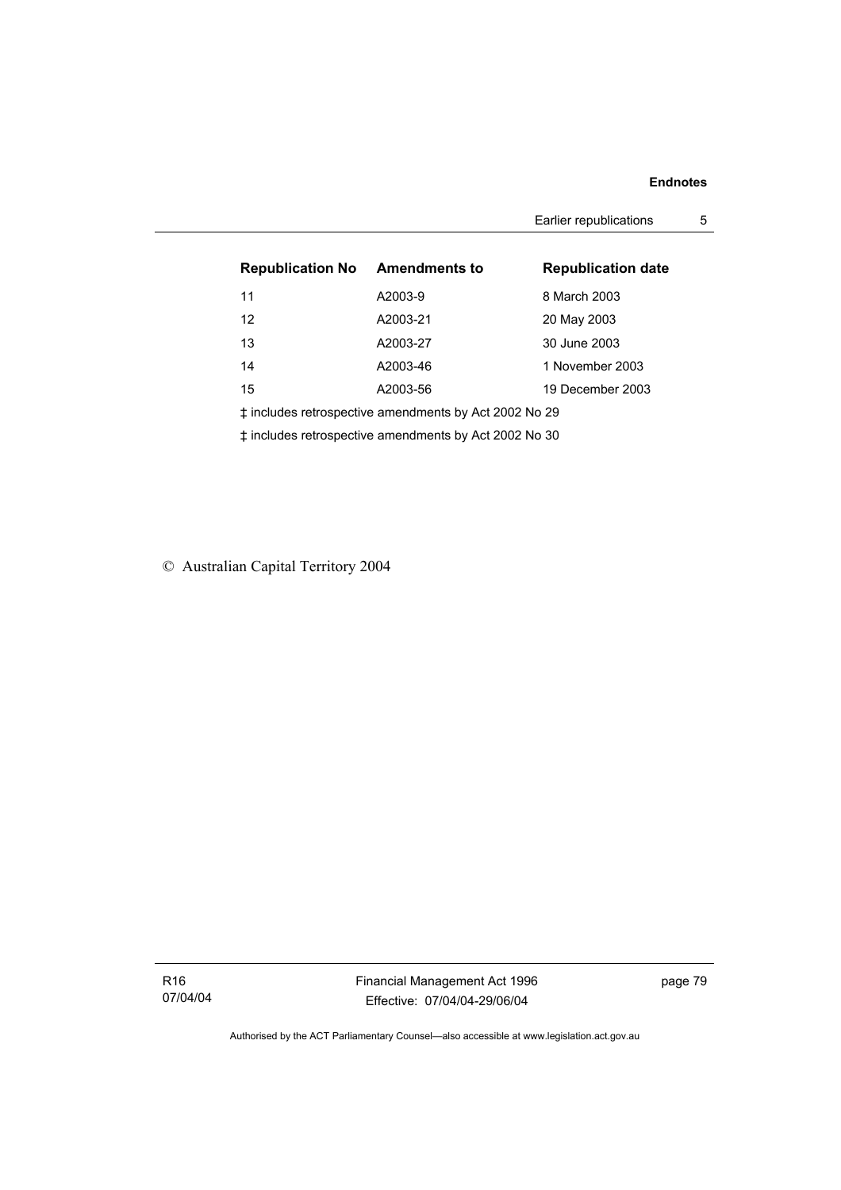| Republication No | Amendments to | Republication date |
|---|---|---|
| 11 | A2003-9 | 8 March 2003 |
| 12 | A2003-21 | 20 May 2003 |
| 13 | A2003-27 | 30 June 2003 |
| 14 | A2003-46 | 1 November 2003 |
| 15 | A2003-56 | 19 December 2003 |

‡ includes retrospective amendments by Act 2002 No 29

‡ includes retrospective amendments by Act 2002 No 30

© Australian Capital Territory 2004